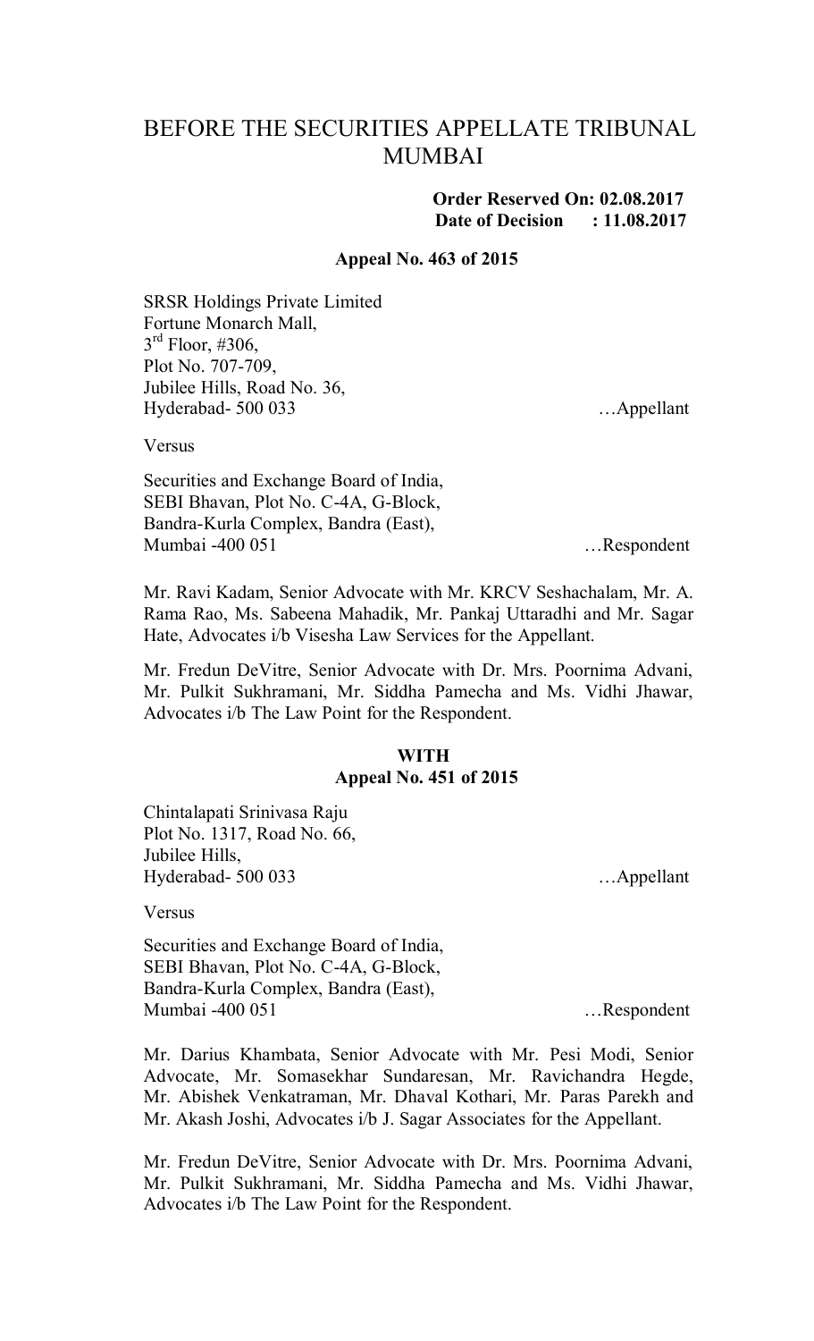# BEFORE THE SECURITIES APPELLATE TRIBUNAL MUMBAI

**Order Reserved On: 02.08.2017**
**Date of Decision : 11.08.2017**

**Appeal No. 463 of 2015**

SRSR Holdings Private Limited
Fortune Monarch Mall,
3rd Floor, #306,
Plot No. 707-709,
Jubilee Hills, Road No. 36,
Hyderabad- 500 033 …Appellant

Versus

Securities and Exchange Board of India,
SEBI Bhavan, Plot No. C-4A, G-Block,
Bandra-Kurla Complex, Bandra (East),
Mumbai -400 051 …Respondent

Mr. Ravi Kadam, Senior Advocate with Mr. KRCV Seshachalam, Mr. A. Rama Rao, Ms. Sabeena Mahadik, Mr. Pankaj Uttaradhi and Mr. Sagar Hate, Advocates i/b Visesha Law Services for the Appellant.

Mr. Fredun DeVitre, Senior Advocate with Dr. Mrs. Poornima Advani, Mr. Pulkit Sukhramani, Mr. Siddha Pamecha and Ms. Vidhi Jhawar, Advocates i/b The Law Point for the Respondent.

**WITH**
**Appeal No. 451 of 2015**

Chintalapati Srinivasa Raju
Plot No. 1317, Road No. 66,
Jubilee Hills,
Hyderabad- 500 033 …Appellant

Versus

Securities and Exchange Board of India,
SEBI Bhavan, Plot No. C-4A, G-Block,
Bandra-Kurla Complex, Bandra (East),
Mumbai -400 051 …Respondent

Mr. Darius Khambata, Senior Advocate with Mr. Pesi Modi, Senior Advocate, Mr. Somasekhar Sundaresan, Mr. Ravichandra Hegde, Mr. Abishek Venkatraman, Mr. Dhaval Kothari, Mr. Paras Parekh and Mr. Akash Joshi, Advocates i/b J. Sagar Associates for the Appellant.

Mr. Fredun DeVitre, Senior Advocate with Dr. Mrs. Poornima Advani, Mr. Pulkit Sukhramani, Mr. Siddha Pamecha and Ms. Vidhi Jhawar, Advocates i/b The Law Point for the Respondent.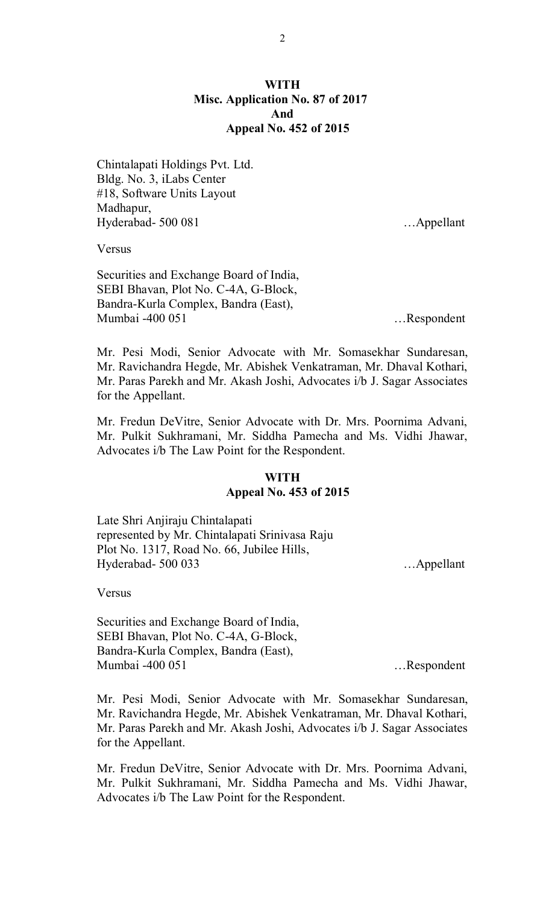**WITH**
**Misc. Application No. 87 of 2017**
**And**
**Appeal No. 452 of 2015**

Chintalapati Holdings Pvt. Ltd.
Bldg. No. 3, iLabs Center
#18, Software Units Layout
Madhapur,
Hyderabad- 500 081 …Appellant

Versus

Securities and Exchange Board of India,
SEBI Bhavan, Plot No. C-4A, G-Block,
Bandra-Kurla Complex, Bandra (East),
Mumbai -400 051 …Respondent

Mr. Pesi Modi, Senior Advocate with Mr. Somasekhar Sundaresan, Mr. Ravichandra Hegde, Mr. Abishek Venkatraman, Mr. Dhaval Kothari, Mr. Paras Parekh and Mr. Akash Joshi, Advocates i/b J. Sagar Associates for the Appellant.

Mr. Fredun DeVitre, Senior Advocate with Dr. Mrs. Poornima Advani, Mr. Pulkit Sukhramani, Mr. Siddha Pamecha and Ms. Vidhi Jhawar, Advocates i/b The Law Point for the Respondent.

**WITH**
**Appeal No. 453 of 2015**

Late Shri Anjiraju Chintalapati
represented by Mr. Chintalapati Srinivasa Raju
Plot No. 1317, Road No. 66, Jubilee Hills,
Hyderabad- 500 033 …Appellant

Versus

Securities and Exchange Board of India,
SEBI Bhavan, Plot No. C-4A, G-Block,
Bandra-Kurla Complex, Bandra (East),
Mumbai -400 051 …Respondent

Mr. Pesi Modi, Senior Advocate with Mr. Somasekhar Sundaresan, Mr. Ravichandra Hegde, Mr. Abishek Venkatraman, Mr. Dhaval Kothari, Mr. Paras Parekh and Mr. Akash Joshi, Advocates i/b J. Sagar Associates for the Appellant.

Mr. Fredun DeVitre, Senior Advocate with Dr. Mrs. Poornima Advani, Mr. Pulkit Sukhramani, Mr. Siddha Pamecha and Ms. Vidhi Jhawar, Advocates i/b The Law Point for the Respondent.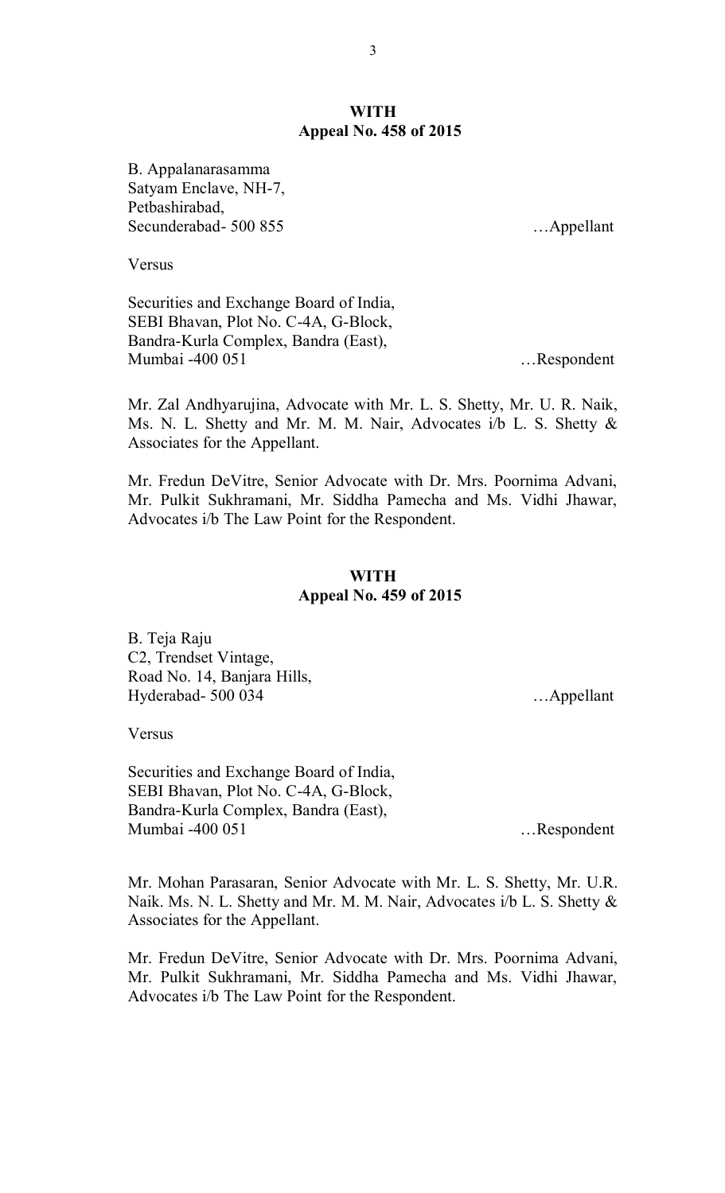**WITH**
**Appeal No. 458 of 2015**

B. Appalanarasamma
Satyam Enclave, NH-7,
Petbashirabad,
Secunderabad- 500 855 …Appellant

Versus

Securities and Exchange Board of India,
SEBI Bhavan, Plot No. C-4A, G-Block,
Bandra-Kurla Complex, Bandra (East),
Mumbai -400 051 …Respondent

Mr. Zal Andhyarujina, Advocate with Mr. L. S. Shetty, Mr. U. R. Naik, Ms. N. L. Shetty and Mr. M. M. Nair, Advocates i/b L. S. Shetty & Associates for the Appellant.

Mr. Fredun DeVitre, Senior Advocate with Dr. Mrs. Poornima Advani, Mr. Pulkit Sukhramani, Mr. Siddha Pamecha and Ms. Vidhi Jhawar, Advocates i/b The Law Point for the Respondent.

**WITH**
**Appeal No. 459 of 2015**

B. Teja Raju
C2, Trendset Vintage,
Road No. 14, Banjara Hills,
Hyderabad- 500 034 …Appellant

Versus

Securities and Exchange Board of India,
SEBI Bhavan, Plot No. C-4A, G-Block,
Bandra-Kurla Complex, Bandra (East),
Mumbai -400 051 …Respondent

Mr. Mohan Parasaran, Senior Advocate with Mr. L. S. Shetty, Mr. U.R. Naik. Ms. N. L. Shetty and Mr. M. M. Nair, Advocates i/b L. S. Shetty & Associates for the Appellant.

Mr. Fredun DeVitre, Senior Advocate with Dr. Mrs. Poornima Advani, Mr. Pulkit Sukhramani, Mr. Siddha Pamecha and Ms. Vidhi Jhawar, Advocates i/b The Law Point for the Respondent.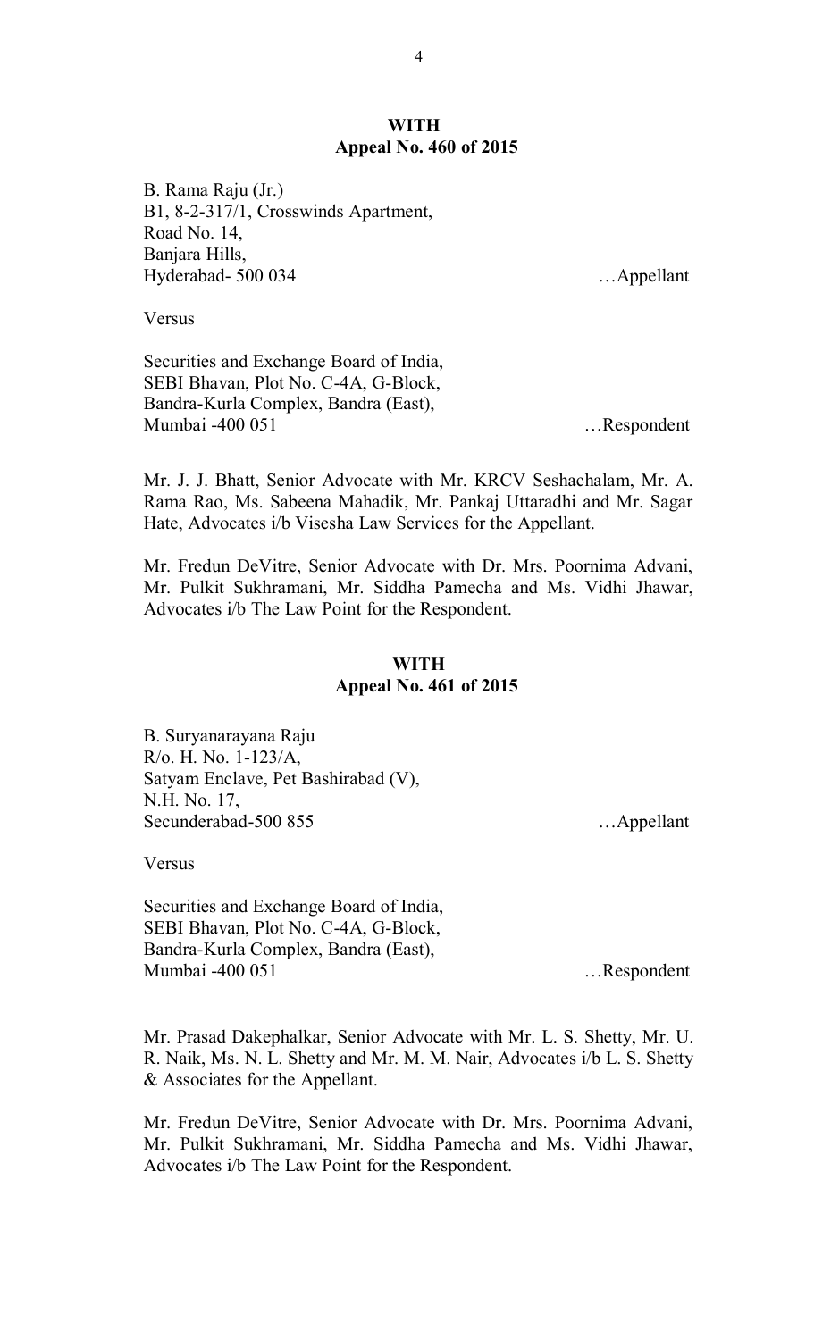**WITH**
**Appeal No. 460 of 2015**

B. Rama Raju (Jr.)
B1, 8-2-317/1, Crosswinds Apartment,
Road No. 14,
Banjara Hills,
Hyderabad- 500 034 …Appellant

Versus

Securities and Exchange Board of India,
SEBI Bhavan, Plot No. C-4A, G-Block,
Bandra-Kurla Complex, Bandra (East),
Mumbai -400 051 …Respondent

Mr. J. J. Bhatt, Senior Advocate with Mr. KRCV Seshachalam, Mr. A. Rama Rao, Ms. Sabeena Mahadik, Mr. Pankaj Uttaradhi and Mr. Sagar Hate, Advocates i/b Visesha Law Services for the Appellant.

Mr. Fredun DeVitre, Senior Advocate with Dr. Mrs. Poornima Advani, Mr. Pulkit Sukhramani, Mr. Siddha Pamecha and Ms. Vidhi Jhawar, Advocates i/b The Law Point for the Respondent.

**WITH**
**Appeal No. 461 of 2015**

B. Suryanarayana Raju
R/o. H. No. 1-123/A,
Satyam Enclave, Pet Bashirabad (V),
N.H. No. 17,
Secunderabad-500 855 …Appellant

Versus

Securities and Exchange Board of India,
SEBI Bhavan, Plot No. C-4A, G-Block,
Bandra-Kurla Complex, Bandra (East),
Mumbai -400 051 …Respondent

Mr. Prasad Dakephalkar, Senior Advocate with Mr. L. S. Shetty, Mr. U. R. Naik, Ms. N. L. Shetty and Mr. M. M. Nair, Advocates i/b L. S. Shetty & Associates for the Appellant.

Mr. Fredun DeVitre, Senior Advocate with Dr. Mrs. Poornima Advani, Mr. Pulkit Sukhramani, Mr. Siddha Pamecha and Ms. Vidhi Jhawar, Advocates i/b The Law Point for the Respondent.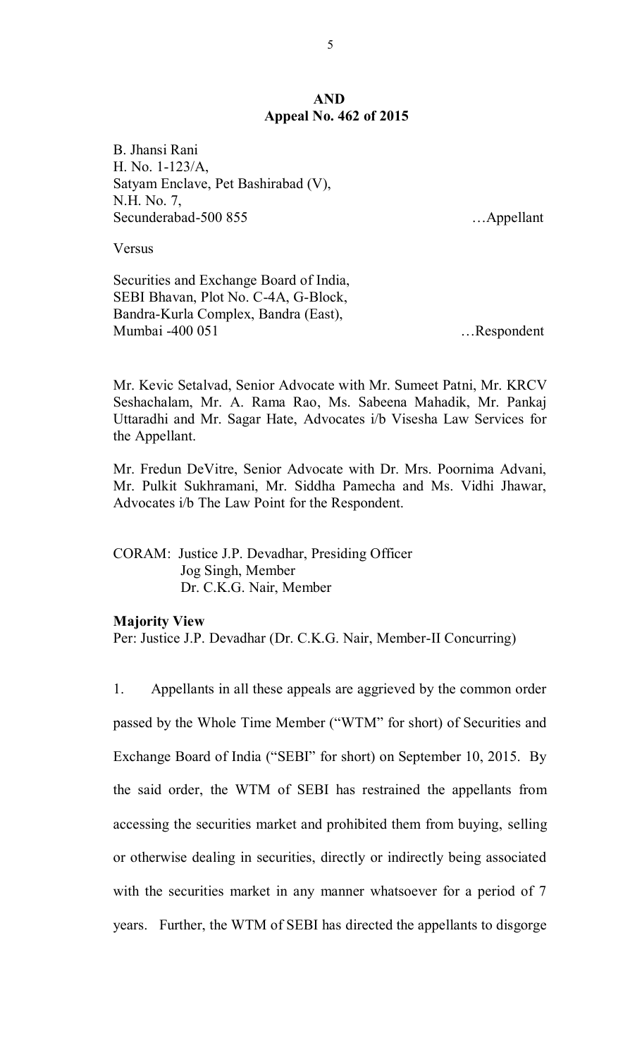**AND**
**Appeal No. 462 of 2015**

B. Jhansi Rani
H. No. 1-123/A,
Satyam Enclave, Pet Bashirabad (V),
N.H. No. 7,
Secunderabad-500 855 …Appellant

Versus

Securities and Exchange Board of India,
SEBI Bhavan, Plot No. C-4A, G-Block,
Bandra-Kurla Complex, Bandra (East),
Mumbai -400 051 …Respondent

Mr. Kevic Setalvad, Senior Advocate with Mr. Sumeet Patni, Mr. KRCV Seshachalam, Mr. A. Rama Rao, Ms. Sabeena Mahadik, Mr. Pankaj Uttaradhi and Mr. Sagar Hate, Advocates i/b Visesha Law Services for the Appellant.

Mr. Fredun DeVitre, Senior Advocate with Dr. Mrs. Poornima Advani, Mr. Pulkit Sukhramani, Mr. Siddha Pamecha and Ms. Vidhi Jhawar, Advocates i/b The Law Point for the Respondent.

CORAM: Justice J.P. Devadhar, Presiding Officer
Jog Singh, Member
Dr. C.K.G. Nair, Member

**Majority View**
Per: Justice J.P. Devadhar (Dr. C.K.G. Nair, Member-II Concurring)

1. Appellants in all these appeals are aggrieved by the common order passed by the Whole Time Member ("WTM" for short) of Securities and Exchange Board of India ("SEBI" for short) on September 10, 2015. By the said order, the WTM of SEBI has restrained the appellants from accessing the securities market and prohibited them from buying, selling or otherwise dealing in securities, directly or indirectly being associated with the securities market in any manner whatsoever for a period of 7 years. Further, the WTM of SEBI has directed the appellants to disgorge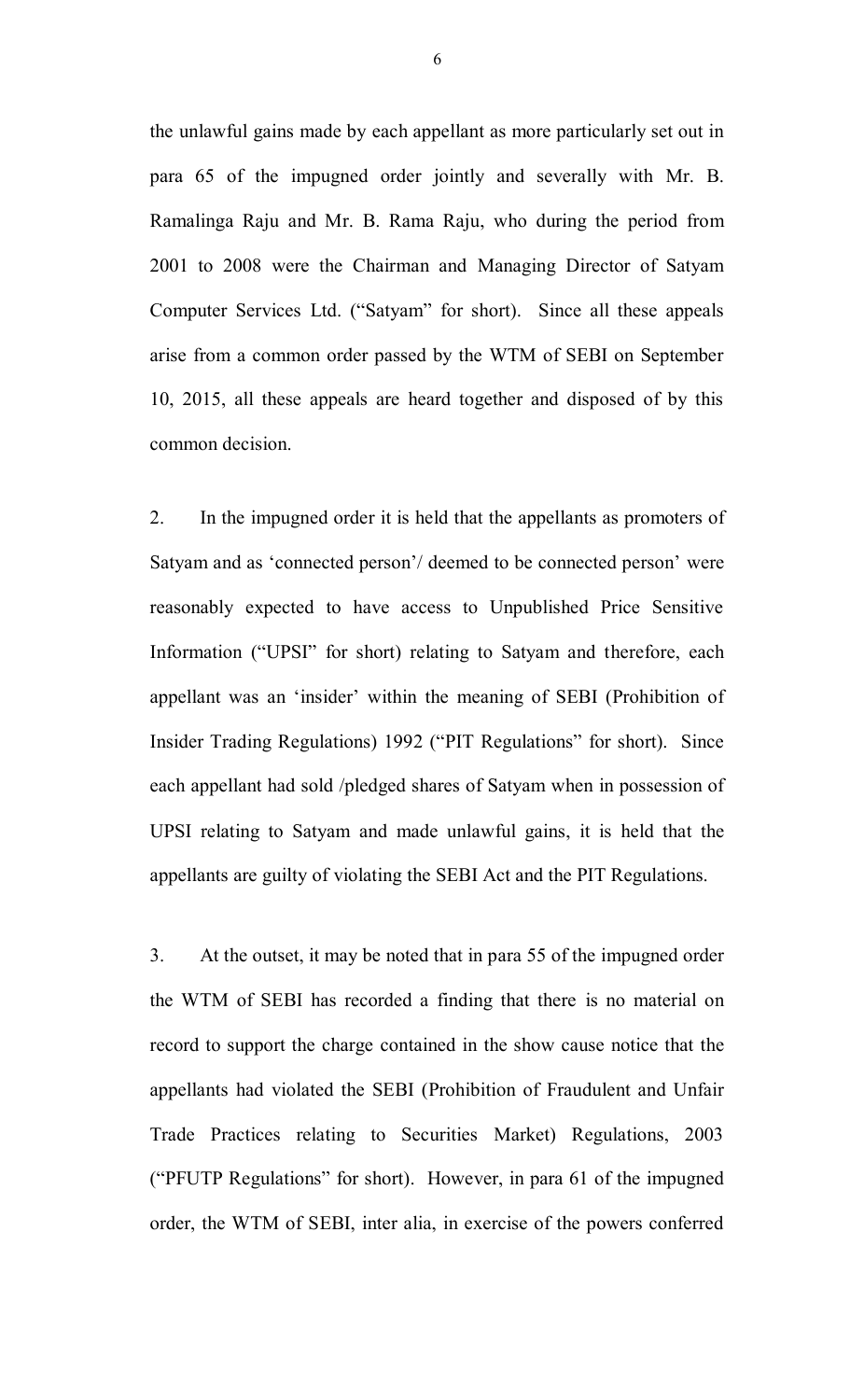the unlawful gains made by each appellant as more particularly set out in para 65 of the impugned order jointly and severally with Mr. B. Ramalinga Raju and Mr. B. Rama Raju, who during the period from 2001 to 2008 were the Chairman and Managing Director of Satyam Computer Services Ltd. ("Satyam" for short). Since all these appeals arise from a common order passed by the WTM of SEBI on September 10, 2015, all these appeals are heard together and disposed of by this common decision.

2. In the impugned order it is held that the appellants as promoters of Satyam and as 'connected person'/ deemed to be connected person' were reasonably expected to have access to Unpublished Price Sensitive Information ("UPSI" for short) relating to Satyam and therefore, each appellant was an 'insider' within the meaning of SEBI (Prohibition of Insider Trading Regulations) 1992 ("PIT Regulations" for short). Since each appellant had sold /pledged shares of Satyam when in possession of UPSI relating to Satyam and made unlawful gains, it is held that the appellants are guilty of violating the SEBI Act and the PIT Regulations.

3. At the outset, it may be noted that in para 55 of the impugned order the WTM of SEBI has recorded a finding that there is no material on record to support the charge contained in the show cause notice that the appellants had violated the SEBI (Prohibition of Fraudulent and Unfair Trade Practices relating to Securities Market) Regulations, 2003 ("PFUTP Regulations" for short). However, in para 61 of the impugned order, the WTM of SEBI, inter alia, in exercise of the powers conferred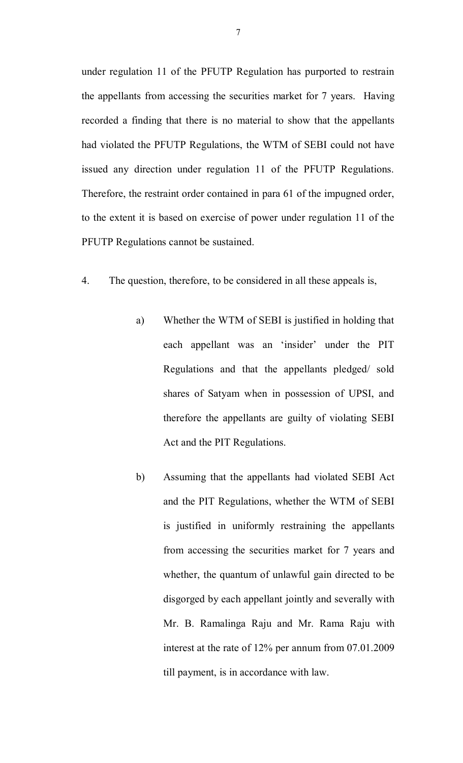under regulation 11 of the PFUTP Regulation has purported to restrain the appellants from accessing the securities market for 7 years. Having recorded a finding that there is no material to show that the appellants had violated the PFUTP Regulations, the WTM of SEBI could not have issued any direction under regulation 11 of the PFUTP Regulations. Therefore, the restraint order contained in para 61 of the impugned order, to the extent it is based on exercise of power under regulation 11 of the PFUTP Regulations cannot be sustained.

4. The question, therefore, to be considered in all these appeals is,

a) Whether the WTM of SEBI is justified in holding that each appellant was an 'insider' under the PIT Regulations and that the appellants pledged/ sold shares of Satyam when in possession of UPSI, and therefore the appellants are guilty of violating SEBI Act and the PIT Regulations.

b) Assuming that the appellants had violated SEBI Act and the PIT Regulations, whether the WTM of SEBI is justified in uniformly restraining the appellants from accessing the securities market for 7 years and whether, the quantum of unlawful gain directed to be disgorged by each appellant jointly and severally with Mr. B. Ramalinga Raju and Mr. Rama Raju with interest at the rate of 12% per annum from 07.01.2009 till payment, is in accordance with law.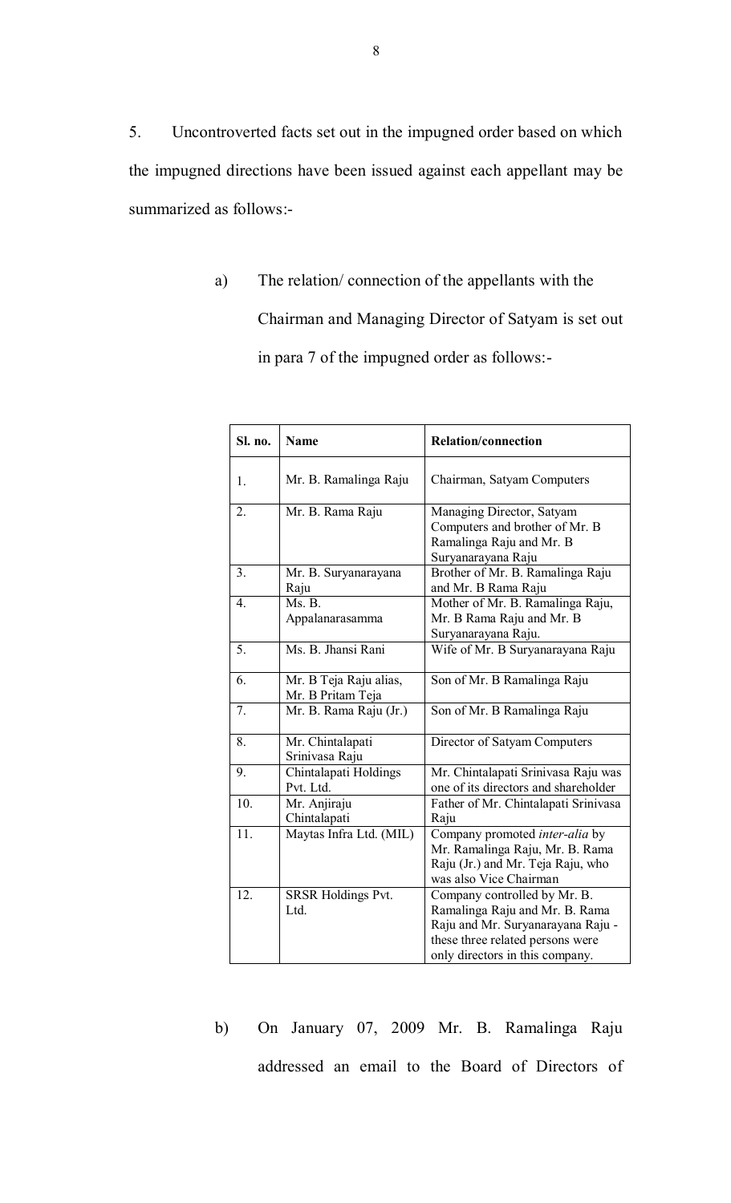5. Uncontroverted facts set out in the impugned order based on which the impugned directions have been issued against each appellant may be summarized as follows:-

a) The relation/ connection of the appellants with the Chairman and Managing Director of Satyam is set out in para 7 of the impugned order as follows:-

| Sl. no. | Name | Relation/connection |
|---|---|---|
| 1. | Mr. B. Ramalinga Raju | Chairman, Satyam Computers |
| 2. | Mr. B. Rama Raju | Managing Director, Satyam Computers and brother of Mr. B Ramalinga Raju and Mr. B Suryanarayana Raju |
| 3. | Mr. B. Suryanarayana Raju | Brother of Mr. B. Ramalinga Raju and Mr. B Rama Raju |
| 4. | Ms. B. Appalanarasamma | Mother of Mr. B. Ramalinga Raju, Mr. B Rama Raju and Mr. B Suryanarayana Raju. |
| 5. | Ms. B. Jhansi Rani | Wife of Mr. B Suryanarayana Raju |
| 6. | Mr. B Teja Raju alias, Mr. B Pritam Teja | Son of Mr. B Ramalinga Raju |
| 7. | Mr. B. Rama Raju (Jr.) | Son of Mr. B Ramalinga Raju |
| 8. | Mr. Chintalapati Srinivasa Raju | Director of Satyam Computers |
| 9. | Chintalapati Holdings Pvt. Ltd. | Mr. Chintalapati Srinivasa Raju was one of its directors and shareholder |
| 10. | Mr. Anjiraju Chintalapati | Father of Mr. Chintalapati Srinivasa Raju |
| 11. | Maytas Infra Ltd. (MIL) | Company promoted *inter-alia* by Mr. Ramalinga Raju, Mr. B. Rama Raju (Jr.) and Mr. Teja Raju, who was also Vice Chairman |
| 12. | SRSR Holdings Pvt. Ltd. | Company controlled by Mr. B. Ramalinga Raju and Mr. B. Rama Raju and Mr. Suryanarayana Raju - these three related persons were only directors in this company. |

b) On January 07, 2009 Mr. B. Ramalinga Raju addressed an email to the Board of Directors of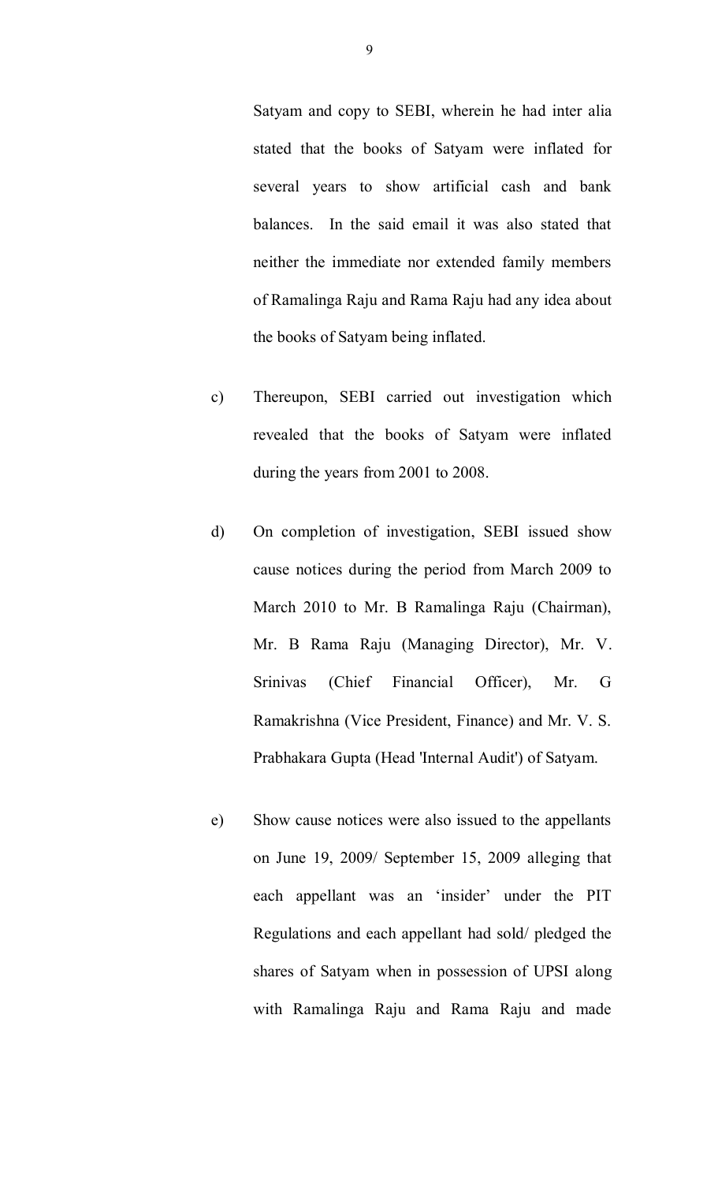Satyam and copy to SEBI, wherein he had inter alia stated that the books of Satyam were inflated for several years to show artificial cash and bank balances. In the said email it was also stated that neither the immediate nor extended family members of Ramalinga Raju and Rama Raju had any idea about the books of Satyam being inflated.

c) Thereupon, SEBI carried out investigation which revealed that the books of Satyam were inflated during the years from 2001 to 2008.

d) On completion of investigation, SEBI issued show cause notices during the period from March 2009 to March 2010 to Mr. B Ramalinga Raju (Chairman), Mr. B Rama Raju (Managing Director), Mr. V. Srinivas (Chief Financial Officer), Mr. G Ramakrishna (Vice President, Finance) and Mr. V. S. Prabhakara Gupta (Head 'Internal Audit') of Satyam.

e) Show cause notices were also issued to the appellants on June 19, 2009/ September 15, 2009 alleging that each appellant was an 'insider' under the PIT Regulations and each appellant had sold/ pledged the shares of Satyam when in possession of UPSI along with Ramalinga Raju and Rama Raju and made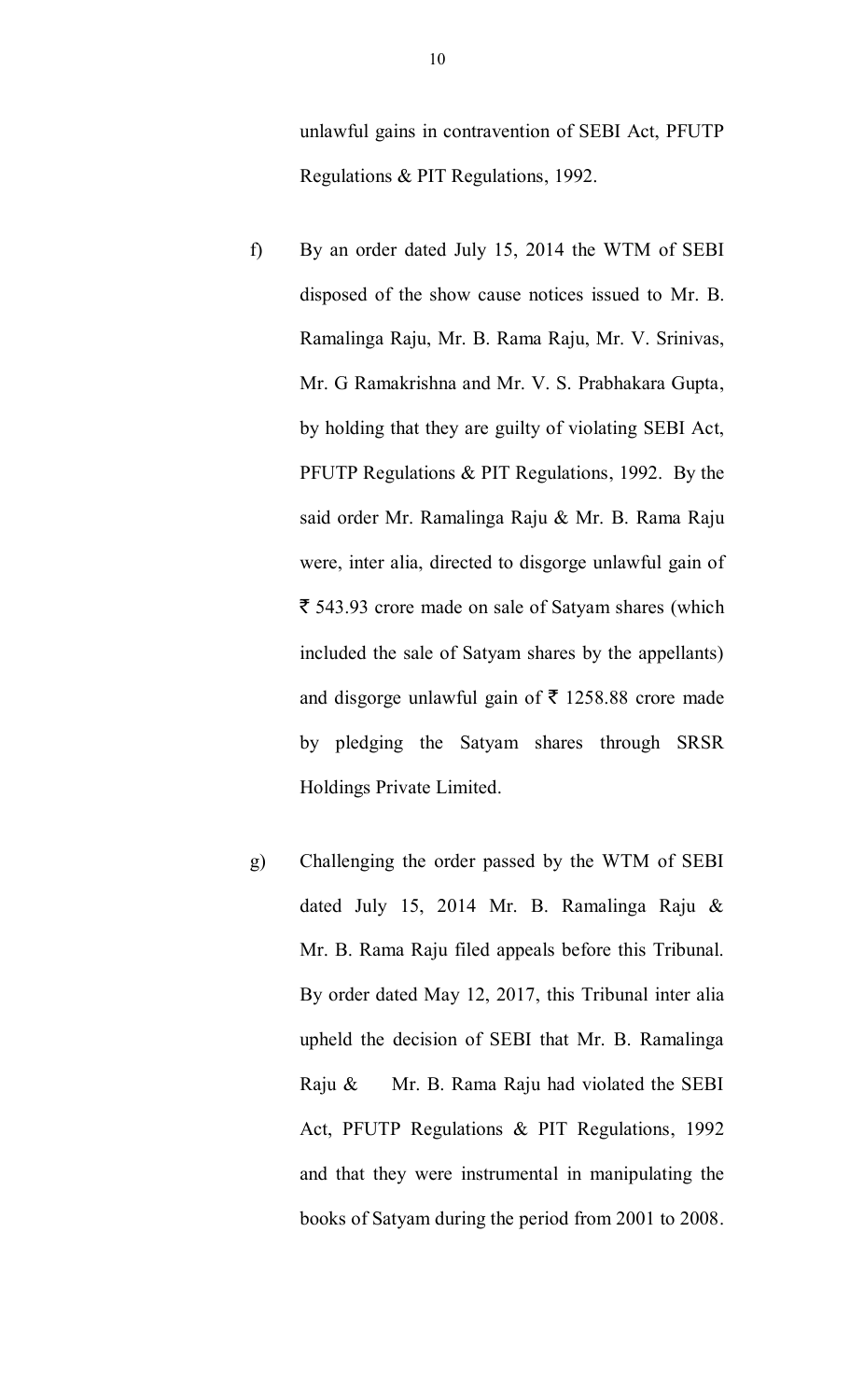unlawful gains in contravention of SEBI Act, PFUTP Regulations & PIT Regulations, 1992.

f) By an order dated July 15, 2014 the WTM of SEBI disposed of the show cause notices issued to Mr. B. Ramalinga Raju, Mr. B. Rama Raju, Mr. V. Srinivas, Mr. G Ramakrishna and Mr. V. S. Prabhakara Gupta, by holding that they are guilty of violating SEBI Act, PFUTP Regulations & PIT Regulations, 1992. By the said order Mr. Ramalinga Raju & Mr. B. Rama Raju were, inter alia, directed to disgorge unlawful gain of ₹ 543.93 crore made on sale of Satyam shares (which included the sale of Satyam shares by the appellants) and disgorge unlawful gain of ₹ 1258.88 crore made by pledging the Satyam shares through SRSR Holdings Private Limited.

g) Challenging the order passed by the WTM of SEBI dated July 15, 2014 Mr. B. Ramalinga Raju & Mr. B. Rama Raju filed appeals before this Tribunal. By order dated May 12, 2017, this Tribunal inter alia upheld the decision of SEBI that Mr. B. Ramalinga Raju & Mr. B. Rama Raju had violated the SEBI Act, PFUTP Regulations & PIT Regulations, 1992 and that they were instrumental in manipulating the books of Satyam during the period from 2001 to 2008.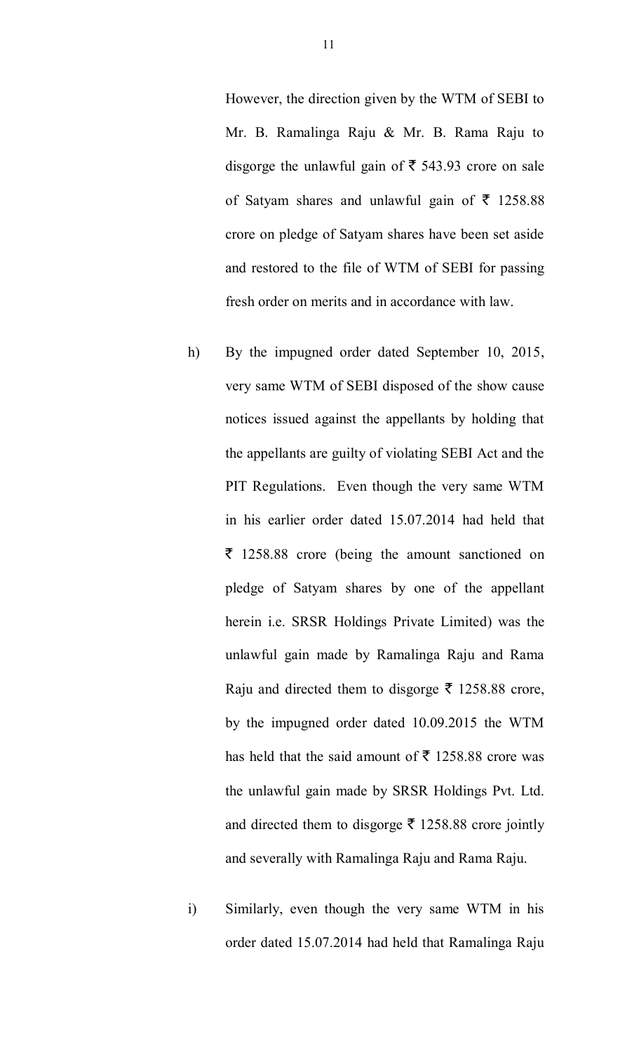However, the direction given by the WTM of SEBI to Mr. B. Ramalinga Raju & Mr. B. Rama Raju to disgorge the unlawful gain of ₹ 543.93 crore on sale of Satyam shares and unlawful gain of ₹ 1258.88 crore on pledge of Satyam shares have been set aside and restored to the file of WTM of SEBI for passing fresh order on merits and in accordance with law.

h) By the impugned order dated September 10, 2015, very same WTM of SEBI disposed of the show cause notices issued against the appellants by holding that the appellants are guilty of violating SEBI Act and the PIT Regulations. Even though the very same WTM in his earlier order dated 15.07.2014 had held that ₹ 1258.88 crore (being the amount sanctioned on pledge of Satyam shares by one of the appellant herein i.e. SRSR Holdings Private Limited) was the unlawful gain made by Ramalinga Raju and Rama Raju and directed them to disgorge ₹ 1258.88 crore, by the impugned order dated 10.09.2015 the WTM has held that the said amount of ₹ 1258.88 crore was the unlawful gain made by SRSR Holdings Pvt. Ltd. and directed them to disgorge ₹ 1258.88 crore jointly and severally with Ramalinga Raju and Rama Raju.

i) Similarly, even though the very same WTM in his order dated 15.07.2014 had held that Ramalinga Raju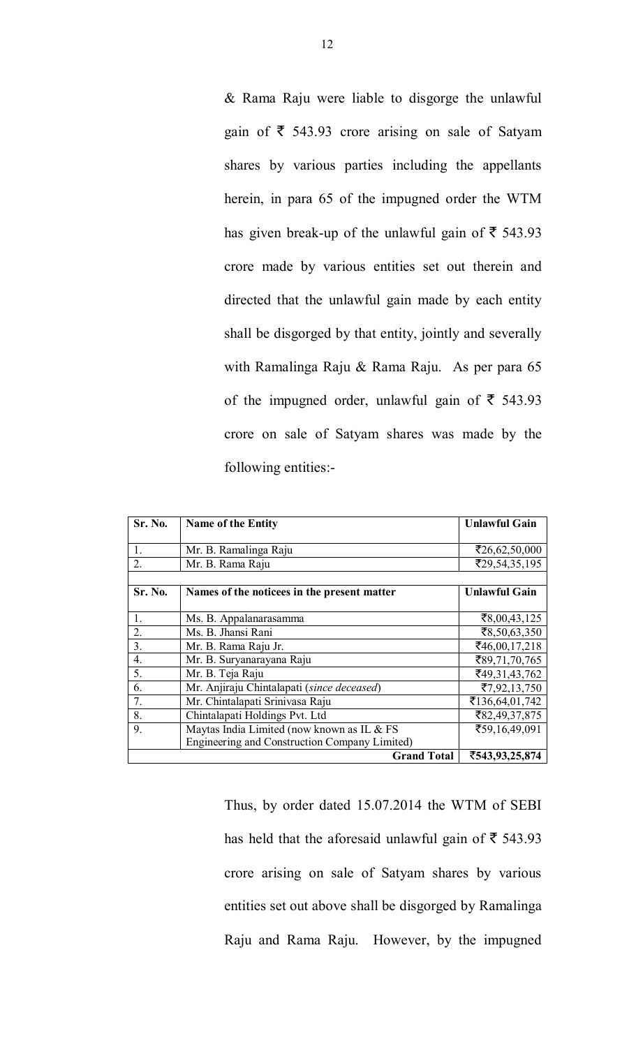& Rama Raju were liable to disgorge the unlawful gain of ₹ 543.93 crore arising on sale of Satyam shares by various parties including the appellants herein, in para 65 of the impugned order the WTM has given break-up of the unlawful gain of ₹ 543.93 crore made by various entities set out therein and directed that the unlawful gain made by each entity shall be disgorged by that entity, jointly and severally with Ramalinga Raju & Rama Raju. As per para 65 of the impugned order, unlawful gain of ₹ 543.93 crore on sale of Satyam shares was made by the following entities:-

| Sr. No. | Name of the Entity | Unlawful Gain |
|---|---|---|
| 1. | Mr. B. Ramalinga Raju | ₹26,62,50,000 |
| 2. | Mr. B. Rama Raju | ₹29,54,35,195 |
| **Sr. No.** | **Names of the noticees in the present matter** | **Unlawful Gain** |
| 1. | Ms. B. Appalanarasamma | ₹8,00,43,125 |
| 2. | Ms. B. Jhansi Rani | ₹8,50,63,350 |
| 3. | Mr. B. Rama Raju Jr. | ₹46,00,17,218 |
| 4. | Mr. B. Suryanarayana Raju | ₹89,71,70,765 |
| 5. | Mr. B. Teja Raju | ₹49,31,43,762 |
| 6. | Mr. Anjiraju Chintalapati (*since deceased*) | ₹7,92,13,750 |
| 7. | Mr. Chintalapati Srinivasa Raju | ₹136,64,01,742 |
| 8. | Chintalapati Holdings Pvt. Ltd | ₹82,49,37,875 |
| 9. | Maytas India Limited (now known as IL & FS Engineering and Construction Company Limited) | ₹59,16,49,091 |
| | **Grand Total** | **₹543,93,25,874** |

Thus, by order dated 15.07.2014 the WTM of SEBI has held that the aforesaid unlawful gain of ₹ 543.93 crore arising on sale of Satyam shares by various entities set out above shall be disgorged by Ramalinga Raju and Rama Raju. However, by the impugned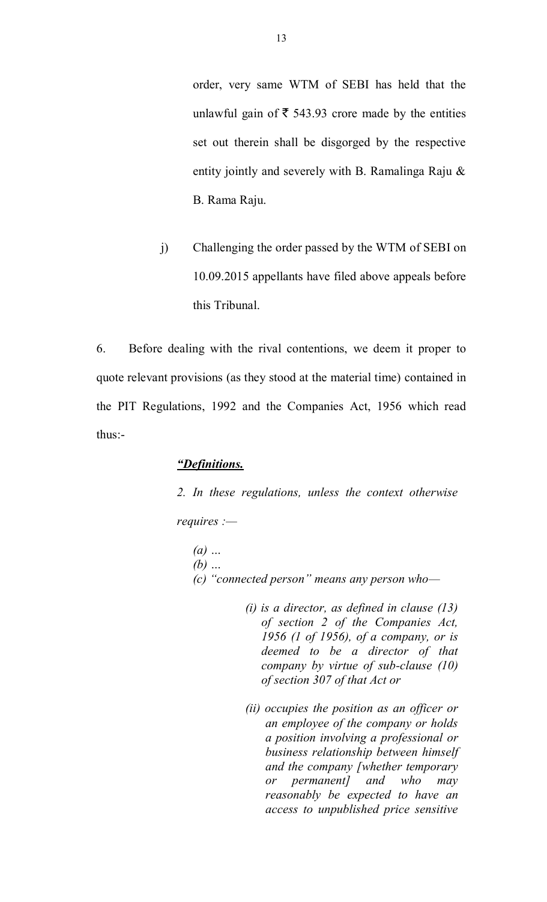order, very same WTM of SEBI has held that the unlawful gain of ₹ 543.93 crore made by the entities set out therein shall be disgorged by the respective entity jointly and severely with B. Ramalinga Raju & B. Rama Raju.

j) Challenging the order passed by the WTM of SEBI on 10.09.2015 appellants have filed above appeals before this Tribunal.

6. Before dealing with the rival contentions, we deem it proper to quote relevant provisions (as they stood at the material time) contained in the PIT Regulations, 1992 and the Companies Act, 1956 which read thus:-

***"Definitions.***

*2. In these regulations, unless the context otherwise requires :—*

*(a) …*
*(b) …*
*(c) "connected person" means any person who—*

*(i) is a director, as defined in clause (13) of section 2 of the Companies Act, 1956 (1 of 1956), of a company, or is deemed to be a director of that company by virtue of sub-clause (10) of section 307 of that Act or*

*(ii) occupies the position as an officer or an employee of the company or holds a position involving a professional or business relationship between himself and the company [whether temporary or permanent] and who may reasonably be expected to have an access to unpublished price sensitive*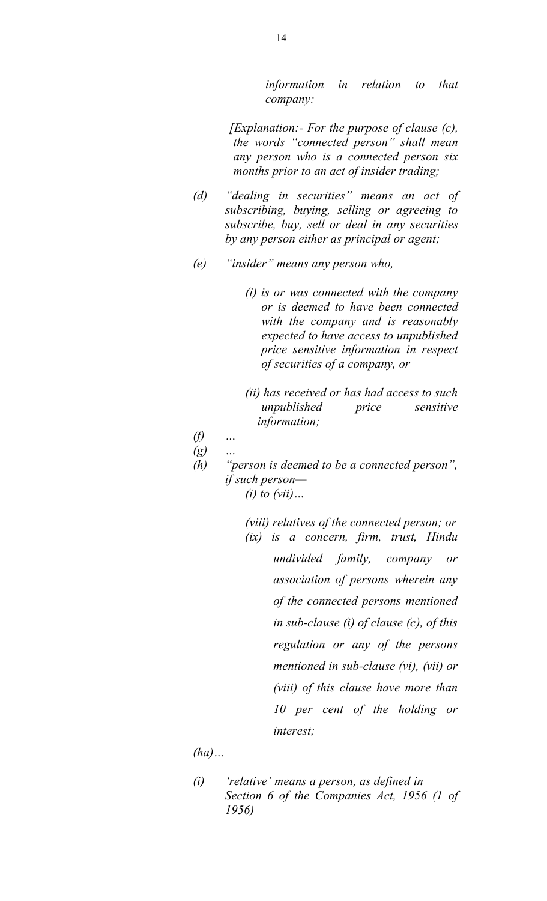*information in relation to that company:*

*[Explanation:- For the purpose of clause (c), the words "connected person" shall mean any person who is a connected person six months prior to an act of insider trading;*

*(d) "dealing in securities" means an act of subscribing, buying, selling or agreeing to subscribe, buy, sell or deal in any securities by any person either as principal or agent;*

*(e) "insider" means any person who,*

*(i) is or was connected with the company or is deemed to have been connected with the company and is reasonably expected to have access to unpublished price sensitive information in respect of securities of a company, or*

*(ii) has received or has had access to such unpublished price sensitive information;*

*(f) …*

*(g) …*

*(h) "person is deemed to be a connected person", if such person—*

*(i) to (vii)…*

*(viii) relatives of the connected person; or*

*(ix) is a concern, firm, trust, Hindu undivided family, company or association of persons wherein any of the connected persons mentioned in sub-clause (i) of clause (c), of this regulation or any of the persons mentioned in sub-clause (vi), (vii) or (viii) of this clause have more than 10 per cent of the holding or interest;*

*(ha)…*

*(i) 'relative' means a person, as defined in Section 6 of the Companies Act, 1956 (1 of 1956)*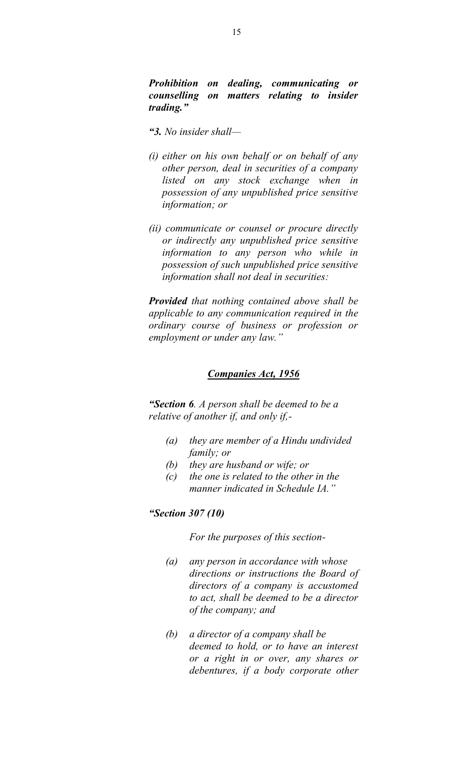***Prohibition on dealing, communicating or counselling on matters relating to insider trading."***

*"**3.** No insider shall—*

*(i) either on his own behalf or on behalf of any other person, deal in securities of a company listed on any stock exchange when in possession of any unpublished price sensitive information; or*

*(ii) communicate or counsel or procure directly or indirectly any unpublished price sensitive information to any person who while in possession of such unpublished price sensitive information shall not deal in securities:*

***Provided** that nothing contained above shall be applicable to any communication required in the ordinary course of business or profession or employment or under any law."*

***<u>Companies Act, 1956</u>***

*"**Section 6**. A person shall be deemed to be a relative of another if, and only if,-*

- *(a) they are member of a Hindu undivided family; or*
- *(b) they are husband or wife; or*
- *(c) the one is related to the other in the manner indicated in Schedule IA."*

***"Section 307 (10)***

*For the purposes of this section-*

- *(a) any person in accordance with whose directions or instructions the Board of directors of a company is accustomed to act, shall be deemed to be a director of the company; and*
- *(b) a director of a company shall be deemed to hold, or to have an interest or a right in or over, any shares or debentures, if a body corporate other*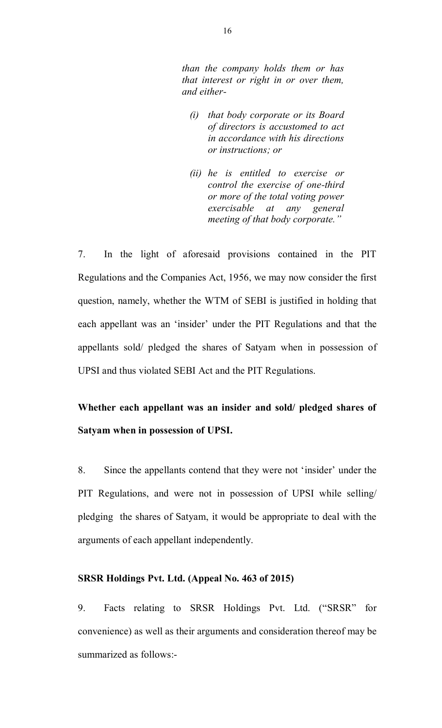*than the company holds them or has that interest or right in or over them, and either-*

> *(i) that body corporate or its Board of directors is accustomed to act in accordance with his directions or instructions; or*
>
> *(ii) he is entitled to exercise or control the exercise of one-third or more of the total voting power exercisable at any general meeting of that body corporate."*

7. In the light of aforesaid provisions contained in the PIT Regulations and the Companies Act, 1956, we may now consider the first question, namely, whether the WTM of SEBI is justified in holding that each appellant was an 'insider' under the PIT Regulations and that the appellants sold/ pledged the shares of Satyam when in possession of UPSI and thus violated SEBI Act and the PIT Regulations.

**Whether each appellant was an insider and sold/ pledged shares of Satyam when in possession of UPSI.**

8. Since the appellants contend that they were not 'insider' under the PIT Regulations, and were not in possession of UPSI while selling/ pledging the shares of Satyam, it would be appropriate to deal with the arguments of each appellant independently.

**SRSR Holdings Pvt. Ltd. (Appeal No. 463 of 2015)**

9. Facts relating to SRSR Holdings Pvt. Ltd. ("SRSR" for convenience) as well as their arguments and consideration thereof may be summarized as follows:-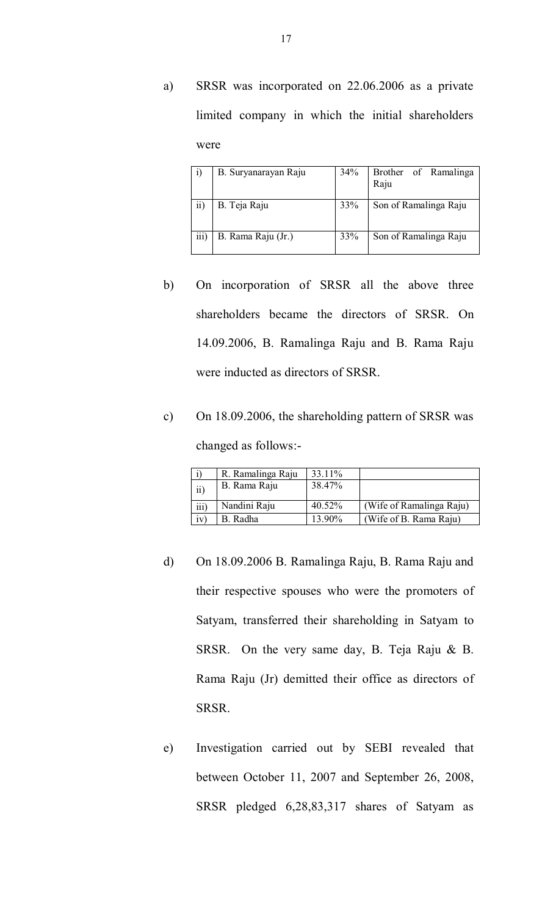a) SRSR was incorporated on 22.06.2006 as a private limited company in which the initial shareholders were

| | | | |
|---|---|---|---|
| i) | B. Suryanarayan Raju | 34% | Brother of Ramalinga Raju |
| ii) | B. Teja Raju | 33% | Son of Ramalinga Raju |
| iii) | B. Rama Raju (Jr.) | 33% | Son of Ramalinga Raju |

b) On incorporation of SRSR all the above three shareholders became the directors of SRSR. On 14.09.2006, B. Ramalinga Raju and B. Rama Raju were inducted as directors of SRSR.

c) On 18.09.2006, the shareholding pattern of SRSR was changed as follows:-

| | | | |
|---|---|---|---|
| i) | R. Ramalinga Raju | 33.11% | |
| ii) | B. Rama Raju | 38.47% | |
| iii) | Nandini Raju | 40.52% | (Wife of Ramalinga Raju) |
| iv) | B. Radha | 13.90% | (Wife of B. Rama Raju) |

d) On 18.09.2006 B. Ramalinga Raju, B. Rama Raju and their respective spouses who were the promoters of Satyam, transferred their shareholding in Satyam to SRSR. On the very same day, B. Teja Raju & B. Rama Raju (Jr) demitted their office as directors of SRSR.

e) Investigation carried out by SEBI revealed that between October 11, 2007 and September 26, 2008, SRSR pledged 6,28,83,317 shares of Satyam as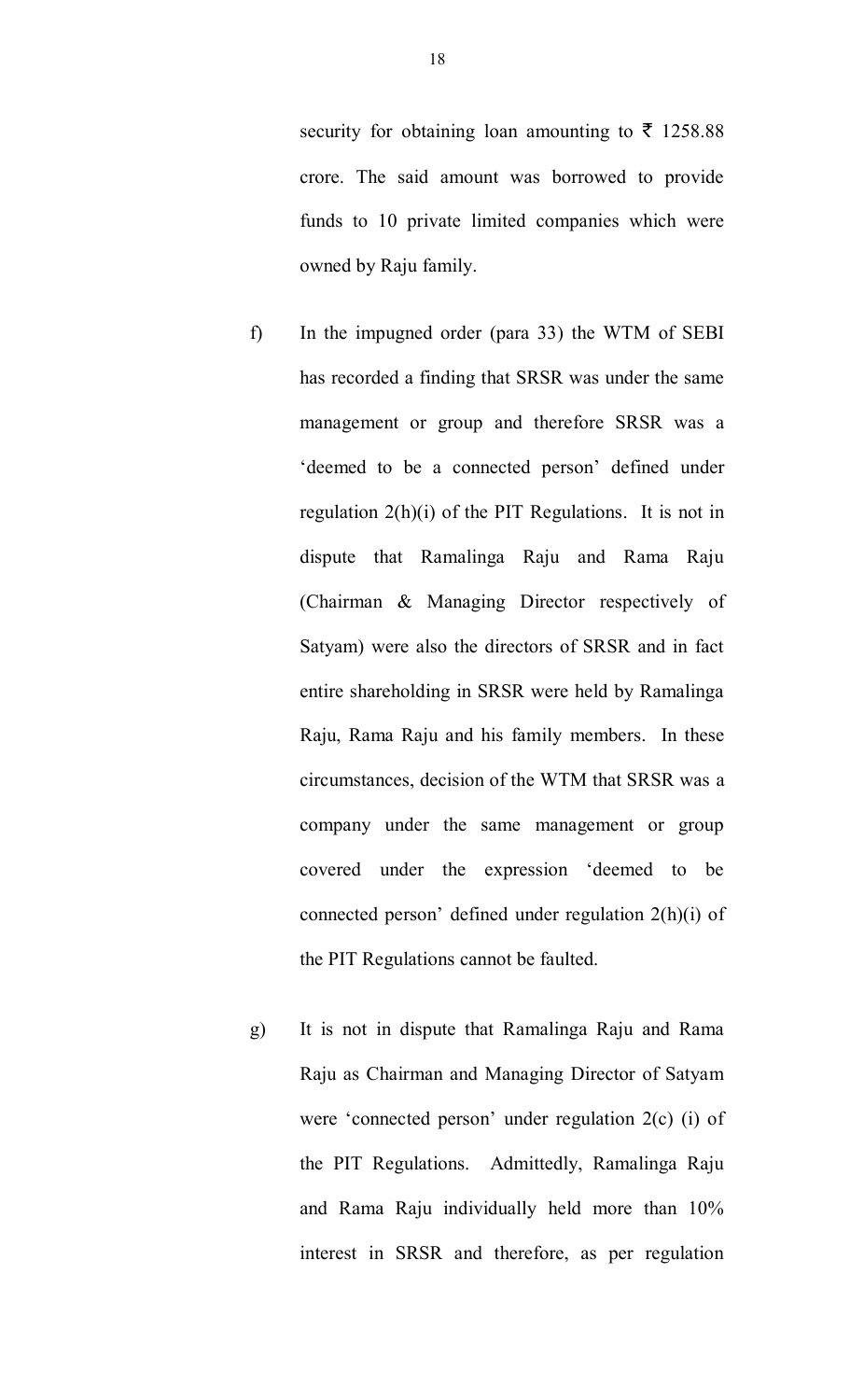security for obtaining loan amounting to ₹ 1258.88 crore. The said amount was borrowed to provide funds to 10 private limited companies which were owned by Raju family.

f) In the impugned order (para 33) the WTM of SEBI has recorded a finding that SRSR was under the same management or group and therefore SRSR was a 'deemed to be a connected person' defined under regulation 2(h)(i) of the PIT Regulations. It is not in dispute that Ramalinga Raju and Rama Raju (Chairman & Managing Director respectively of Satyam) were also the directors of SRSR and in fact entire shareholding in SRSR were held by Ramalinga Raju, Rama Raju and his family members. In these circumstances, decision of the WTM that SRSR was a company under the same management or group covered under the expression 'deemed to be connected person' defined under regulation 2(h)(i) of the PIT Regulations cannot be faulted.

g) It is not in dispute that Ramalinga Raju and Rama Raju as Chairman and Managing Director of Satyam were 'connected person' under regulation 2(c) (i) of the PIT Regulations. Admittedly, Ramalinga Raju and Rama Raju individually held more than 10% interest in SRSR and therefore, as per regulation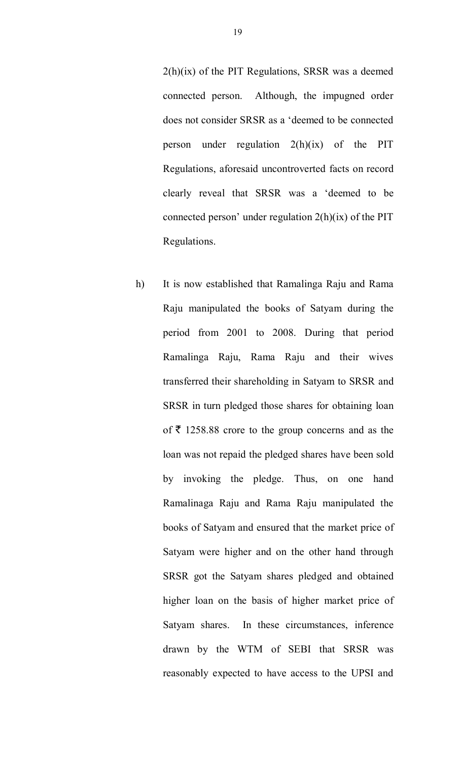2(h)(ix) of the PIT Regulations, SRSR was a deemed connected person. Although, the impugned order does not consider SRSR as a 'deemed to be connected person under regulation 2(h)(ix) of the PIT Regulations, aforesaid uncontroverted facts on record clearly reveal that SRSR was a 'deemed to be connected person' under regulation 2(h)(ix) of the PIT Regulations.

h) It is now established that Ramalinga Raju and Rama Raju manipulated the books of Satyam during the period from 2001 to 2008. During that period Ramalinga Raju, Rama Raju and their wives transferred their shareholding in Satyam to SRSR and SRSR in turn pledged those shares for obtaining loan of ₹ 1258.88 crore to the group concerns and as the loan was not repaid the pledged shares have been sold by invoking the pledge. Thus, on one hand Ramalinaga Raju and Rama Raju manipulated the books of Satyam and ensured that the market price of Satyam were higher and on the other hand through SRSR got the Satyam shares pledged and obtained higher loan on the basis of higher market price of Satyam shares. In these circumstances, inference drawn by the WTM of SEBI that SRSR was reasonably expected to have access to the UPSI and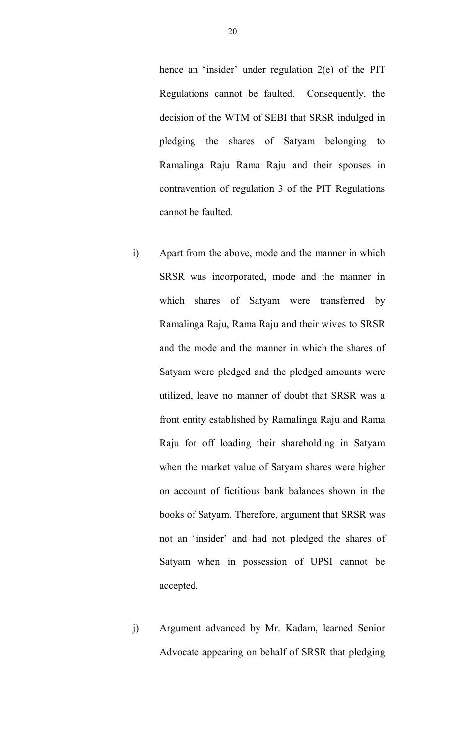hence an 'insider' under regulation 2(e) of the PIT Regulations cannot be faulted. Consequently, the decision of the WTM of SEBI that SRSR indulged in pledging the shares of Satyam belonging to Ramalinga Raju Rama Raju and their spouses in contravention of regulation 3 of the PIT Regulations cannot be faulted.

i) Apart from the above, mode and the manner in which SRSR was incorporated, mode and the manner in which shares of Satyam were transferred by Ramalinga Raju, Rama Raju and their wives to SRSR and the mode and the manner in which the shares of Satyam were pledged and the pledged amounts were utilized, leave no manner of doubt that SRSR was a front entity established by Ramalinga Raju and Rama Raju for off loading their shareholding in Satyam when the market value of Satyam shares were higher on account of fictitious bank balances shown in the books of Satyam. Therefore, argument that SRSR was not an 'insider' and had not pledged the shares of Satyam when in possession of UPSI cannot be accepted.

j) Argument advanced by Mr. Kadam, learned Senior Advocate appearing on behalf of SRSR that pledging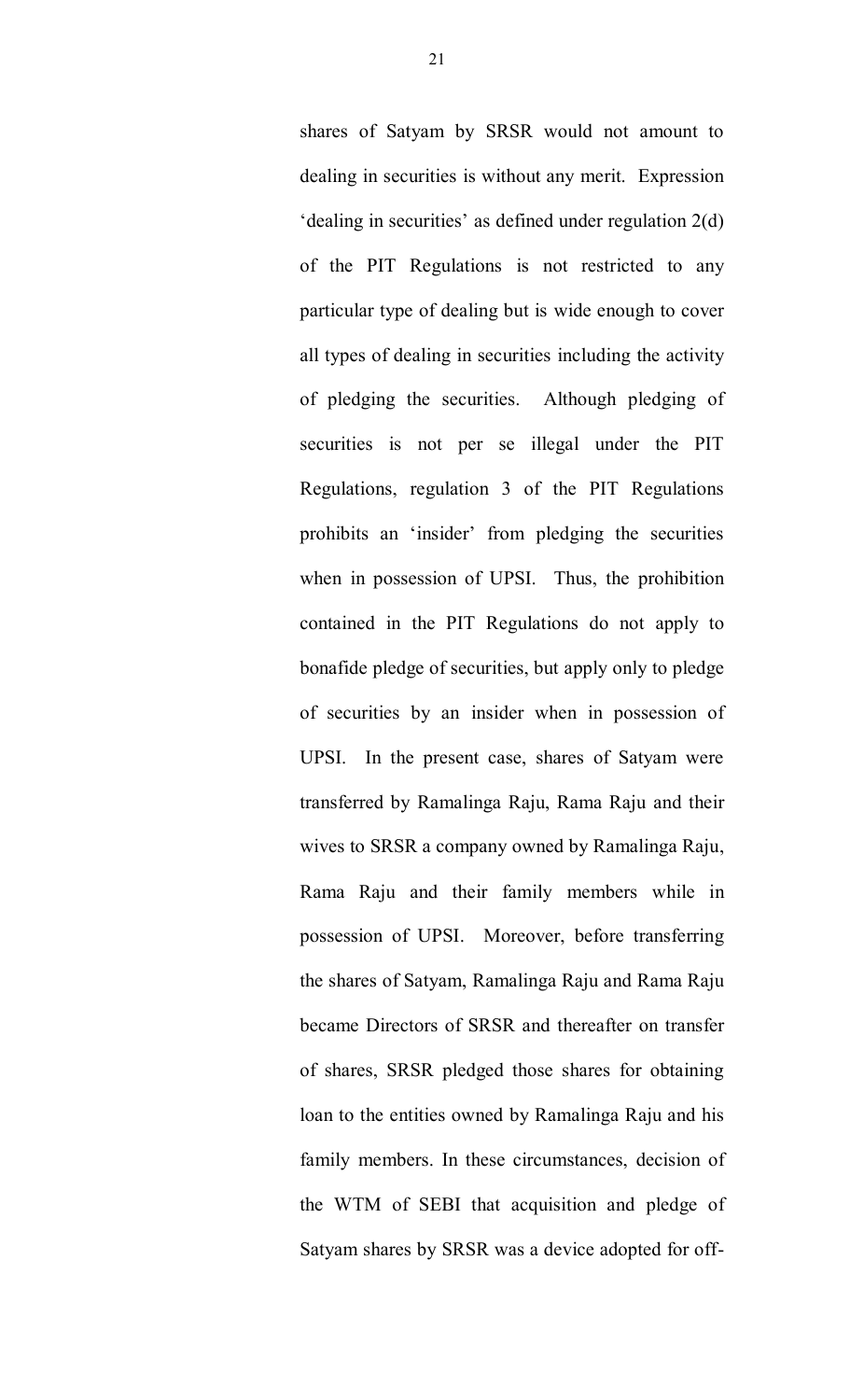shares of Satyam by SRSR would not amount to dealing in securities is without any merit. Expression 'dealing in securities' as defined under regulation 2(d) of the PIT Regulations is not restricted to any particular type of dealing but is wide enough to cover all types of dealing in securities including the activity of pledging the securities. Although pledging of securities is not per se illegal under the PIT Regulations, regulation 3 of the PIT Regulations prohibits an 'insider' from pledging the securities when in possession of UPSI. Thus, the prohibition contained in the PIT Regulations do not apply to bonafide pledge of securities, but apply only to pledge of securities by an insider when in possession of UPSI. In the present case, shares of Satyam were transferred by Ramalinga Raju, Rama Raju and their wives to SRSR a company owned by Ramalinga Raju, Rama Raju and their family members while in possession of UPSI. Moreover, before transferring the shares of Satyam, Ramalinga Raju and Rama Raju became Directors of SRSR and thereafter on transfer of shares, SRSR pledged those shares for obtaining loan to the entities owned by Ramalinga Raju and his family members. In these circumstances, decision of the WTM of SEBI that acquisition and pledge of Satyam shares by SRSR was a device adopted for off-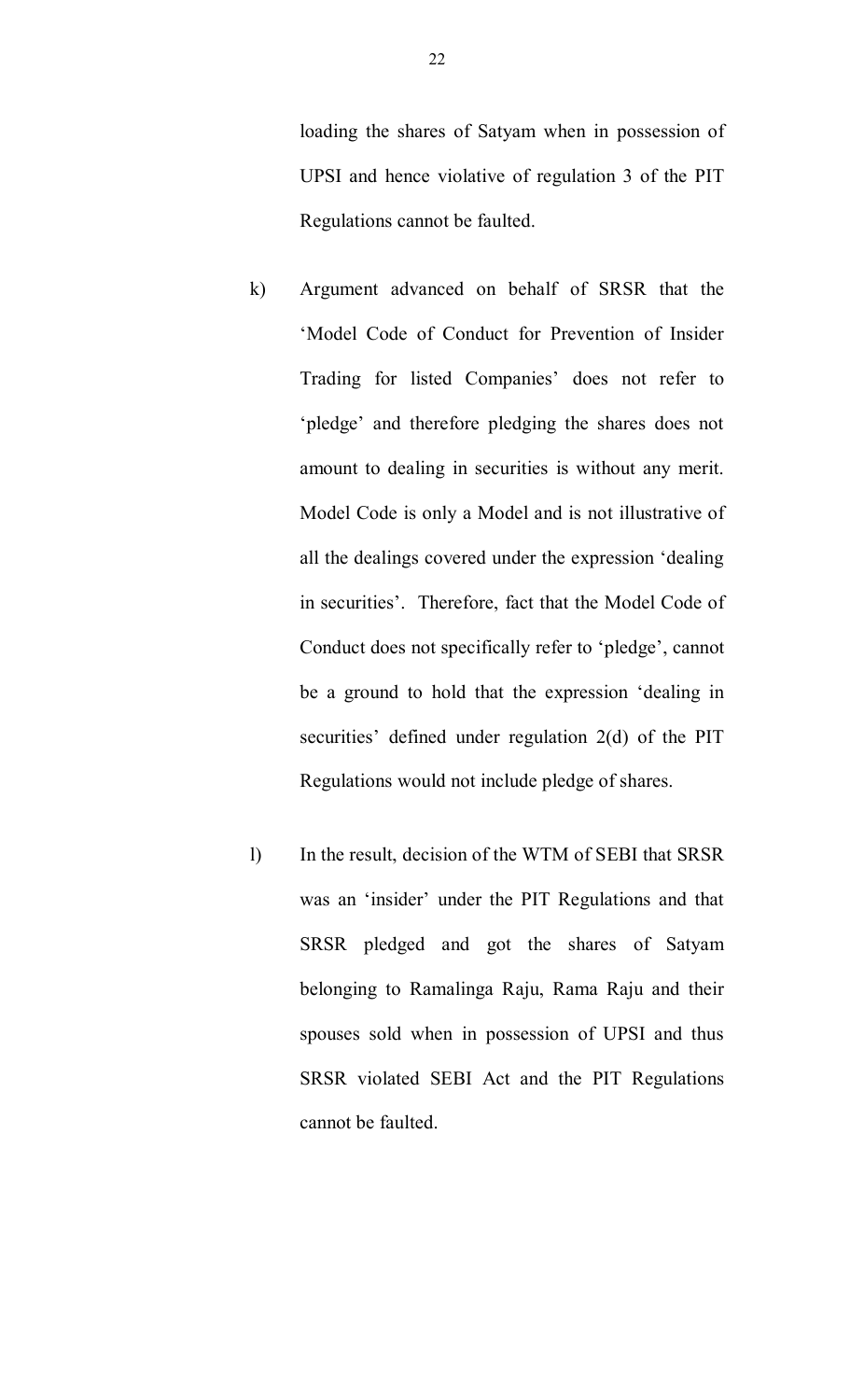loading the shares of Satyam when in possession of UPSI and hence violative of regulation 3 of the PIT Regulations cannot be faulted.

k) Argument advanced on behalf of SRSR that the 'Model Code of Conduct for Prevention of Insider Trading for listed Companies' does not refer to 'pledge' and therefore pledging the shares does not amount to dealing in securities is without any merit. Model Code is only a Model and is not illustrative of all the dealings covered under the expression 'dealing in securities'. Therefore, fact that the Model Code of Conduct does not specifically refer to 'pledge', cannot be a ground to hold that the expression 'dealing in securities' defined under regulation 2(d) of the PIT Regulations would not include pledge of shares.

l) In the result, decision of the WTM of SEBI that SRSR was an 'insider' under the PIT Regulations and that SRSR pledged and got the shares of Satyam belonging to Ramalinga Raju, Rama Raju and their spouses sold when in possession of UPSI and thus SRSR violated SEBI Act and the PIT Regulations cannot be faulted.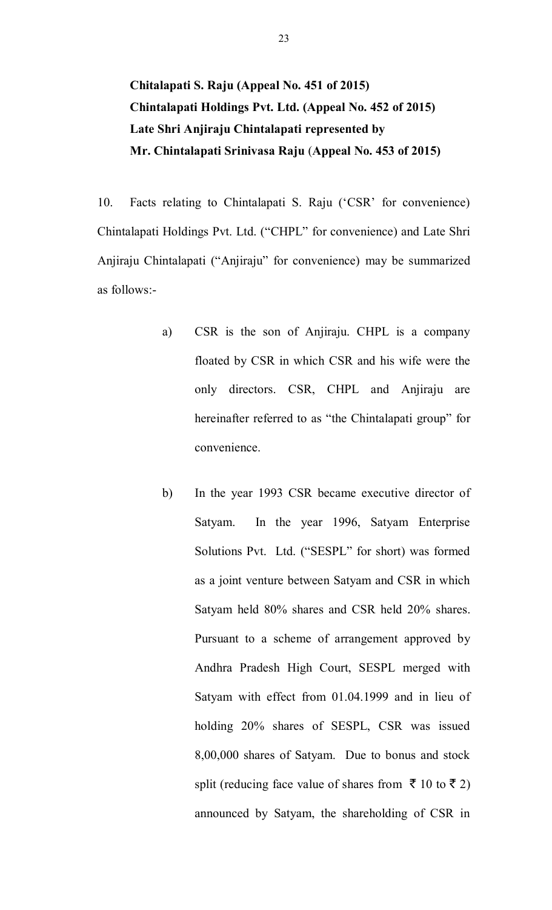**Chitalapati S. Raju (Appeal No. 451 of 2015)**
**Chintalapati Holdings Pvt. Ltd. (Appeal No. 452 of 2015)**
**Late Shri Anjiraju Chintalapati represented by**
**Mr. Chintalapati Srinivasa Raju (Appeal No. 453 of 2015)**

10. Facts relating to Chintalapati S. Raju ('CSR' for convenience) Chintalapati Holdings Pvt. Ltd. ("CHPL" for convenience) and Late Shri Anjiraju Chintalapati ("Anjiraju" for convenience) may be summarized as follows:-

a) CSR is the son of Anjiraju. CHPL is a company floated by CSR in which CSR and his wife were the only directors. CSR, CHPL and Anjiraju are hereinafter referred to as "the Chintalapati group" for convenience.

b) In the year 1993 CSR became executive director of Satyam. In the year 1996, Satyam Enterprise Solutions Pvt. Ltd. ("SESPL" for short) was formed as a joint venture between Satyam and CSR in which Satyam held 80% shares and CSR held 20% shares. Pursuant to a scheme of arrangement approved by Andhra Pradesh High Court, SESPL merged with Satyam with effect from 01.04.1999 and in lieu of holding 20% shares of SESPL, CSR was issued 8,00,000 shares of Satyam. Due to bonus and stock split (reducing face value of shares from ₹ 10 to ₹ 2) announced by Satyam, the shareholding of CSR in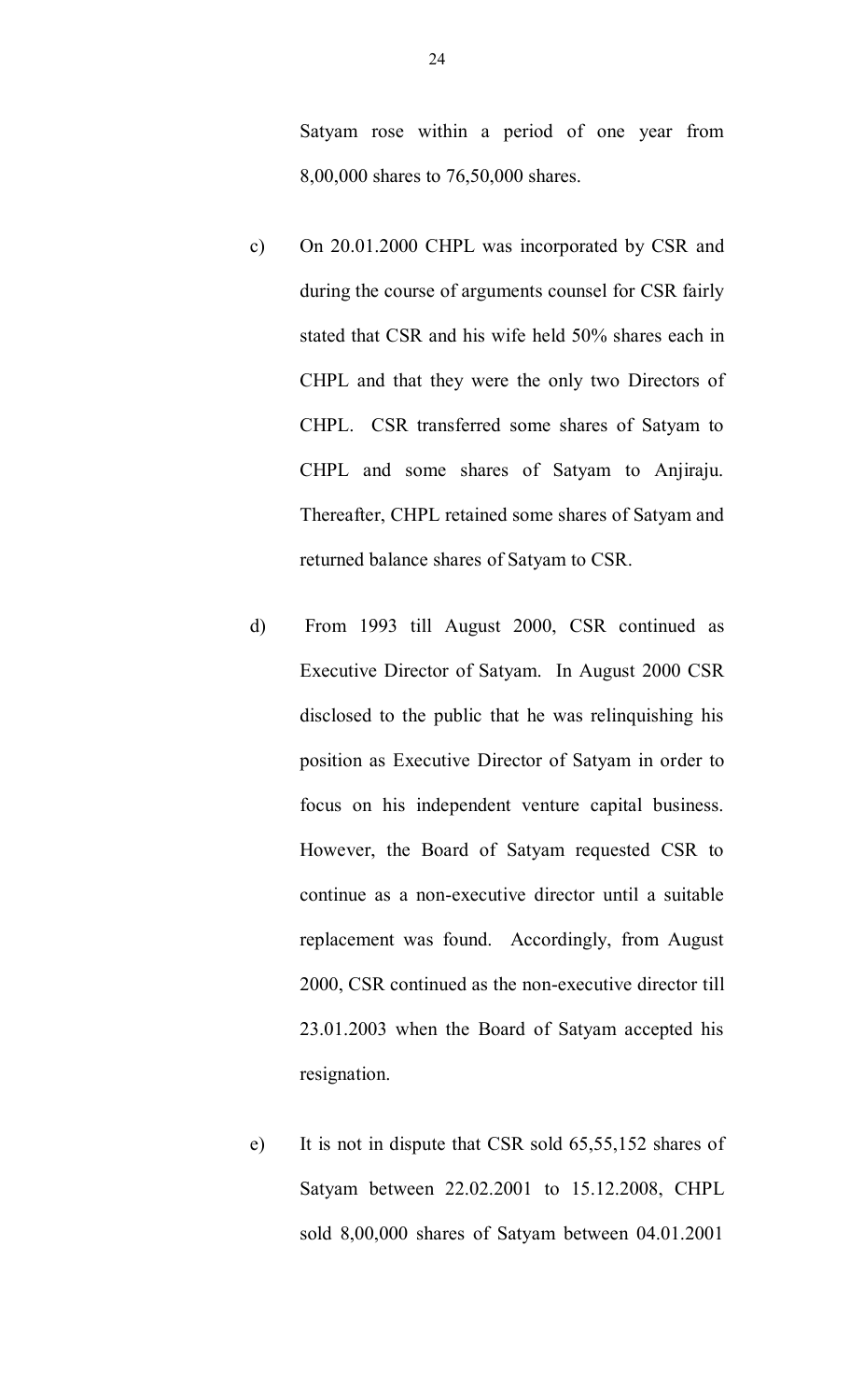Satyam rose within a period of one year from 8,00,000 shares to 76,50,000 shares.

c) On 20.01.2000 CHPL was incorporated by CSR and during the course of arguments counsel for CSR fairly stated that CSR and his wife held 50% shares each in CHPL and that they were the only two Directors of CHPL. CSR transferred some shares of Satyam to CHPL and some shares of Satyam to Anjiraju. Thereafter, CHPL retained some shares of Satyam and returned balance shares of Satyam to CSR.

d) From 1993 till August 2000, CSR continued as Executive Director of Satyam. In August 2000 CSR disclosed to the public that he was relinquishing his position as Executive Director of Satyam in order to focus on his independent venture capital business. However, the Board of Satyam requested CSR to continue as a non-executive director until a suitable replacement was found. Accordingly, from August 2000, CSR continued as the non-executive director till 23.01.2003 when the Board of Satyam accepted his resignation.

e) It is not in dispute that CSR sold 65,55,152 shares of Satyam between 22.02.2001 to 15.12.2008, CHPL sold 8,00,000 shares of Satyam between 04.01.2001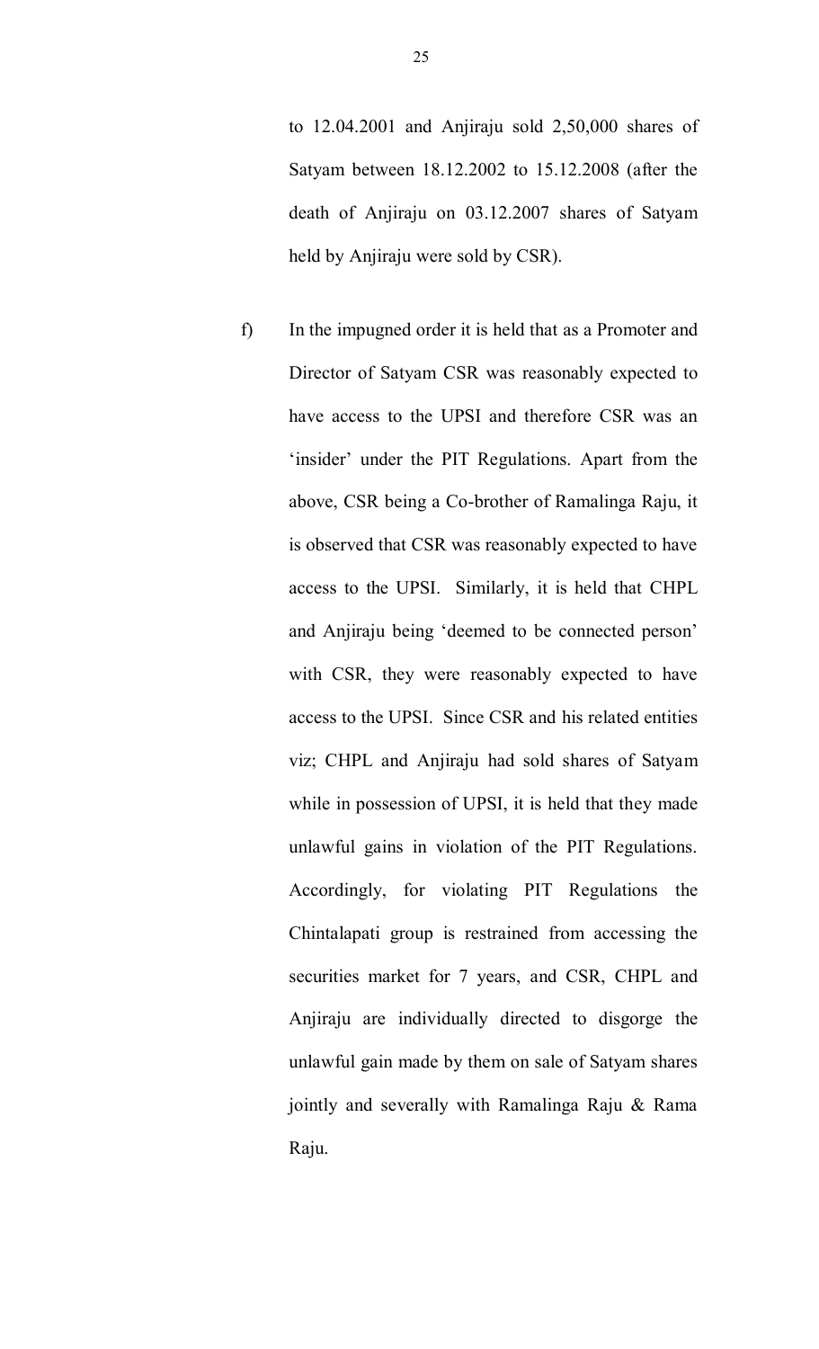to 12.04.2001 and Anjiraju sold 2,50,000 shares of Satyam between 18.12.2002 to 15.12.2008 (after the death of Anjiraju on 03.12.2007 shares of Satyam held by Anjiraju were sold by CSR).

f) In the impugned order it is held that as a Promoter and Director of Satyam CSR was reasonably expected to have access to the UPSI and therefore CSR was an 'insider' under the PIT Regulations. Apart from the above, CSR being a Co-brother of Ramalinga Raju, it is observed that CSR was reasonably expected to have access to the UPSI. Similarly, it is held that CHPL and Anjiraju being 'deemed to be connected person' with CSR, they were reasonably expected to have access to the UPSI. Since CSR and his related entities viz; CHPL and Anjiraju had sold shares of Satyam while in possession of UPSI, it is held that they made unlawful gains in violation of the PIT Regulations. Accordingly, for violating PIT Regulations the Chintalapati group is restrained from accessing the securities market for 7 years, and CSR, CHPL and Anjiraju are individually directed to disgorge the unlawful gain made by them on sale of Satyam shares jointly and severally with Ramalinga Raju & Rama Raju.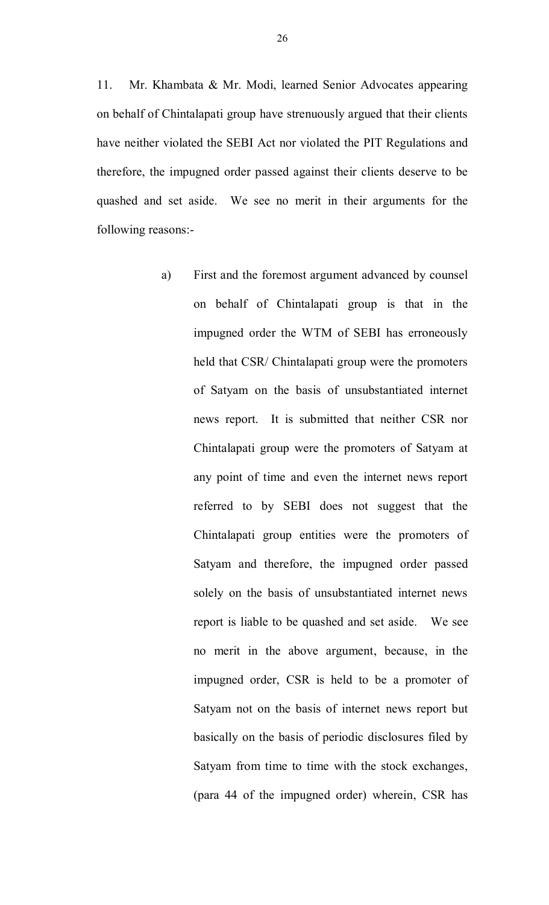11. Mr. Khambata & Mr. Modi, learned Senior Advocates appearing on behalf of Chintalapati group have strenuously argued that their clients have neither violated the SEBI Act nor violated the PIT Regulations and therefore, the impugned order passed against their clients deserve to be quashed and set aside. We see no merit in their arguments for the following reasons:-

a) First and the foremost argument advanced by counsel on behalf of Chintalapati group is that in the impugned order the WTM of SEBI has erroneously held that CSR/ Chintalapati group were the promoters of Satyam on the basis of unsubstantiated internet news report. It is submitted that neither CSR nor Chintalapati group were the promoters of Satyam at any point of time and even the internet news report referred to by SEBI does not suggest that the Chintalapati group entities were the promoters of Satyam and therefore, the impugned order passed solely on the basis of unsubstantiated internet news report is liable to be quashed and set aside. We see no merit in the above argument, because, in the impugned order, CSR is held to be a promoter of Satyam not on the basis of internet news report but basically on the basis of periodic disclosures filed by Satyam from time to time with the stock exchanges, (para 44 of the impugned order) wherein, CSR has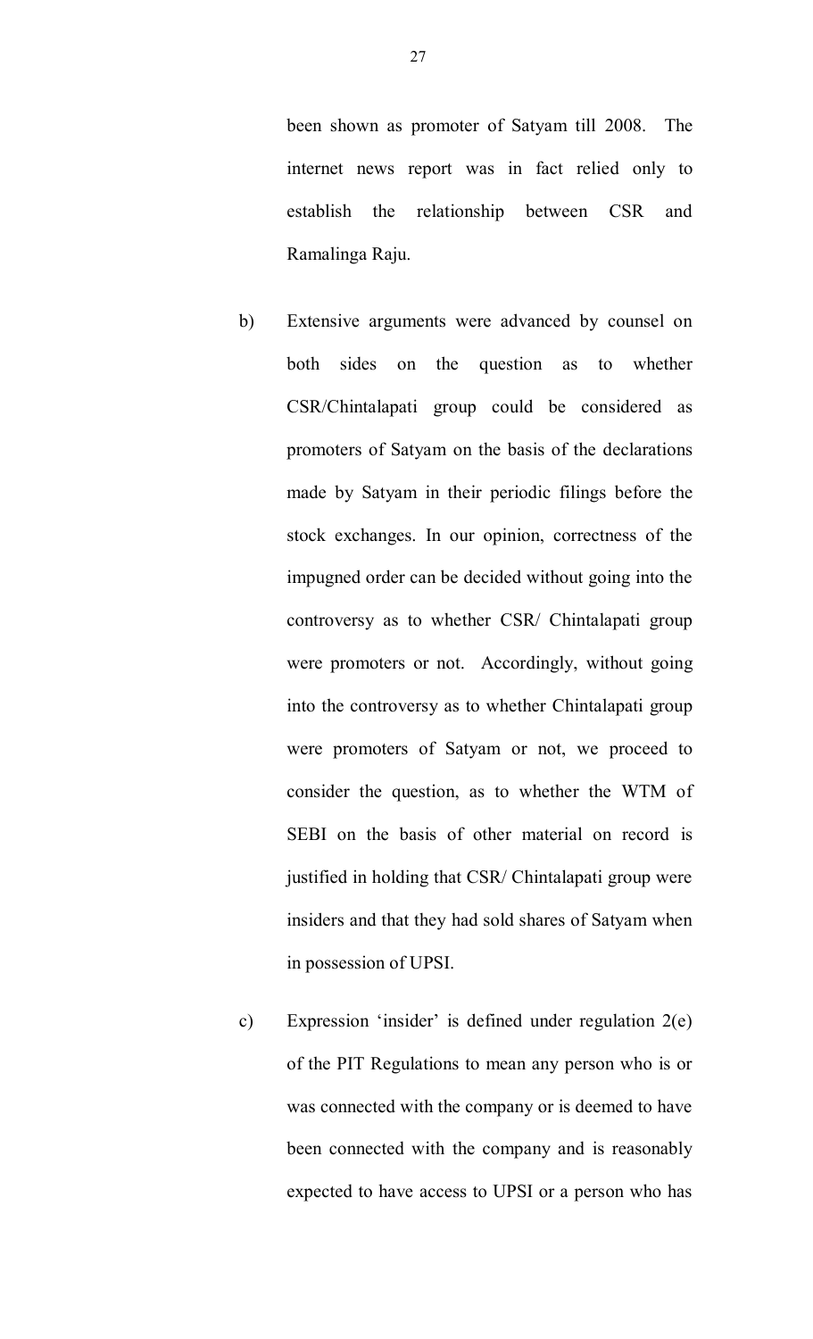been shown as promoter of Satyam till 2008. The internet news report was in fact relied only to establish the relationship between CSR and Ramalinga Raju.

b) Extensive arguments were advanced by counsel on both sides on the question as to whether CSR/Chintalapati group could be considered as promoters of Satyam on the basis of the declarations made by Satyam in their periodic filings before the stock exchanges. In our opinion, correctness of the impugned order can be decided without going into the controversy as to whether CSR/ Chintalapati group were promoters or not. Accordingly, without going into the controversy as to whether Chintalapati group were promoters of Satyam or not, we proceed to consider the question, as to whether the WTM of SEBI on the basis of other material on record is justified in holding that CSR/ Chintalapati group were insiders and that they had sold shares of Satyam when in possession of UPSI.

c) Expression 'insider' is defined under regulation 2(e) of the PIT Regulations to mean any person who is or was connected with the company or is deemed to have been connected with the company and is reasonably expected to have access to UPSI or a person who has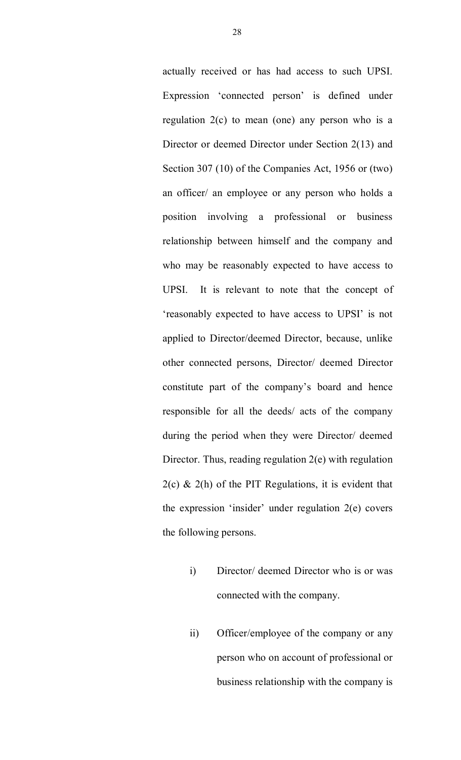actually received or has had access to such UPSI. Expression 'connected person' is defined under regulation 2(c) to mean (one) any person who is a Director or deemed Director under Section 2(13) and Section 307 (10) of the Companies Act, 1956 or (two) an officer/ an employee or any person who holds a position involving a professional or business relationship between himself and the company and who may be reasonably expected to have access to UPSI. It is relevant to note that the concept of 'reasonably expected to have access to UPSI' is not applied to Director/deemed Director, because, unlike other connected persons, Director/ deemed Director constitute part of the company's board and hence responsible for all the deeds/ acts of the company during the period when they were Director/ deemed Director. Thus, reading regulation 2(e) with regulation 2(c) & 2(h) of the PIT Regulations, it is evident that the expression 'insider' under regulation 2(e) covers the following persons.

i) Director/ deemed Director who is or was connected with the company.

ii) Officer/employee of the company or any person who on account of professional or business relationship with the company is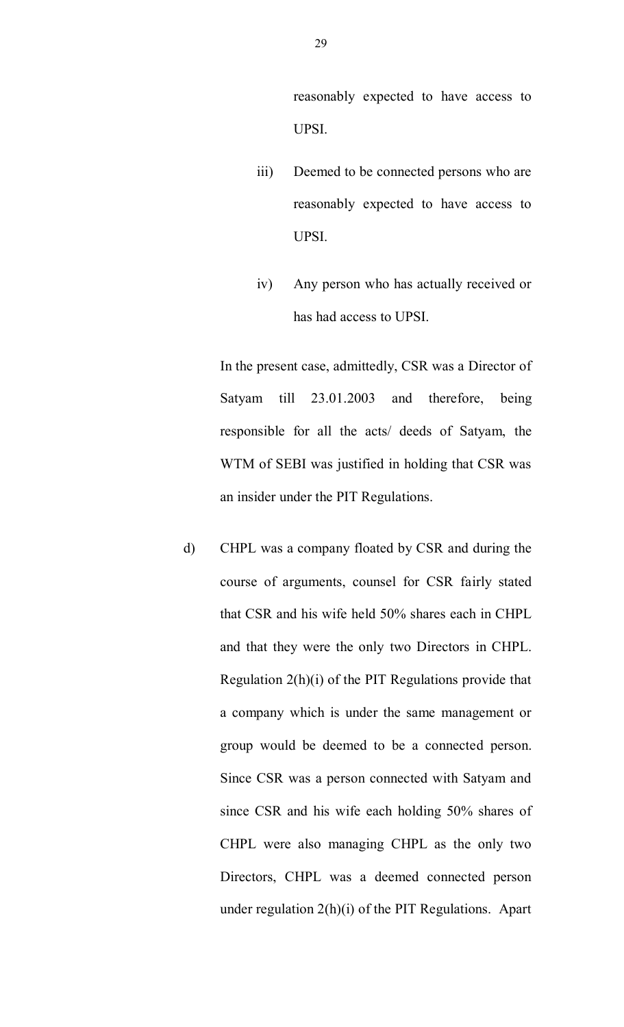reasonably expected to have access to UPSI.

iii) Deemed to be connected persons who are reasonably expected to have access to UPSI.

iv) Any person who has actually received or has had access to UPSI.

In the present case, admittedly, CSR was a Director of Satyam till 23.01.2003 and therefore, being responsible for all the acts/ deeds of Satyam, the WTM of SEBI was justified in holding that CSR was an insider under the PIT Regulations.

d) CHPL was a company floated by CSR and during the course of arguments, counsel for CSR fairly stated that CSR and his wife held 50% shares each in CHPL and that they were the only two Directors in CHPL. Regulation 2(h)(i) of the PIT Regulations provide that a company which is under the same management or group would be deemed to be a connected person. Since CSR was a person connected with Satyam and since CSR and his wife each holding 50% shares of CHPL were also managing CHPL as the only two Directors, CHPL was a deemed connected person under regulation 2(h)(i) of the PIT Regulations. Apart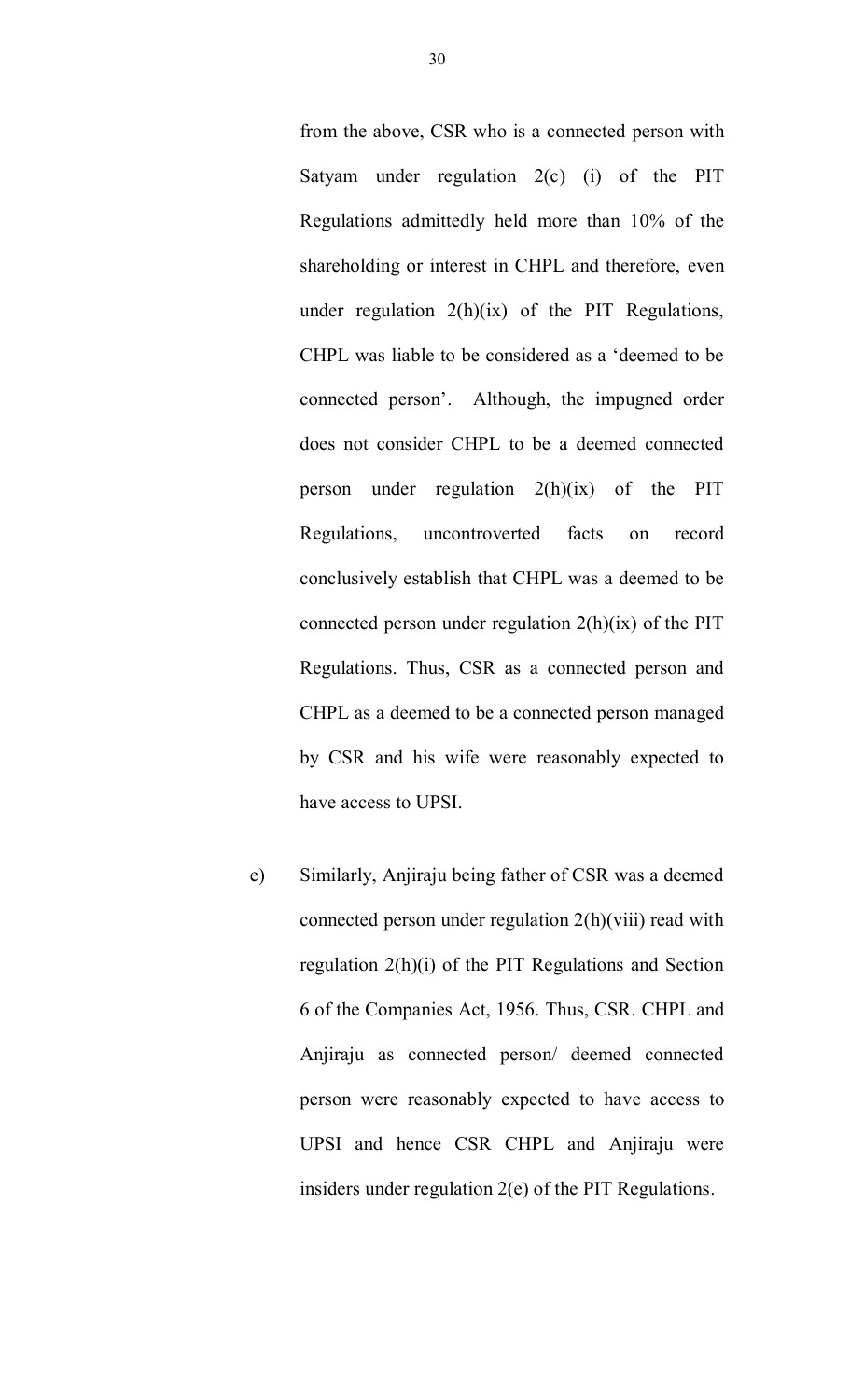from the above, CSR who is a connected person with Satyam under regulation 2(c) (i) of the PIT Regulations admittedly held more than 10% of the shareholding or interest in CHPL and therefore, even under regulation 2(h)(ix) of the PIT Regulations, CHPL was liable to be considered as a 'deemed to be connected person'. Although, the impugned order does not consider CHPL to be a deemed connected person under regulation 2(h)(ix) of the PIT Regulations, uncontroverted facts on record conclusively establish that CHPL was a deemed to be connected person under regulation 2(h)(ix) of the PIT Regulations. Thus, CSR as a connected person and CHPL as a deemed to be a connected person managed by CSR and his wife were reasonably expected to have access to UPSI.

e) Similarly, Anjiraju being father of CSR was a deemed connected person under regulation 2(h)(viii) read with regulation 2(h)(i) of the PIT Regulations and Section 6 of the Companies Act, 1956. Thus, CSR. CHPL and Anjiraju as connected person/ deemed connected person were reasonably expected to have access to UPSI and hence CSR CHPL and Anjiraju were insiders under regulation 2(e) of the PIT Regulations.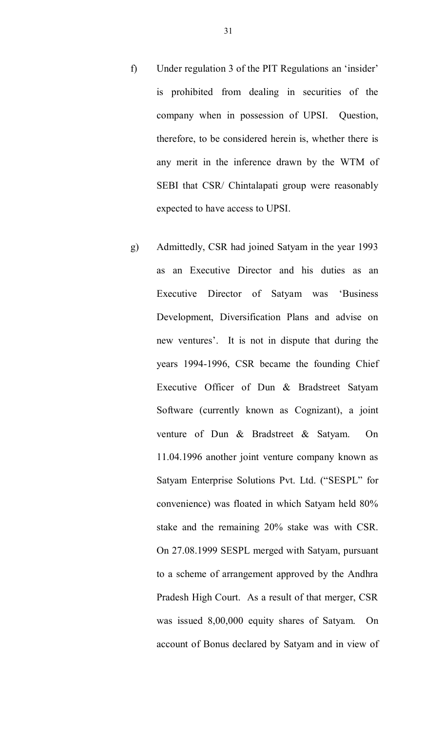f) Under regulation 3 of the PIT Regulations an 'insider' is prohibited from dealing in securities of the company when in possession of UPSI. Question, therefore, to be considered herein is, whether there is any merit in the inference drawn by the WTM of SEBI that CSR/ Chintalapati group were reasonably expected to have access to UPSI.

g) Admittedly, CSR had joined Satyam in the year 1993 as an Executive Director and his duties as an Executive Director of Satyam was 'Business Development, Diversification Plans and advise on new ventures'. It is not in dispute that during the years 1994-1996, CSR became the founding Chief Executive Officer of Dun & Bradstreet Satyam Software (currently known as Cognizant), a joint venture of Dun & Bradstreet & Satyam. On 11.04.1996 another joint venture company known as Satyam Enterprise Solutions Pvt. Ltd. ("SESPL" for convenience) was floated in which Satyam held 80% stake and the remaining 20% stake was with CSR. On 27.08.1999 SESPL merged with Satyam, pursuant to a scheme of arrangement approved by the Andhra Pradesh High Court. As a result of that merger, CSR was issued 8,00,000 equity shares of Satyam. On account of Bonus declared by Satyam and in view of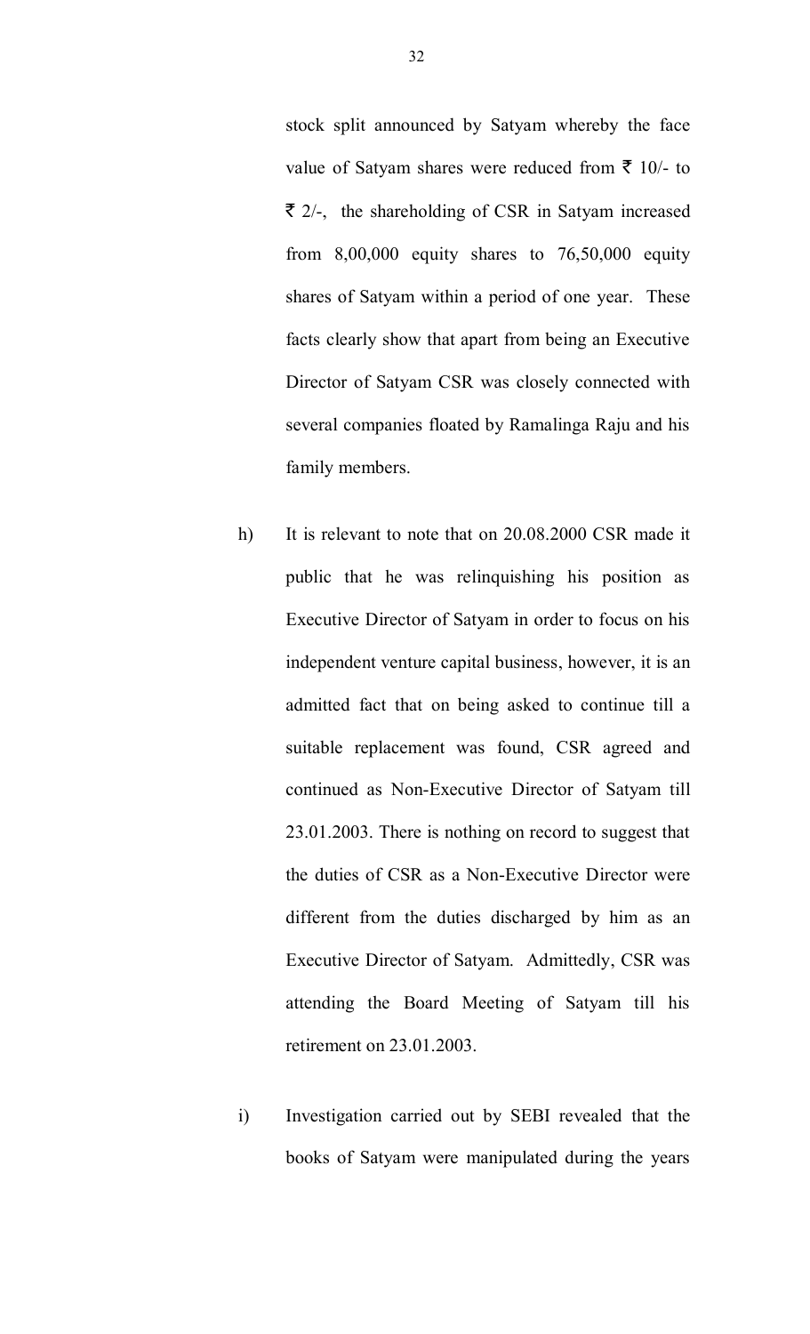stock split announced by Satyam whereby the face value of Satyam shares were reduced from ₹ 10/- to ₹ 2/-, the shareholding of CSR in Satyam increased from 8,00,000 equity shares to 76,50,000 equity shares of Satyam within a period of one year. These facts clearly show that apart from being an Executive Director of Satyam CSR was closely connected with several companies floated by Ramalinga Raju and his family members.

h) It is relevant to note that on 20.08.2000 CSR made it public that he was relinquishing his position as Executive Director of Satyam in order to focus on his independent venture capital business, however, it is an admitted fact that on being asked to continue till a suitable replacement was found, CSR agreed and continued as Non-Executive Director of Satyam till 23.01.2003. There is nothing on record to suggest that the duties of CSR as a Non-Executive Director were different from the duties discharged by him as an Executive Director of Satyam. Admittedly, CSR was attending the Board Meeting of Satyam till his retirement on 23.01.2003.

i) Investigation carried out by SEBI revealed that the books of Satyam were manipulated during the years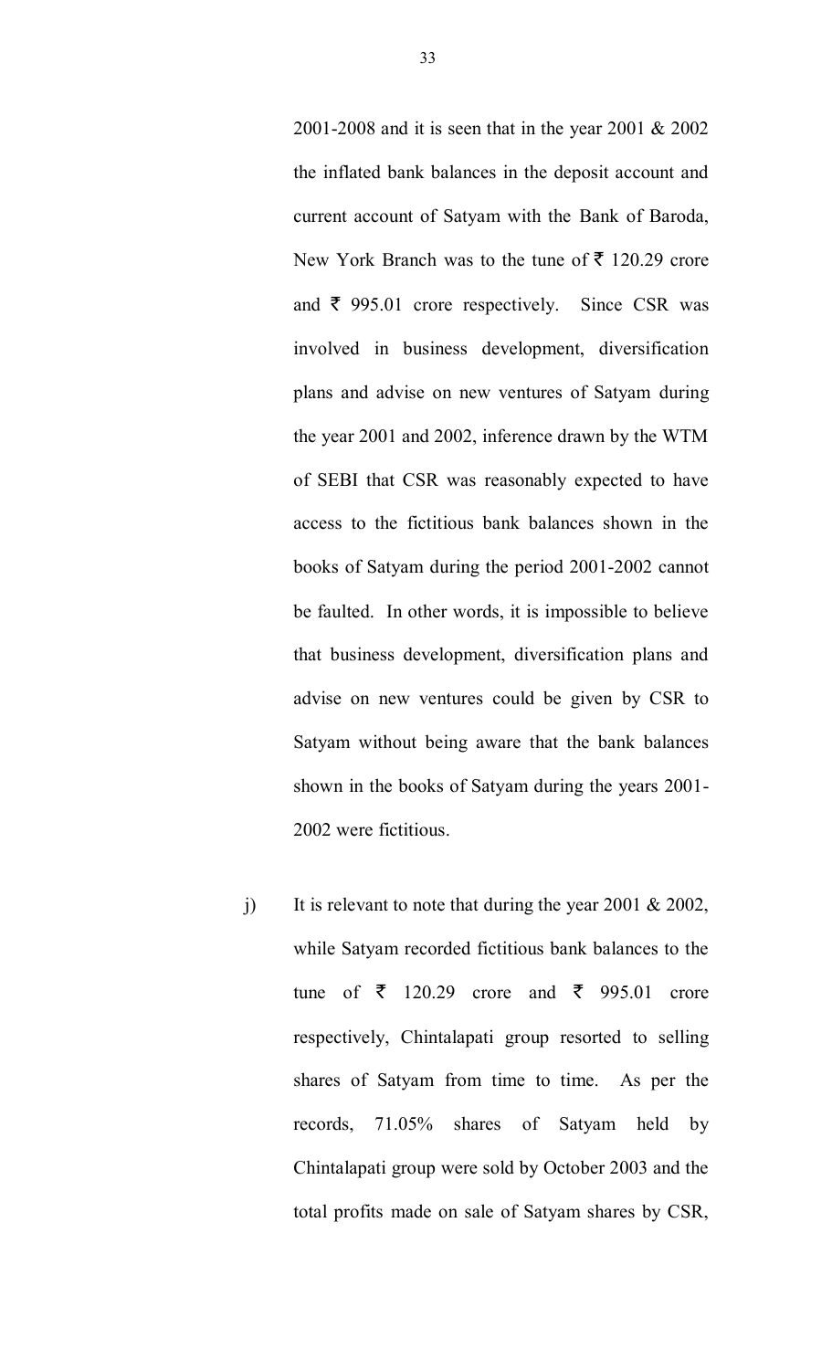2001-2008 and it is seen that in the year 2001 & 2002 the inflated bank balances in the deposit account and current account of Satyam with the Bank of Baroda, New York Branch was to the tune of ₹ 120.29 crore and ₹ 995.01 crore respectively. Since CSR was involved in business development, diversification plans and advise on new ventures of Satyam during the year 2001 and 2002, inference drawn by the WTM of SEBI that CSR was reasonably expected to have access to the fictitious bank balances shown in the books of Satyam during the period 2001-2002 cannot be faulted. In other words, it is impossible to believe that business development, diversification plans and advise on new ventures could be given by CSR to Satyam without being aware that the bank balances shown in the books of Satyam during the years 2001-2002 were fictitious.

j) It is relevant to note that during the year 2001 & 2002, while Satyam recorded fictitious bank balances to the tune of ₹ 120.29 crore and ₹ 995.01 crore respectively, Chintalapati group resorted to selling shares of Satyam from time to time. As per the records, 71.05% shares of Satyam held by Chintalapati group were sold by October 2003 and the total profits made on sale of Satyam shares by CSR,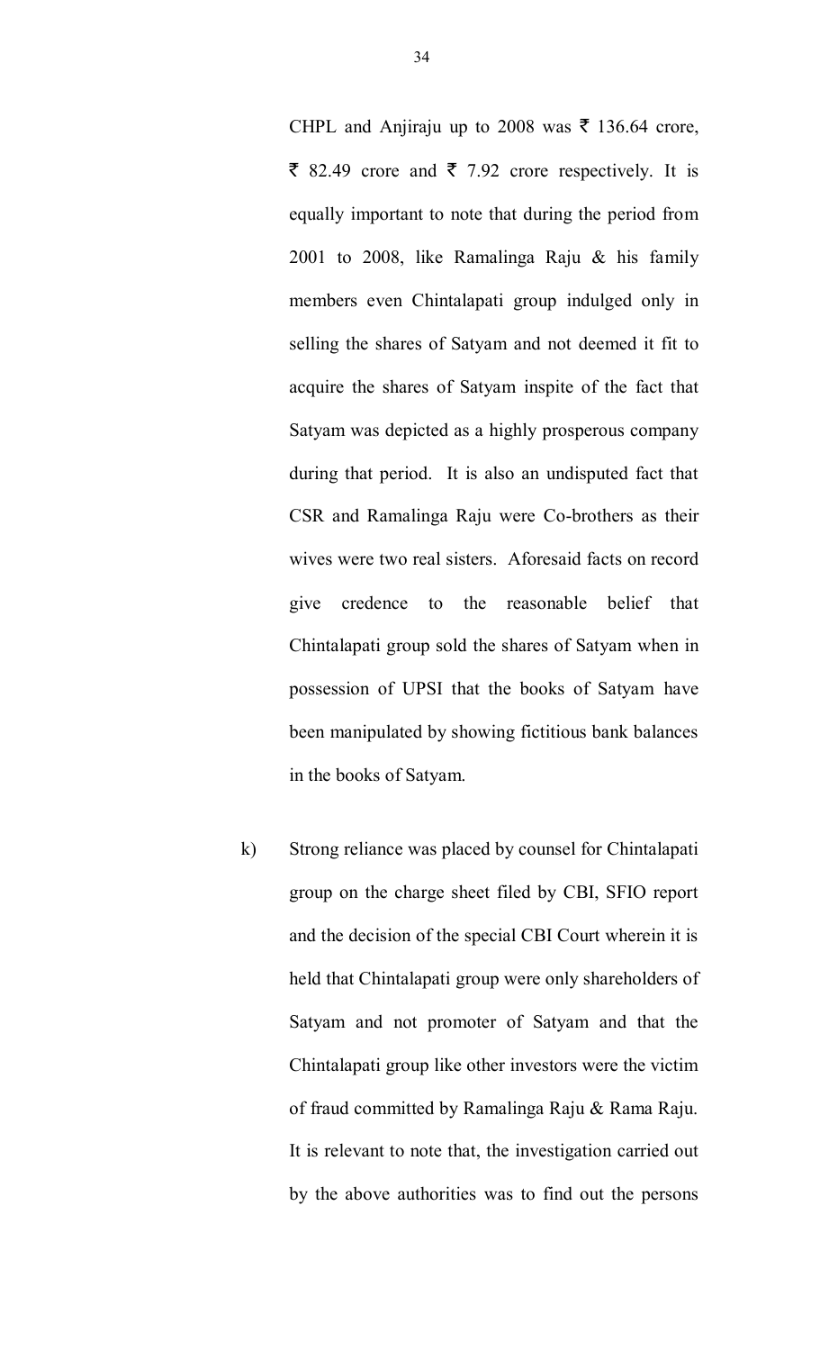CHPL and Anjiraju up to 2008 was ₹ 136.64 crore, ₹ 82.49 crore and ₹ 7.92 crore respectively. It is equally important to note that during the period from 2001 to 2008, like Ramalinga Raju & his family members even Chintalapati group indulged only in selling the shares of Satyam and not deemed it fit to acquire the shares of Satyam inspite of the fact that Satyam was depicted as a highly prosperous company during that period. It is also an undisputed fact that CSR and Ramalinga Raju were Co-brothers as their wives were two real sisters. Aforesaid facts on record give credence to the reasonable belief that Chintalapati group sold the shares of Satyam when in possession of UPSI that the books of Satyam have been manipulated by showing fictitious bank balances in the books of Satyam.

k) Strong reliance was placed by counsel for Chintalapati group on the charge sheet filed by CBI, SFIO report and the decision of the special CBI Court wherein it is held that Chintalapati group were only shareholders of Satyam and not promoter of Satyam and that the Chintalapati group like other investors were the victim of fraud committed by Ramalinga Raju & Rama Raju. It is relevant to note that, the investigation carried out by the above authorities was to find out the persons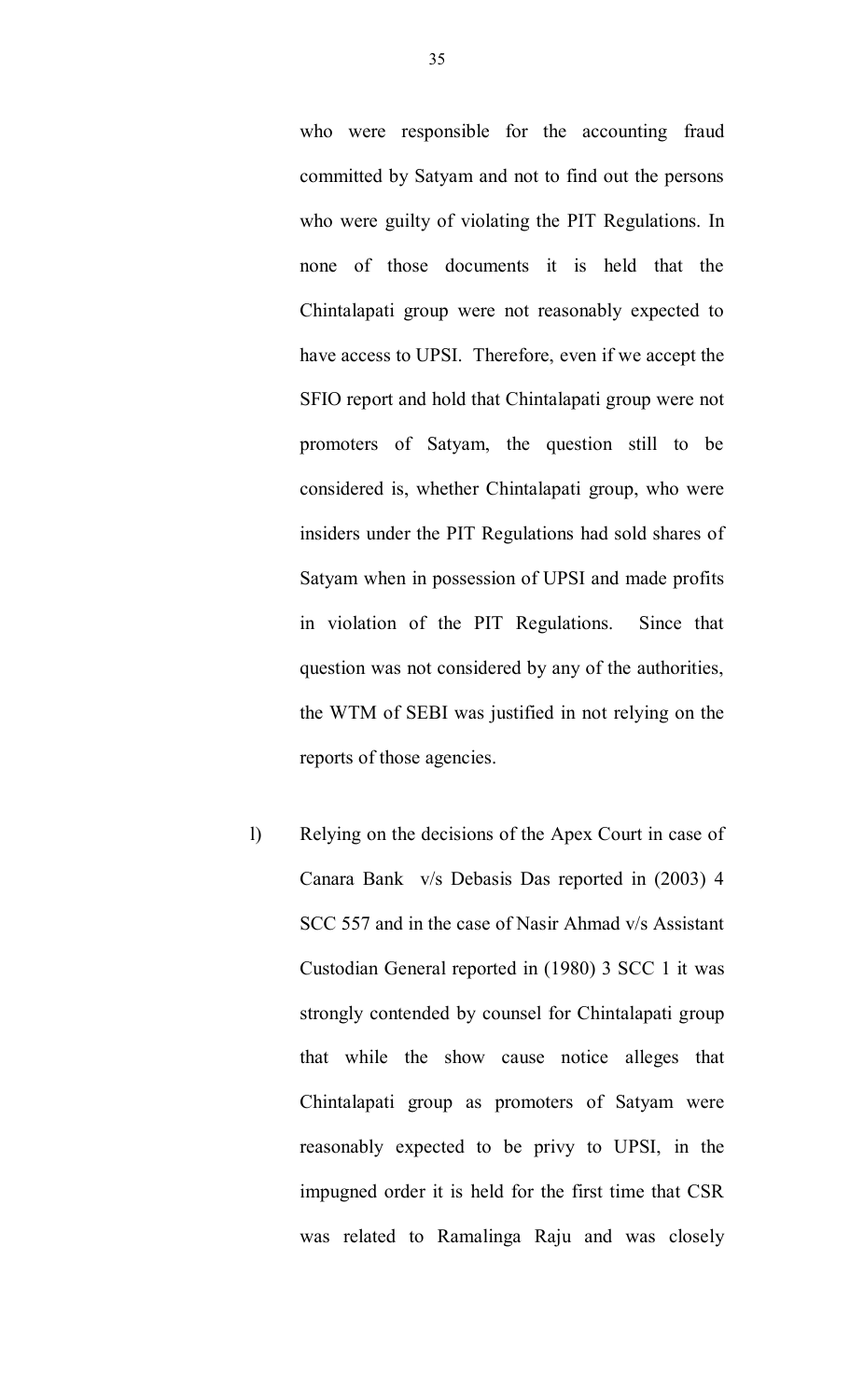who were responsible for the accounting fraud committed by Satyam and not to find out the persons who were guilty of violating the PIT Regulations. In none of those documents it is held that the Chintalapati group were not reasonably expected to have access to UPSI. Therefore, even if we accept the SFIO report and hold that Chintalapati group were not promoters of Satyam, the question still to be considered is, whether Chintalapati group, who were insiders under the PIT Regulations had sold shares of Satyam when in possession of UPSI and made profits in violation of the PIT Regulations. Since that question was not considered by any of the authorities, the WTM of SEBI was justified in not relying on the reports of those agencies.

l) Relying on the decisions of the Apex Court in case of Canara Bank v/s Debasis Das reported in (2003) 4 SCC 557 and in the case of Nasir Ahmad v/s Assistant Custodian General reported in (1980) 3 SCC 1 it was strongly contended by counsel for Chintalapati group that while the show cause notice alleges that Chintalapati group as promoters of Satyam were reasonably expected to be privy to UPSI, in the impugned order it is held for the first time that CSR was related to Ramalinga Raju and was closely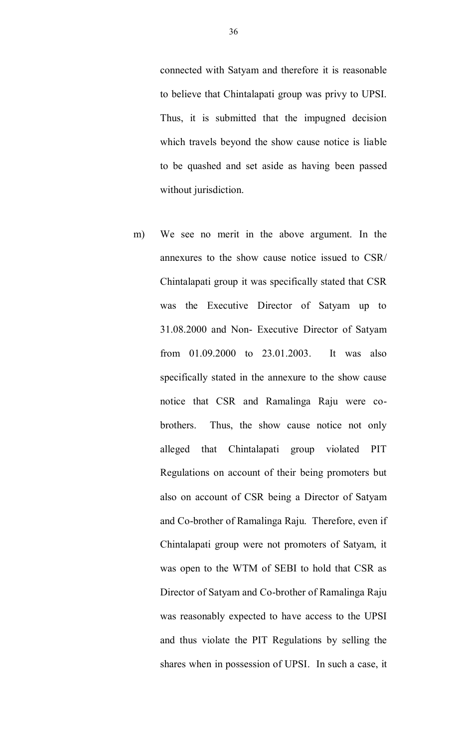connected with Satyam and therefore it is reasonable to believe that Chintalapati group was privy to UPSI. Thus, it is submitted that the impugned decision which travels beyond the show cause notice is liable to be quashed and set aside as having been passed without jurisdiction.

m) We see no merit in the above argument. In the annexures to the show cause notice issued to CSR/ Chintalapati group it was specifically stated that CSR was the Executive Director of Satyam up to 31.08.2000 and Non- Executive Director of Satyam from 01.09.2000 to 23.01.2003. It was also specifically stated in the annexure to the show cause notice that CSR and Ramalinga Raju were co-brothers. Thus, the show cause notice not only alleged that Chintalapati group violated PIT Regulations on account of their being promoters but also on account of CSR being a Director of Satyam and Co-brother of Ramalinga Raju. Therefore, even if Chintalapati group were not promoters of Satyam, it was open to the WTM of SEBI to hold that CSR as Director of Satyam and Co-brother of Ramalinga Raju was reasonably expected to have access to the UPSI and thus violate the PIT Regulations by selling the shares when in possession of UPSI. In such a case, it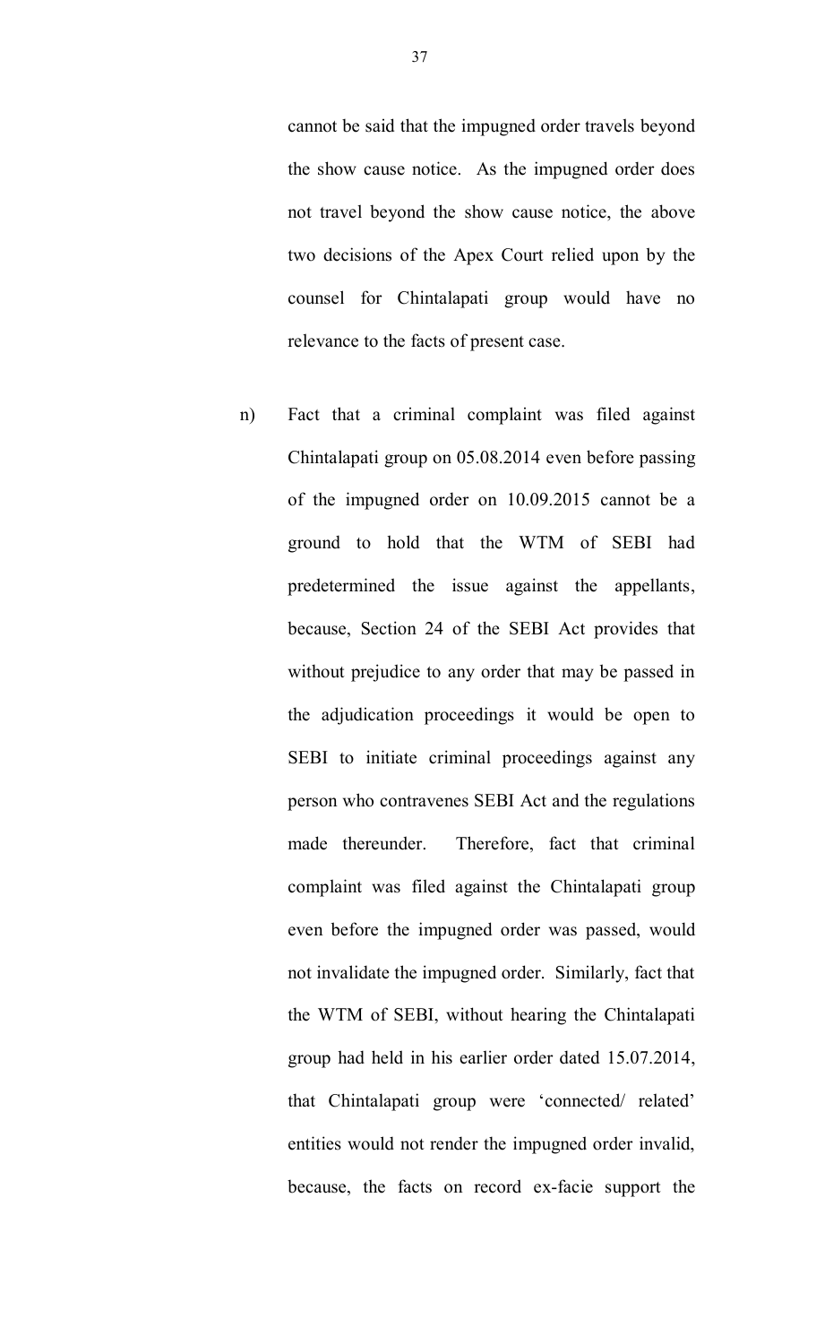cannot be said that the impugned order travels beyond the show cause notice. As the impugned order does not travel beyond the show cause notice, the above two decisions of the Apex Court relied upon by the counsel for Chintalapati group would have no relevance to the facts of present case.

n) Fact that a criminal complaint was filed against Chintalapati group on 05.08.2014 even before passing of the impugned order on 10.09.2015 cannot be a ground to hold that the WTM of SEBI had predetermined the issue against the appellants, because, Section 24 of the SEBI Act provides that without prejudice to any order that may be passed in the adjudication proceedings it would be open to SEBI to initiate criminal proceedings against any person who contravenes SEBI Act and the regulations made thereunder. Therefore, fact that criminal complaint was filed against the Chintalapati group even before the impugned order was passed, would not invalidate the impugned order. Similarly, fact that the WTM of SEBI, without hearing the Chintalapati group had held in his earlier order dated 15.07.2014, that Chintalapati group were 'connected/ related' entities would not render the impugned order invalid, because, the facts on record ex-facie support the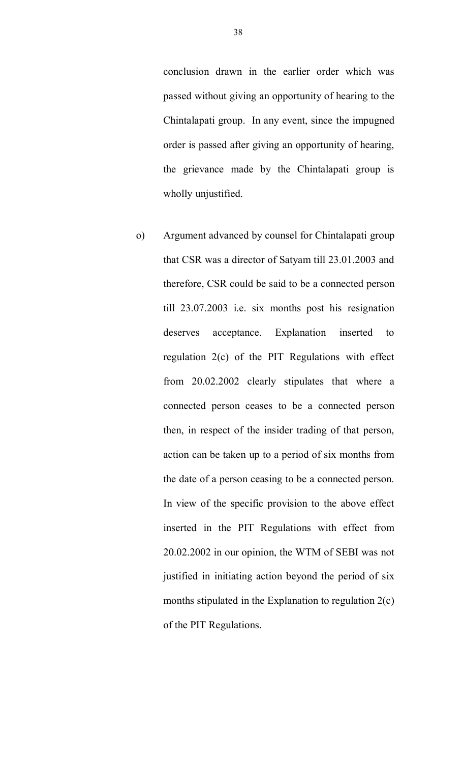conclusion drawn in the earlier order which was passed without giving an opportunity of hearing to the Chintalapati group. In any event, since the impugned order is passed after giving an opportunity of hearing, the grievance made by the Chintalapati group is wholly unjustified.

o) Argument advanced by counsel for Chintalapati group that CSR was a director of Satyam till 23.01.2003 and therefore, CSR could be said to be a connected person till 23.07.2003 i.e. six months post his resignation deserves acceptance. Explanation inserted to regulation 2(c) of the PIT Regulations with effect from 20.02.2002 clearly stipulates that where a connected person ceases to be a connected person then, in respect of the insider trading of that person, action can be taken up to a period of six months from the date of a person ceasing to be a connected person. In view of the specific provision to the above effect inserted in the PIT Regulations with effect from 20.02.2002 in our opinion, the WTM of SEBI was not justified in initiating action beyond the period of six months stipulated in the Explanation to regulation 2(c) of the PIT Regulations.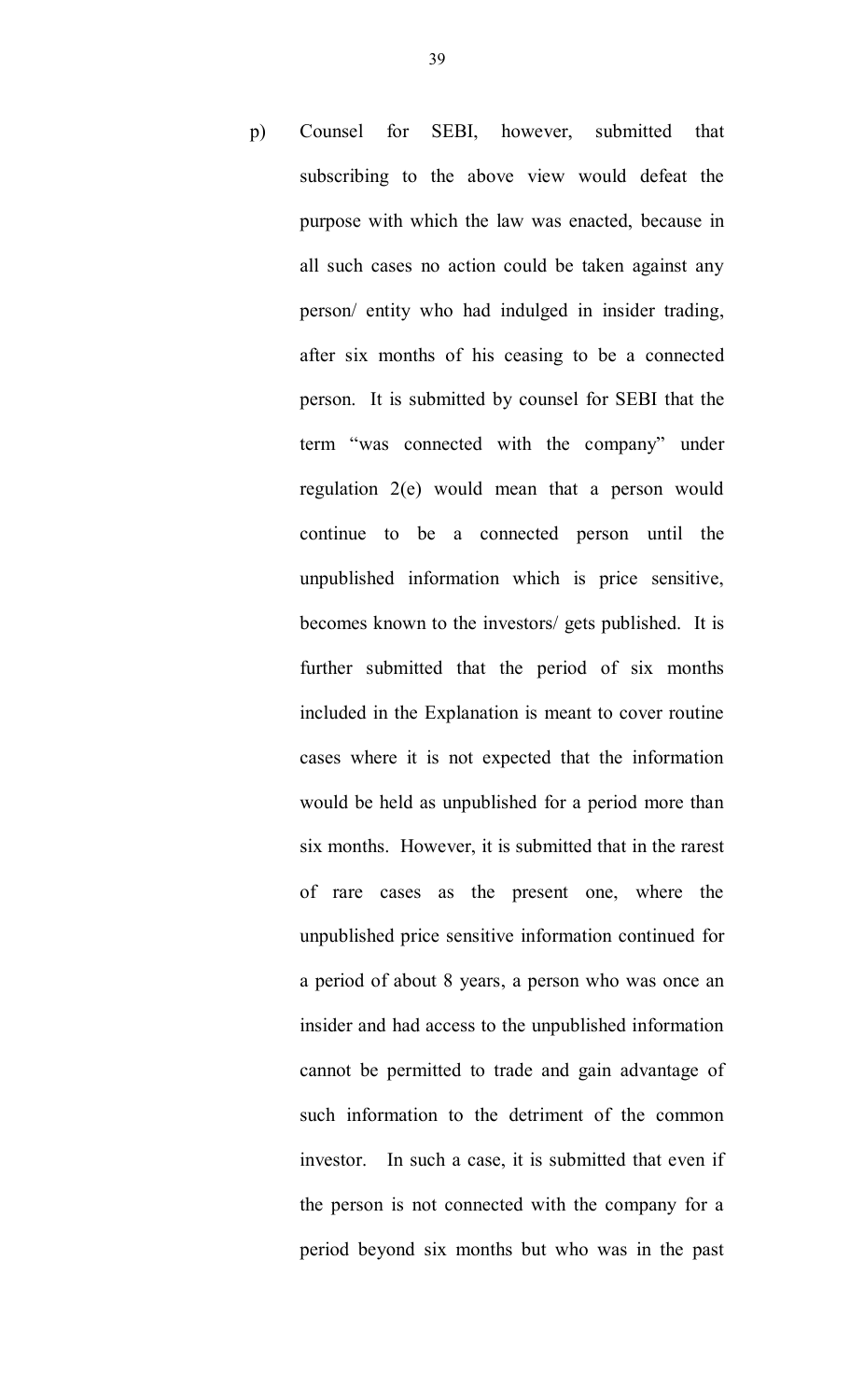p) Counsel for SEBI, however, submitted that subscribing to the above view would defeat the purpose with which the law was enacted, because in all such cases no action could be taken against any person/ entity who had indulged in insider trading, after six months of his ceasing to be a connected person. It is submitted by counsel for SEBI that the term "was connected with the company" under regulation 2(e) would mean that a person would continue to be a connected person until the unpublished information which is price sensitive, becomes known to the investors/ gets published. It is further submitted that the period of six months included in the Explanation is meant to cover routine cases where it is not expected that the information would be held as unpublished for a period more than six months. However, it is submitted that in the rarest of rare cases as the present one, where the unpublished price sensitive information continued for a period of about 8 years, a person who was once an insider and had access to the unpublished information cannot be permitted to trade and gain advantage of such information to the detriment of the common investor. In such a case, it is submitted that even if the person is not connected with the company for a period beyond six months but who was in the past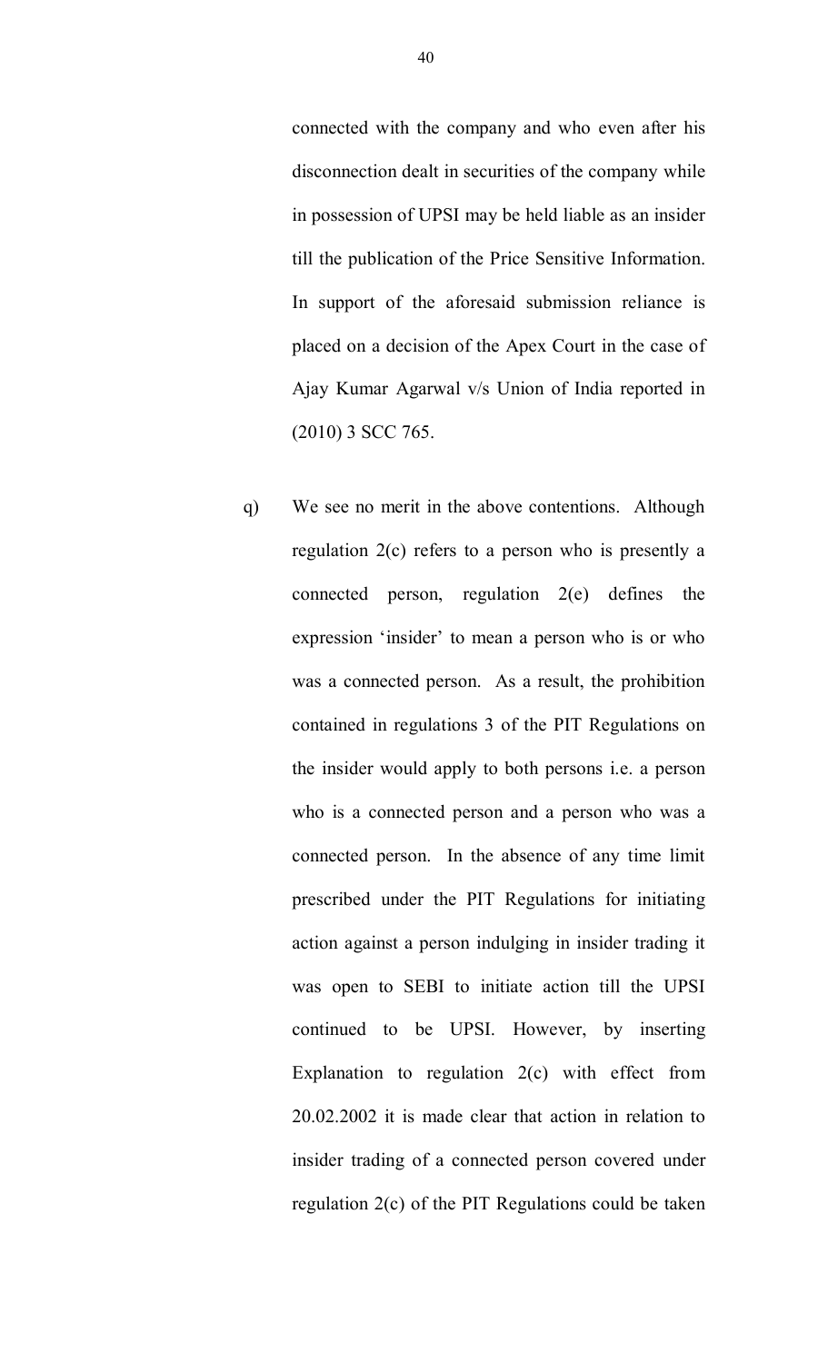connected with the company and who even after his disconnection dealt in securities of the company while in possession of UPSI may be held liable as an insider till the publication of the Price Sensitive Information. In support of the aforesaid submission reliance is placed on a decision of the Apex Court in the case of Ajay Kumar Agarwal v/s Union of India reported in (2010) 3 SCC 765.

q) We see no merit in the above contentions. Although regulation 2(c) refers to a person who is presently a connected person, regulation 2(e) defines the expression 'insider' to mean a person who is or who was a connected person. As a result, the prohibition contained in regulations 3 of the PIT Regulations on the insider would apply to both persons i.e. a person who is a connected person and a person who was a connected person. In the absence of any time limit prescribed under the PIT Regulations for initiating action against a person indulging in insider trading it was open to SEBI to initiate action till the UPSI continued to be UPSI. However, by inserting Explanation to regulation 2(c) with effect from 20.02.2002 it is made clear that action in relation to insider trading of a connected person covered under regulation 2(c) of the PIT Regulations could be taken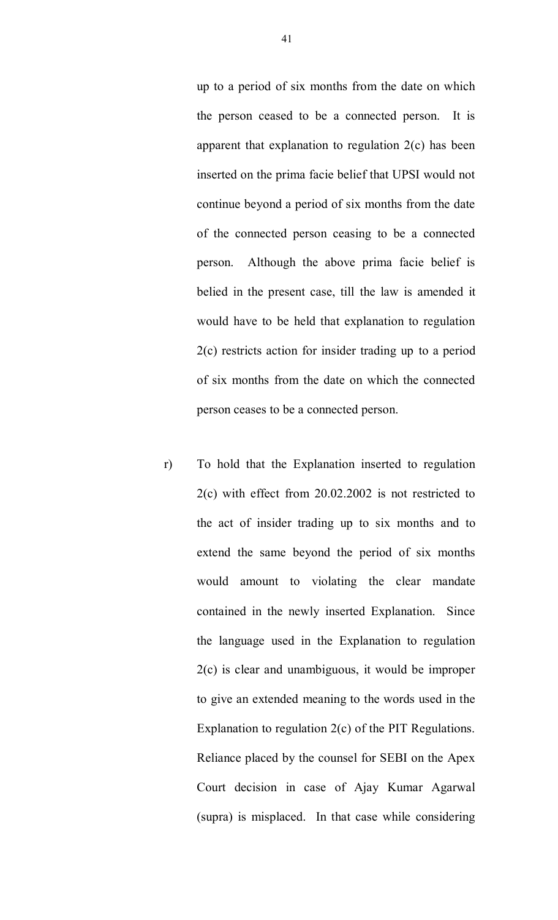up to a period of six months from the date on which the person ceased to be a connected person. It is apparent that explanation to regulation 2(c) has been inserted on the prima facie belief that UPSI would not continue beyond a period of six months from the date of the connected person ceasing to be a connected person. Although the above prima facie belief is belied in the present case, till the law is amended it would have to be held that explanation to regulation 2(c) restricts action for insider trading up to a period of six months from the date on which the connected person ceases to be a connected person.

r) To hold that the Explanation inserted to regulation 2(c) with effect from 20.02.2002 is not restricted to the act of insider trading up to six months and to extend the same beyond the period of six months would amount to violating the clear mandate contained in the newly inserted Explanation. Since the language used in the Explanation to regulation 2(c) is clear and unambiguous, it would be improper to give an extended meaning to the words used in the Explanation to regulation 2(c) of the PIT Regulations. Reliance placed by the counsel for SEBI on the Apex Court decision in case of Ajay Kumar Agarwal (supra) is misplaced. In that case while considering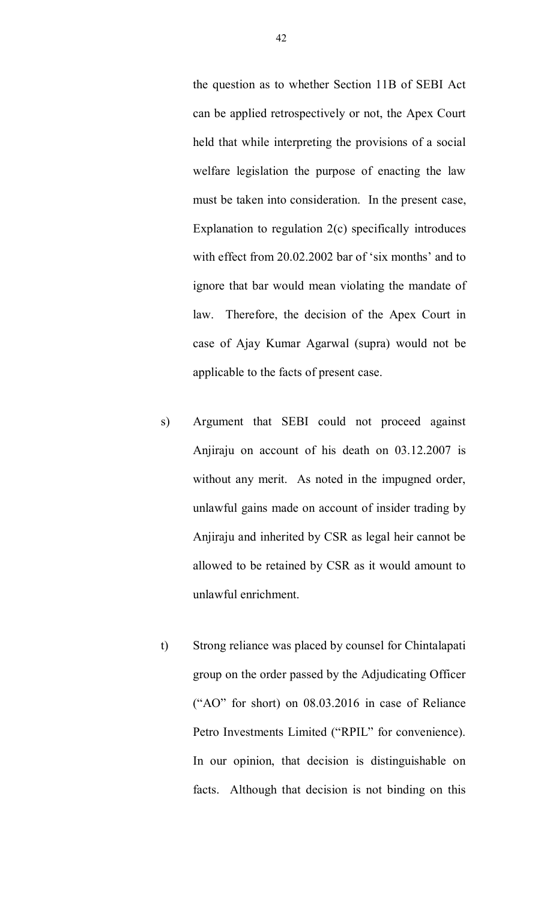the question as to whether Section 11B of SEBI Act can be applied retrospectively or not, the Apex Court held that while interpreting the provisions of a social welfare legislation the purpose of enacting the law must be taken into consideration. In the present case, Explanation to regulation 2(c) specifically introduces with effect from 20.02.2002 bar of 'six months' and to ignore that bar would mean violating the mandate of law. Therefore, the decision of the Apex Court in case of Ajay Kumar Agarwal (supra) would not be applicable to the facts of present case.

s) Argument that SEBI could not proceed against Anjiraju on account of his death on 03.12.2007 is without any merit. As noted in the impugned order, unlawful gains made on account of insider trading by Anjiraju and inherited by CSR as legal heir cannot be allowed to be retained by CSR as it would amount to unlawful enrichment.

t) Strong reliance was placed by counsel for Chintalapati group on the order passed by the Adjudicating Officer ("AO" for short) on 08.03.2016 in case of Reliance Petro Investments Limited ("RPIL" for convenience). In our opinion, that decision is distinguishable on facts. Although that decision is not binding on this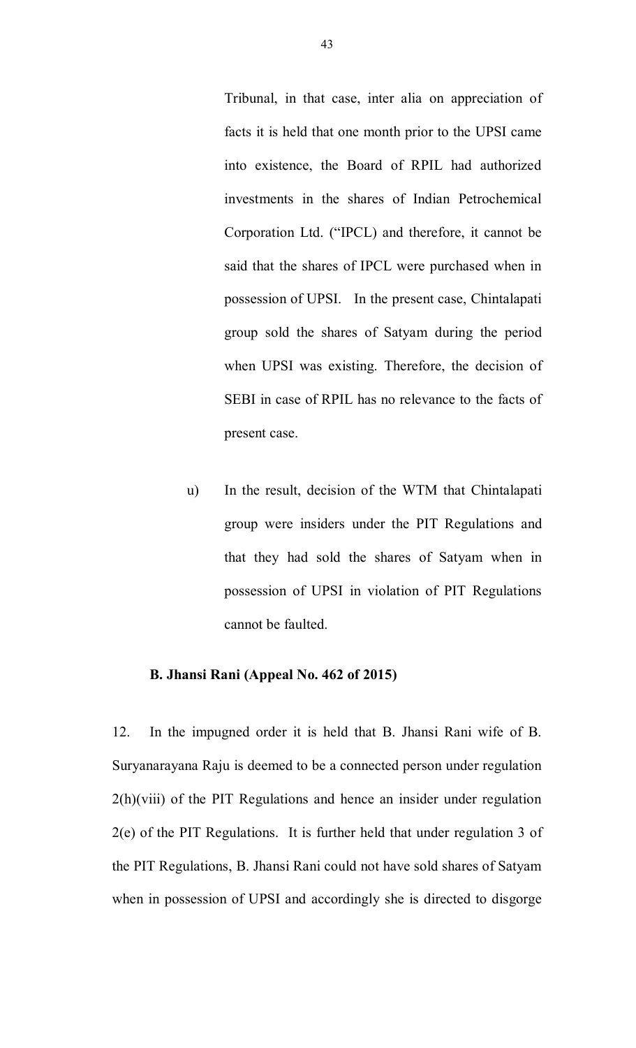Tribunal, in that case, inter alia on appreciation of facts it is held that one month prior to the UPSI came into existence, the Board of RPIL had authorized investments in the shares of Indian Petrochemical Corporation Ltd. ("IPCL) and therefore, it cannot be said that the shares of IPCL were purchased when in possession of UPSI. In the present case, Chintalapati group sold the shares of Satyam during the period when UPSI was existing. Therefore, the decision of SEBI in case of RPIL has no relevance to the facts of present case.

u) In the result, decision of the WTM that Chintalapati group were insiders under the PIT Regulations and that they had sold the shares of Satyam when in possession of UPSI in violation of PIT Regulations cannot be faulted.

**B. Jhansi Rani (Appeal No. 462 of 2015)**

12. In the impugned order it is held that B. Jhansi Rani wife of B. Suryanarayana Raju is deemed to be a connected person under regulation 2(h)(viii) of the PIT Regulations and hence an insider under regulation 2(e) of the PIT Regulations. It is further held that under regulation 3 of the PIT Regulations, B. Jhansi Rani could not have sold shares of Satyam when in possession of UPSI and accordingly she is directed to disgorge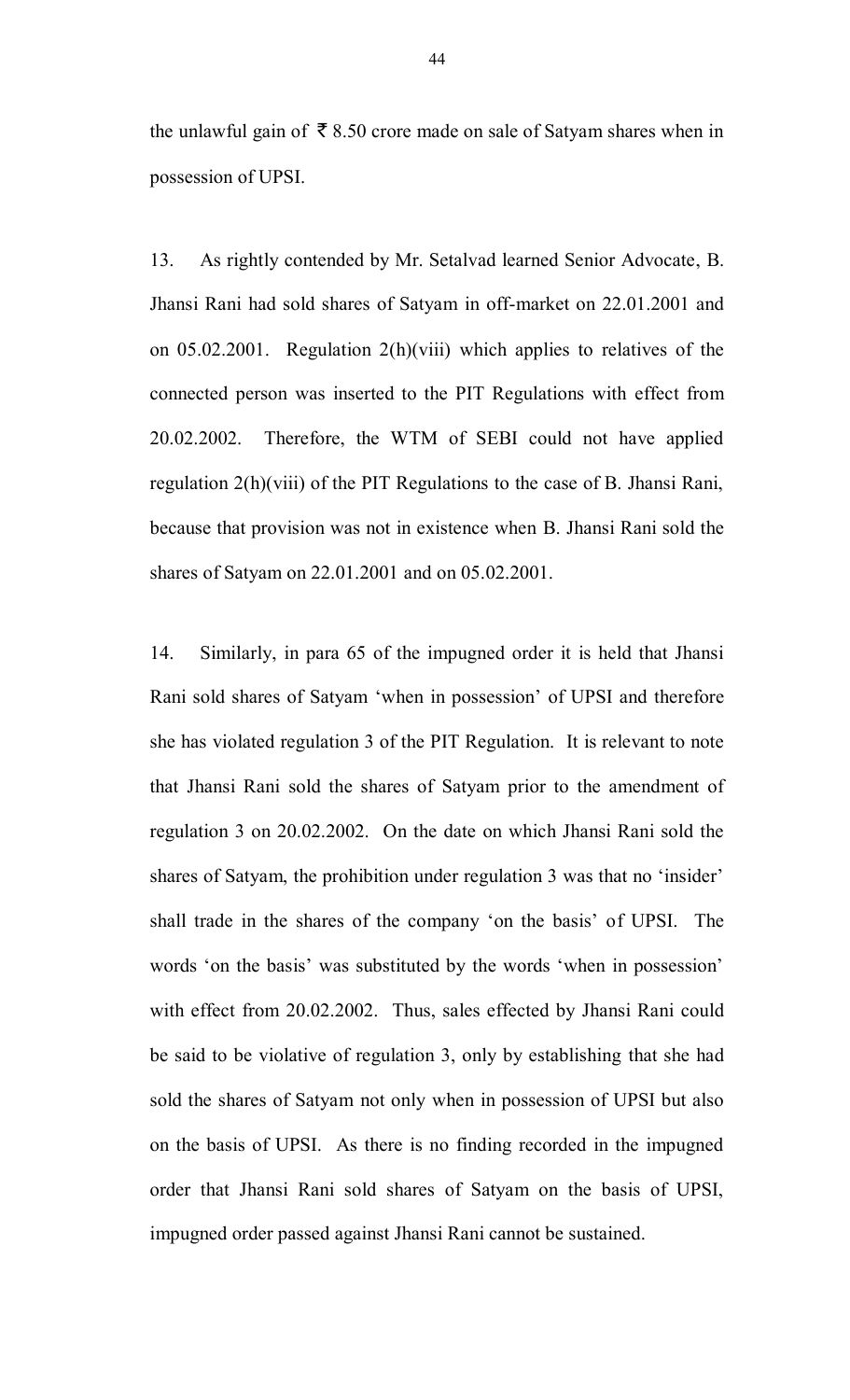the unlawful gain of ₹ 8.50 crore made on sale of Satyam shares when in possession of UPSI.

13. As rightly contended by Mr. Setalvad learned Senior Advocate, B. Jhansi Rani had sold shares of Satyam in off-market on 22.01.2001 and on 05.02.2001. Regulation 2(h)(viii) which applies to relatives of the connected person was inserted to the PIT Regulations with effect from 20.02.2002. Therefore, the WTM of SEBI could not have applied regulation 2(h)(viii) of the PIT Regulations to the case of B. Jhansi Rani, because that provision was not in existence when B. Jhansi Rani sold the shares of Satyam on 22.01.2001 and on 05.02.2001.

14. Similarly, in para 65 of the impugned order it is held that Jhansi Rani sold shares of Satyam 'when in possession' of UPSI and therefore she has violated regulation 3 of the PIT Regulation. It is relevant to note that Jhansi Rani sold the shares of Satyam prior to the amendment of regulation 3 on 20.02.2002. On the date on which Jhansi Rani sold the shares of Satyam, the prohibition under regulation 3 was that no 'insider' shall trade in the shares of the company 'on the basis' of UPSI. The words 'on the basis' was substituted by the words 'when in possession' with effect from 20.02.2002. Thus, sales effected by Jhansi Rani could be said to be violative of regulation 3, only by establishing that she had sold the shares of Satyam not only when in possession of UPSI but also on the basis of UPSI. As there is no finding recorded in the impugned order that Jhansi Rani sold shares of Satyam on the basis of UPSI, impugned order passed against Jhansi Rani cannot be sustained.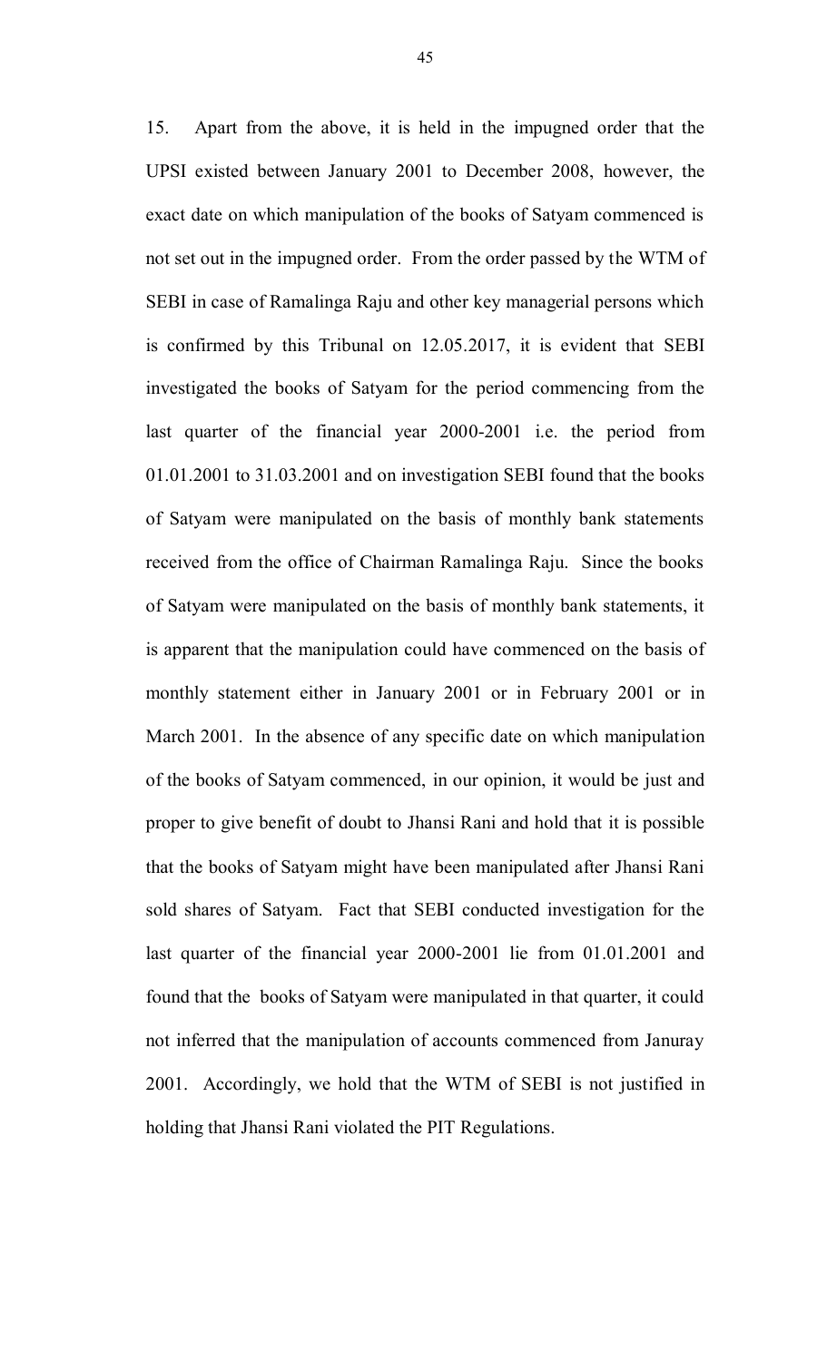15. Apart from the above, it is held in the impugned order that the UPSI existed between January 2001 to December 2008, however, the exact date on which manipulation of the books of Satyam commenced is not set out in the impugned order. From the order passed by the WTM of SEBI in case of Ramalinga Raju and other key managerial persons which is confirmed by this Tribunal on 12.05.2017, it is evident that SEBI investigated the books of Satyam for the period commencing from the last quarter of the financial year 2000-2001 i.e. the period from 01.01.2001 to 31.03.2001 and on investigation SEBI found that the books of Satyam were manipulated on the basis of monthly bank statements received from the office of Chairman Ramalinga Raju. Since the books of Satyam were manipulated on the basis of monthly bank statements, it is apparent that the manipulation could have commenced on the basis of monthly statement either in January 2001 or in February 2001 or in March 2001. In the absence of any specific date on which manipulation of the books of Satyam commenced, in our opinion, it would be just and proper to give benefit of doubt to Jhansi Rani and hold that it is possible that the books of Satyam might have been manipulated after Jhansi Rani sold shares of Satyam. Fact that SEBI conducted investigation for the last quarter of the financial year 2000-2001 lie from 01.01.2001 and found that the books of Satyam were manipulated in that quarter, it could not inferred that the manipulation of accounts commenced from Januray 2001. Accordingly, we hold that the WTM of SEBI is not justified in holding that Jhansi Rani violated the PIT Regulations.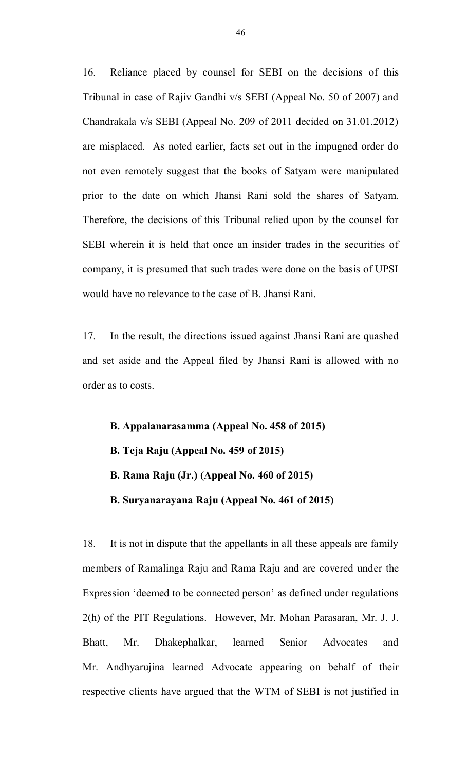16. Reliance placed by counsel for SEBI on the decisions of this Tribunal in case of Rajiv Gandhi v/s SEBI (Appeal No. 50 of 2007) and Chandrakala v/s SEBI (Appeal No. 209 of 2011 decided on 31.01.2012) are misplaced. As noted earlier, facts set out in the impugned order do not even remotely suggest that the books of Satyam were manipulated prior to the date on which Jhansi Rani sold the shares of Satyam. Therefore, the decisions of this Tribunal relied upon by the counsel for SEBI wherein it is held that once an insider trades in the securities of company, it is presumed that such trades were done on the basis of UPSI would have no relevance to the case of B. Jhansi Rani.

17. In the result, the directions issued against Jhansi Rani are quashed and set aside and the Appeal filed by Jhansi Rani is allowed with no order as to costs.

**B. Appalanarasamma (Appeal No. 458 of 2015)**

**B. Teja Raju (Appeal No. 459 of 2015)**

**B. Rama Raju (Jr.) (Appeal No. 460 of 2015)**

**B. Suryanarayana Raju (Appeal No. 461 of 2015)**

18. It is not in dispute that the appellants in all these appeals are family members of Ramalinga Raju and Rama Raju and are covered under the Expression 'deemed to be connected person' as defined under regulations 2(h) of the PIT Regulations. However, Mr. Mohan Parasaran, Mr. J. J. Bhatt, Mr. Dhakephalkar, learned Senior Advocates and Mr. Andhyarujina learned Advocate appearing on behalf of their respective clients have argued that the WTM of SEBI is not justified in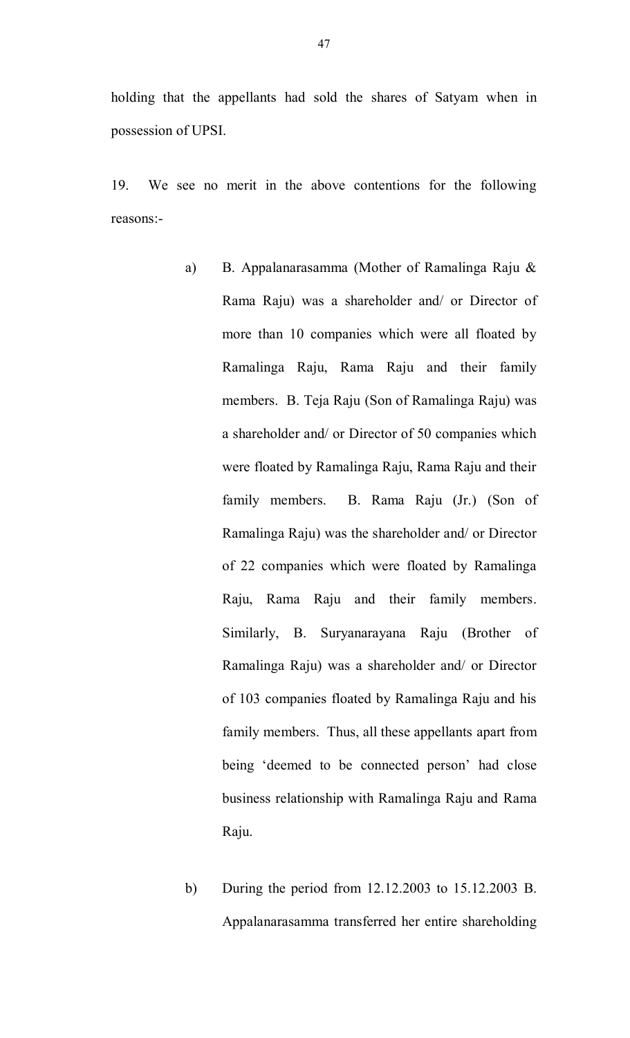holding that the appellants had sold the shares of Satyam when in possession of UPSI.

19. We see no merit in the above contentions for the following reasons:-

a) B. Appalanarasamma (Mother of Ramalinga Raju & Rama Raju) was a shareholder and/ or Director of more than 10 companies which were all floated by Ramalinga Raju, Rama Raju and their family members. B. Teja Raju (Son of Ramalinga Raju) was a shareholder and/ or Director of 50 companies which were floated by Ramalinga Raju, Rama Raju and their family members. B. Rama Raju (Jr.) (Son of Ramalinga Raju) was the shareholder and/ or Director of 22 companies which were floated by Ramalinga Raju, Rama Raju and their family members. Similarly, B. Suryanarayana Raju (Brother of Ramalinga Raju) was a shareholder and/ or Director of 103 companies floated by Ramalinga Raju and his family members. Thus, all these appellants apart from being 'deemed to be connected person' had close business relationship with Ramalinga Raju and Rama Raju.

b) During the period from 12.12.2003 to 15.12.2003 B. Appalanarasamma transferred her entire shareholding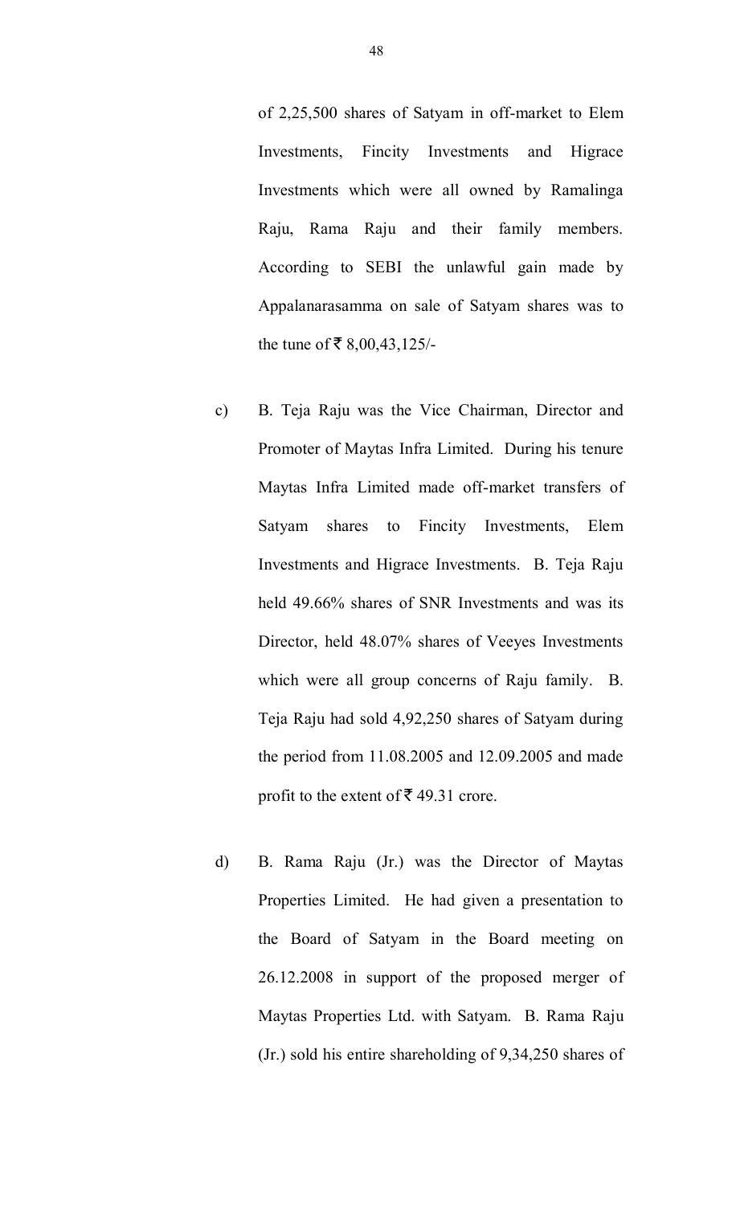of 2,25,500 shares of Satyam in off-market to Elem Investments, Fincity Investments and Higrace Investments which were all owned by Ramalinga Raju, Rama Raju and their family members. According to SEBI the unlawful gain made by Appalanarasamma on sale of Satyam shares was to the tune of ₹ 8,00,43,125/-

c) B. Teja Raju was the Vice Chairman, Director and Promoter of Maytas Infra Limited. During his tenure Maytas Infra Limited made off-market transfers of Satyam shares to Fincity Investments, Elem Investments and Higrace Investments. B. Teja Raju held 49.66% shares of SNR Investments and was its Director, held 48.07% shares of Veeyes Investments which were all group concerns of Raju family. B. Teja Raju had sold 4,92,250 shares of Satyam during the period from 11.08.2005 and 12.09.2005 and made profit to the extent of ₹ 49.31 crore.

d) B. Rama Raju (Jr.) was the Director of Maytas Properties Limited. He had given a presentation to the Board of Satyam in the Board meeting on 26.12.2008 in support of the proposed merger of Maytas Properties Ltd. with Satyam. B. Rama Raju (Jr.) sold his entire shareholding of 9,34,250 shares of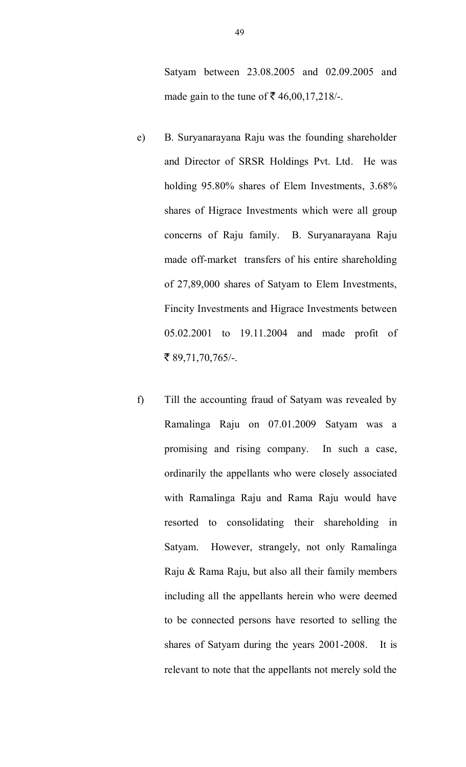Satyam between 23.08.2005 and 02.09.2005 and made gain to the tune of ₹ 46,00,17,218/-.

e) B. Suryanarayana Raju was the founding shareholder and Director of SRSR Holdings Pvt. Ltd. He was holding 95.80% shares of Elem Investments, 3.68% shares of Higrace Investments which were all group concerns of Raju family. B. Suryanarayana Raju made off-market transfers of his entire shareholding of 27,89,000 shares of Satyam to Elem Investments, Fincity Investments and Higrace Investments between 05.02.2001 to 19.11.2004 and made profit of ₹ 89,71,70,765/-.

f) Till the accounting fraud of Satyam was revealed by Ramalinga Raju on 07.01.2009 Satyam was a promising and rising company. In such a case, ordinarily the appellants who were closely associated with Ramalinga Raju and Rama Raju would have resorted to consolidating their shareholding in Satyam. However, strangely, not only Ramalinga Raju & Rama Raju, but also all their family members including all the appellants herein who were deemed to be connected persons have resorted to selling the shares of Satyam during the years 2001-2008. It is relevant to note that the appellants not merely sold the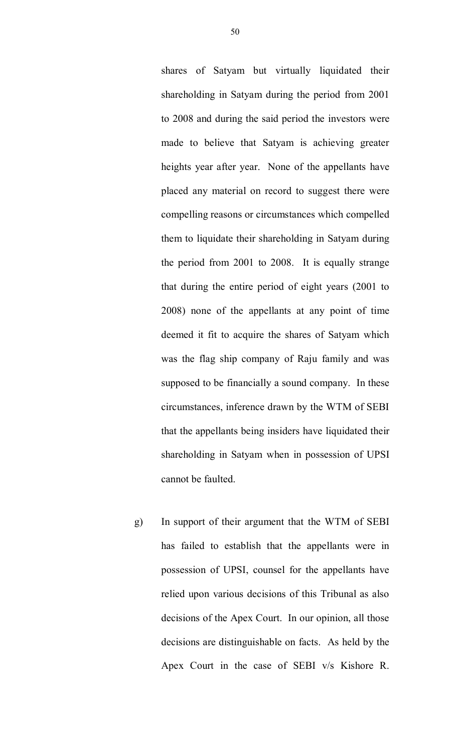shares of Satyam but virtually liquidated their shareholding in Satyam during the period from 2001 to 2008 and during the said period the investors were made to believe that Satyam is achieving greater heights year after year. None of the appellants have placed any material on record to suggest there were compelling reasons or circumstances which compelled them to liquidate their shareholding in Satyam during the period from 2001 to 2008. It is equally strange that during the entire period of eight years (2001 to 2008) none of the appellants at any point of time deemed it fit to acquire the shares of Satyam which was the flag ship company of Raju family and was supposed to be financially a sound company. In these circumstances, inference drawn by the WTM of SEBI that the appellants being insiders have liquidated their shareholding in Satyam when in possession of UPSI cannot be faulted.

g) In support of their argument that the WTM of SEBI has failed to establish that the appellants were in possession of UPSI, counsel for the appellants have relied upon various decisions of this Tribunal as also decisions of the Apex Court. In our opinion, all those decisions are distinguishable on facts. As held by the Apex Court in the case of SEBI v/s Kishore R.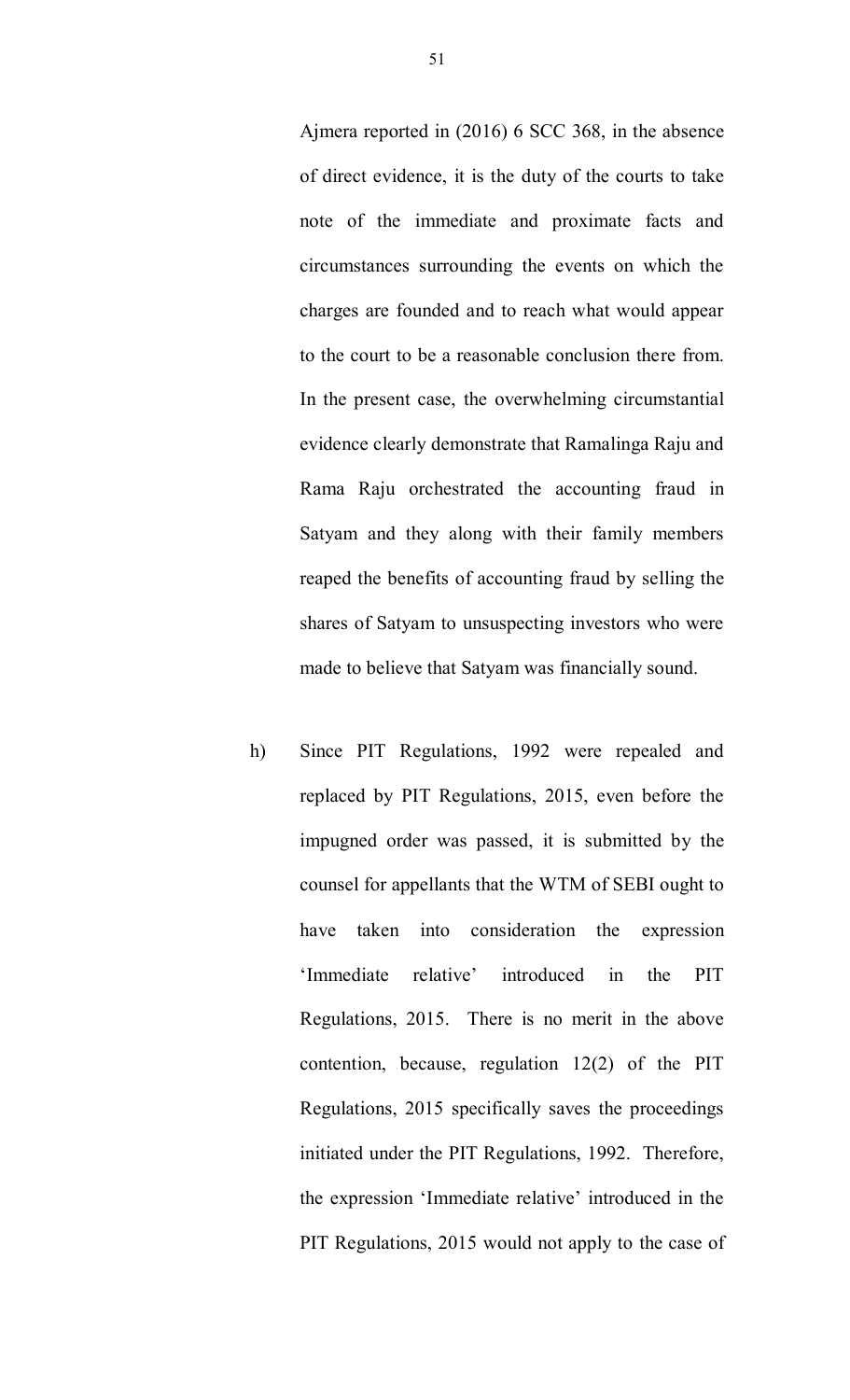Ajmera reported in (2016) 6 SCC 368, in the absence of direct evidence, it is the duty of the courts to take note of the immediate and proximate facts and circumstances surrounding the events on which the charges are founded and to reach what would appear to the court to be a reasonable conclusion there from. In the present case, the overwhelming circumstantial evidence clearly demonstrate that Ramalinga Raju and Rama Raju orchestrated the accounting fraud in Satyam and they along with their family members reaped the benefits of accounting fraud by selling the shares of Satyam to unsuspecting investors who were made to believe that Satyam was financially sound.

h) Since PIT Regulations, 1992 were repealed and replaced by PIT Regulations, 2015, even before the impugned order was passed, it is submitted by the counsel for appellants that the WTM of SEBI ought to have taken into consideration the expression 'Immediate relative' introduced in the PIT Regulations, 2015. There is no merit in the above contention, because, regulation 12(2) of the PIT Regulations, 2015 specifically saves the proceedings initiated under the PIT Regulations, 1992. Therefore, the expression 'Immediate relative' introduced in the PIT Regulations, 2015 would not apply to the case of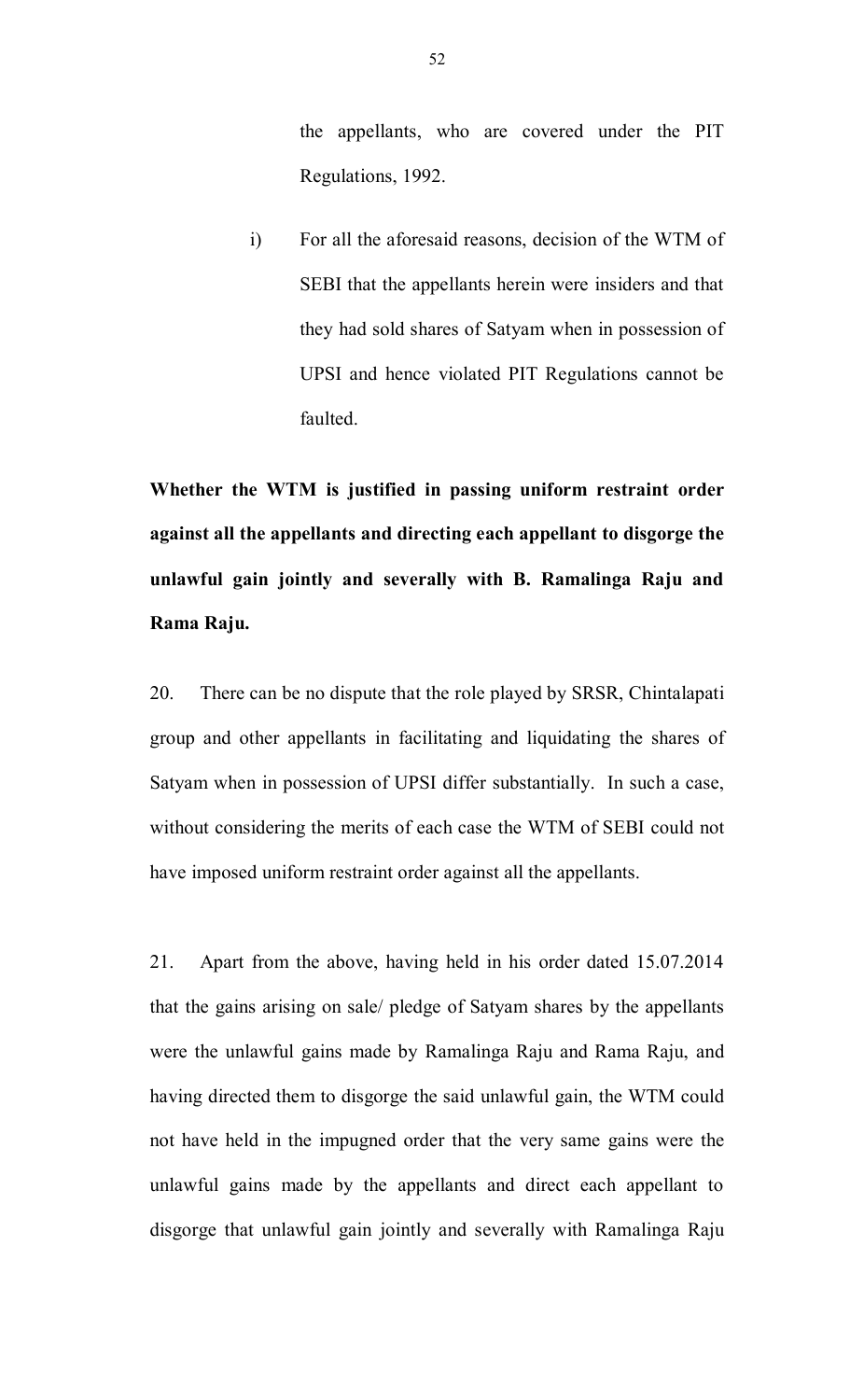the appellants, who are covered under the PIT Regulations, 1992.

i) For all the aforesaid reasons, decision of the WTM of SEBI that the appellants herein were insiders and that they had sold shares of Satyam when in possession of UPSI and hence violated PIT Regulations cannot be faulted.

**Whether the WTM is justified in passing uniform restraint order against all the appellants and directing each appellant to disgorge the unlawful gain jointly and severally with B. Ramalinga Raju and Rama Raju.**

20. There can be no dispute that the role played by SRSR, Chintalapati group and other appellants in facilitating and liquidating the shares of Satyam when in possession of UPSI differ substantially. In such a case, without considering the merits of each case the WTM of SEBI could not have imposed uniform restraint order against all the appellants.

21. Apart from the above, having held in his order dated 15.07.2014 that the gains arising on sale/ pledge of Satyam shares by the appellants were the unlawful gains made by Ramalinga Raju and Rama Raju, and having directed them to disgorge the said unlawful gain, the WTM could not have held in the impugned order that the very same gains were the unlawful gains made by the appellants and direct each appellant to disgorge that unlawful gain jointly and severally with Ramalinga Raju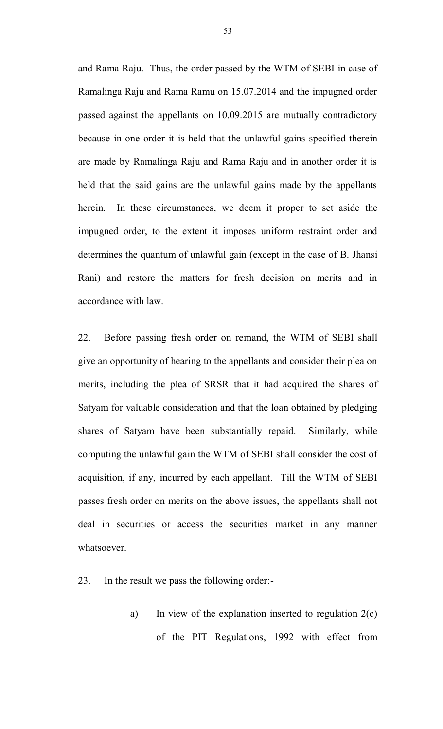and Rama Raju. Thus, the order passed by the WTM of SEBI in case of Ramalinga Raju and Rama Ramu on 15.07.2014 and the impugned order passed against the appellants on 10.09.2015 are mutually contradictory because in one order it is held that the unlawful gains specified therein are made by Ramalinga Raju and Rama Raju and in another order it is held that the said gains are the unlawful gains made by the appellants herein. In these circumstances, we deem it proper to set aside the impugned order, to the extent it imposes uniform restraint order and determines the quantum of unlawful gain (except in the case of B. Jhansi Rani) and restore the matters for fresh decision on merits and in accordance with law.

22. Before passing fresh order on remand, the WTM of SEBI shall give an opportunity of hearing to the appellants and consider their plea on merits, including the plea of SRSR that it had acquired the shares of Satyam for valuable consideration and that the loan obtained by pledging shares of Satyam have been substantially repaid. Similarly, while computing the unlawful gain the WTM of SEBI shall consider the cost of acquisition, if any, incurred by each appellant. Till the WTM of SEBI passes fresh order on merits on the above issues, the appellants shall not deal in securities or access the securities market in any manner whatsoever.

23. In the result we pass the following order:-

a) In view of the explanation inserted to regulation 2(c) of the PIT Regulations, 1992 with effect from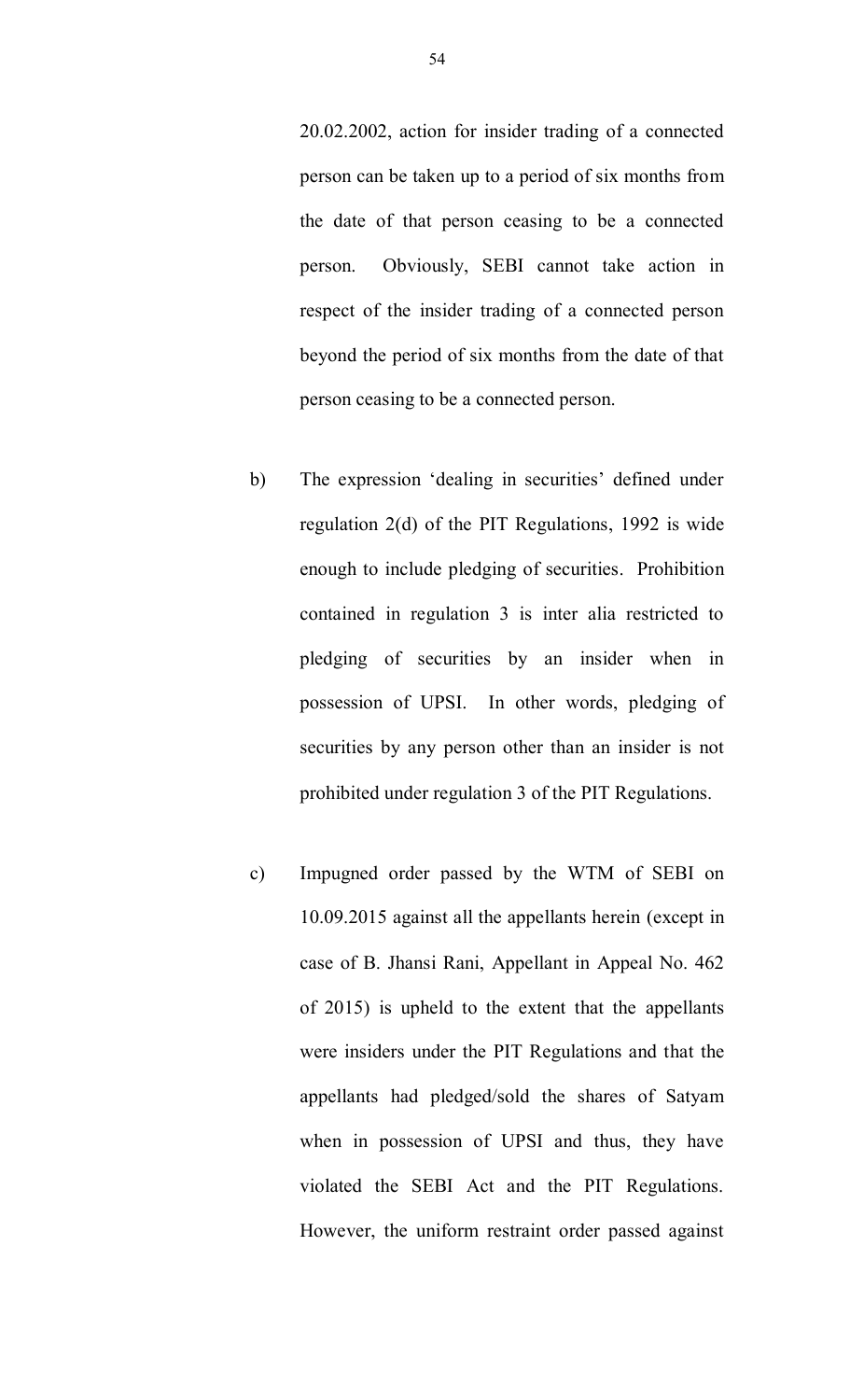20.02.2002, action for insider trading of a connected person can be taken up to a period of six months from the date of that person ceasing to be a connected person. Obviously, SEBI cannot take action in respect of the insider trading of a connected person beyond the period of six months from the date of that person ceasing to be a connected person.

b) The expression 'dealing in securities' defined under regulation 2(d) of the PIT Regulations, 1992 is wide enough to include pledging of securities. Prohibition contained in regulation 3 is inter alia restricted to pledging of securities by an insider when in possession of UPSI. In other words, pledging of securities by any person other than an insider is not prohibited under regulation 3 of the PIT Regulations.

c) Impugned order passed by the WTM of SEBI on 10.09.2015 against all the appellants herein (except in case of B. Jhansi Rani, Appellant in Appeal No. 462 of 2015) is upheld to the extent that the appellants were insiders under the PIT Regulations and that the appellants had pledged/sold the shares of Satyam when in possession of UPSI and thus, they have violated the SEBI Act and the PIT Regulations. However, the uniform restraint order passed against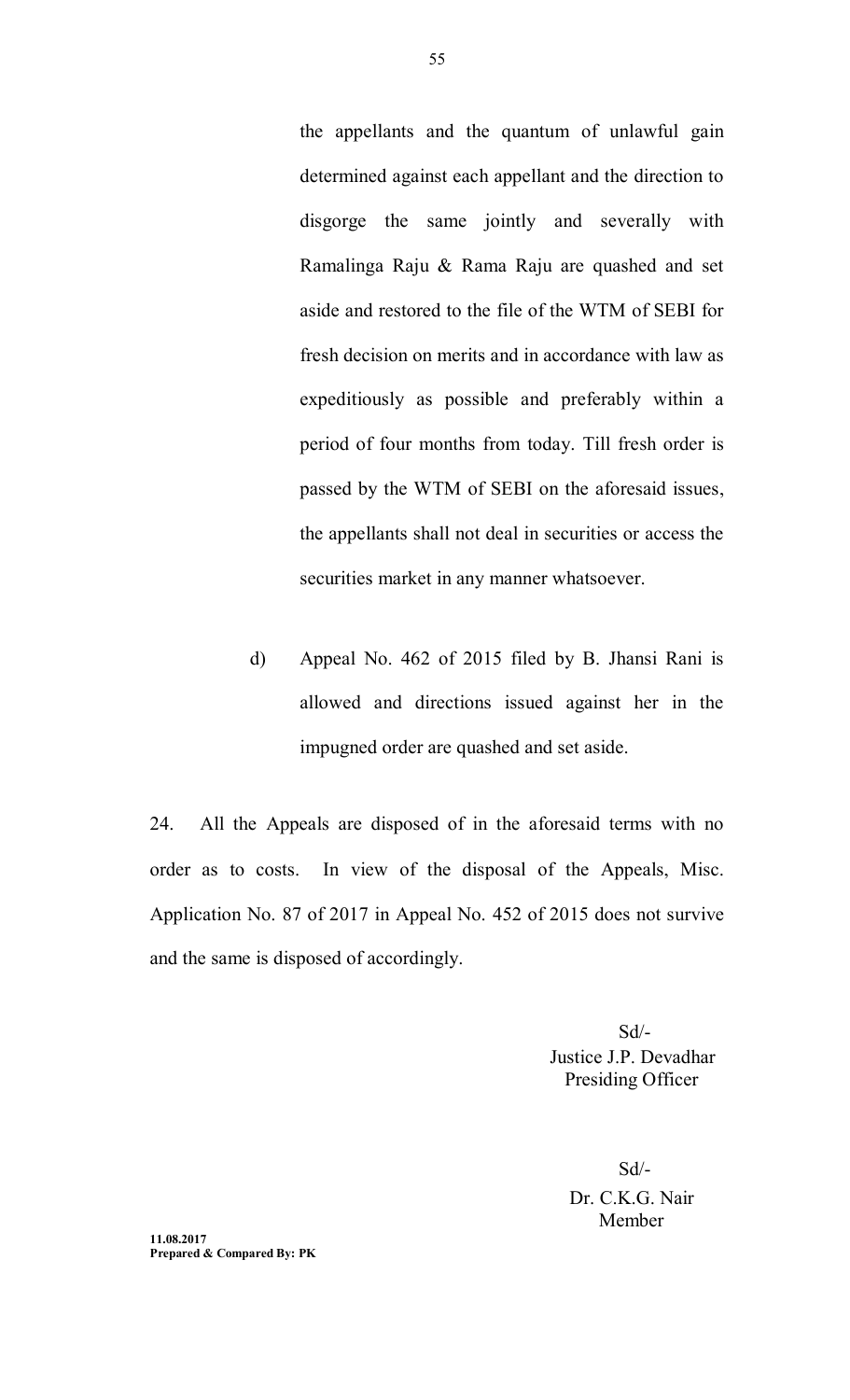the appellants and the quantum of unlawful gain determined against each appellant and the direction to disgorge the same jointly and severally with Ramalinga Raju & Rama Raju are quashed and set aside and restored to the file of the WTM of SEBI for fresh decision on merits and in accordance with law as expeditiously as possible and preferably within a period of four months from today. Till fresh order is passed by the WTM of SEBI on the aforesaid issues, the appellants shall not deal in securities or access the securities market in any manner whatsoever.

d) Appeal No. 462 of 2015 filed by B. Jhansi Rani is allowed and directions issued against her in the impugned order are quashed and set aside.

24. All the Appeals are disposed of in the aforesaid terms with no order as to costs. In view of the disposal of the Appeals, Misc. Application No. 87 of 2017 in Appeal No. 452 of 2015 does not survive and the same is disposed of accordingly.

Sd/-
Justice J.P. Devadhar
Presiding Officer

Sd/-
Dr. C.K.G. Nair
Member

**11.08.2017**
**Prepared & Compared By: PK**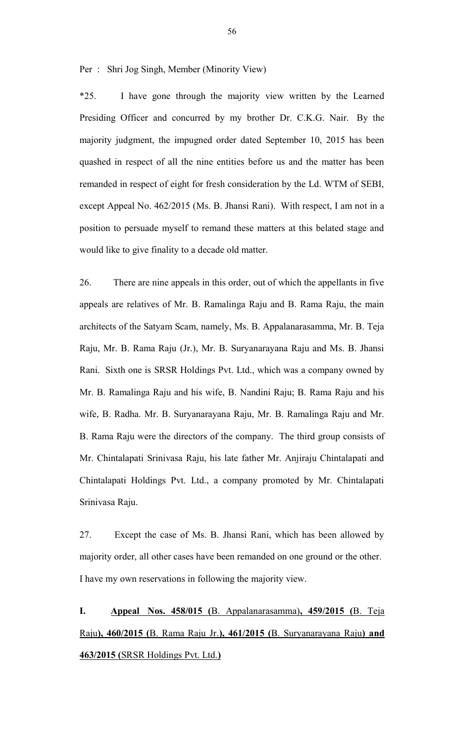Per : Shri Jog Singh, Member (Minority View)

*25. I have gone through the majority view written by the Learned Presiding Officer and concurred by my brother Dr. C.K.G. Nair. By the majority judgment, the impugned order dated September 10, 2015 has been quashed in respect of all the nine entities before us and the matter has been remanded in respect of eight for fresh consideration by the Ld. WTM of SEBI, except Appeal No. 462/2015 (Ms. B. Jhansi Rani). With respect, I am not in a position to persuade myself to remand these matters at this belated stage and would like to give finality to a decade old matter.

26. There are nine appeals in this order, out of which the appellants in five appeals are relatives of Mr. B. Ramalinga Raju and B. Rama Raju, the main architects of the Satyam Scam, namely, Ms. B. Appalanarasamma, Mr. B. Teja Raju, Mr. B. Rama Raju (Jr.), Mr. B. Suryanarayana Raju and Ms. B. Jhansi Rani. Sixth one is SRSR Holdings Pvt. Ltd., which was a company owned by Mr. B. Ramalinga Raju and his wife, B. Nandini Raju; B. Rama Raju and his wife, B. Radha. Mr. B. Suryanarayana Raju, Mr. B. Ramalinga Raju and Mr. B. Rama Raju were the directors of the company. The third group consists of Mr. Chintalapati Srinivasa Raju, his late father Mr. Anjiraju Chintalapati and Chintalapati Holdings Pvt. Ltd., a company promoted by Mr. Chintalapati Srinivasa Raju.

27. Except the case of Ms. B. Jhansi Rani, which has been allowed by majority order, all other cases have been remanded on one ground or the other. I have my own reservations in following the majority view.

**I. Appeal Nos. 458/015 (**B. Appalanarasamma**), 459/2015 (**B. Teja Raju**), 460/2015 (**B. Rama Raju Jr.**), 461/2015 (**B. Suryanarayana Raju**) and 463/2015 (**SRSR Holdings Pvt. Ltd.**)**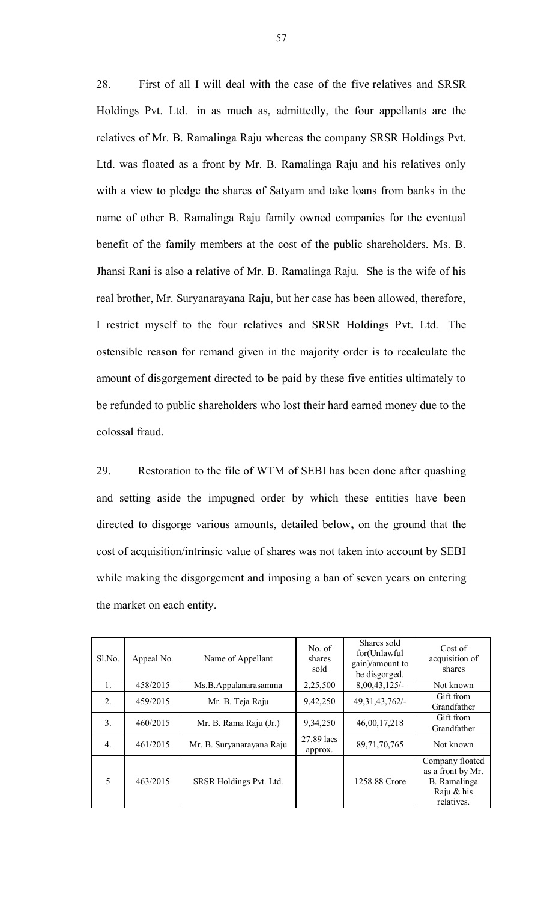28. First of all I will deal with the case of the five relatives and SRSR Holdings Pvt. Ltd. in as much as, admittedly, the four appellants are the relatives of Mr. B. Ramalinga Raju whereas the company SRSR Holdings Pvt. Ltd. was floated as a front by Mr. B. Ramalinga Raju and his relatives only with a view to pledge the shares of Satyam and take loans from banks in the name of other B. Ramalinga Raju family owned companies for the eventual benefit of the family members at the cost of the public shareholders. Ms. B. Jhansi Rani is also a relative of Mr. B. Ramalinga Raju. She is the wife of his real brother, Mr. Suryanarayana Raju, but her case has been allowed, therefore, I restrict myself to the four relatives and SRSR Holdings Pvt. Ltd. The ostensible reason for remand given in the majority order is to recalculate the amount of disgorgement directed to be paid by these five entities ultimately to be refunded to public shareholders who lost their hard earned money due to the colossal fraud.

29. Restoration to the file of WTM of SEBI has been done after quashing and setting aside the impugned order by which these entities have been directed to disgorge various amounts, detailed below**,** on the ground that the cost of acquisition/intrinsic value of shares was not taken into account by SEBI while making the disgorgement and imposing a ban of seven years on entering the market on each entity.

| Sl.No. | Appeal No. | Name of Appellant | No. of shares sold | Shares sold for(Unlawful gain)/amount to be disgorged. | Cost of acquisition of shares |
|---|---|---|---|---|---|
| 1. | 458/2015 | Ms.B.Appalanarasamma | 2,25,500 | 8,00,43,125/- | Not known |
| 2. | 459/2015 | Mr. B. Teja Raju | 9,42,250 | 49,31,43,762/- | Gift from Grandfather |
| 3. | 460/2015 | Mr. B. Rama Raju (Jr.) | 9,34,250 | 46,00,17,218 | Gift from Grandfather |
| 4. | 461/2015 | Mr. B. Suryanarayana Raju | 27.89 lacs approx. | 89,71,70,765 | Not known |
| 5 | 463/2015 | SRSR Holdings Pvt. Ltd. | | 1258.88 Crore | Company floated as a front by Mr. B. Ramalinga Raju & his relatives. |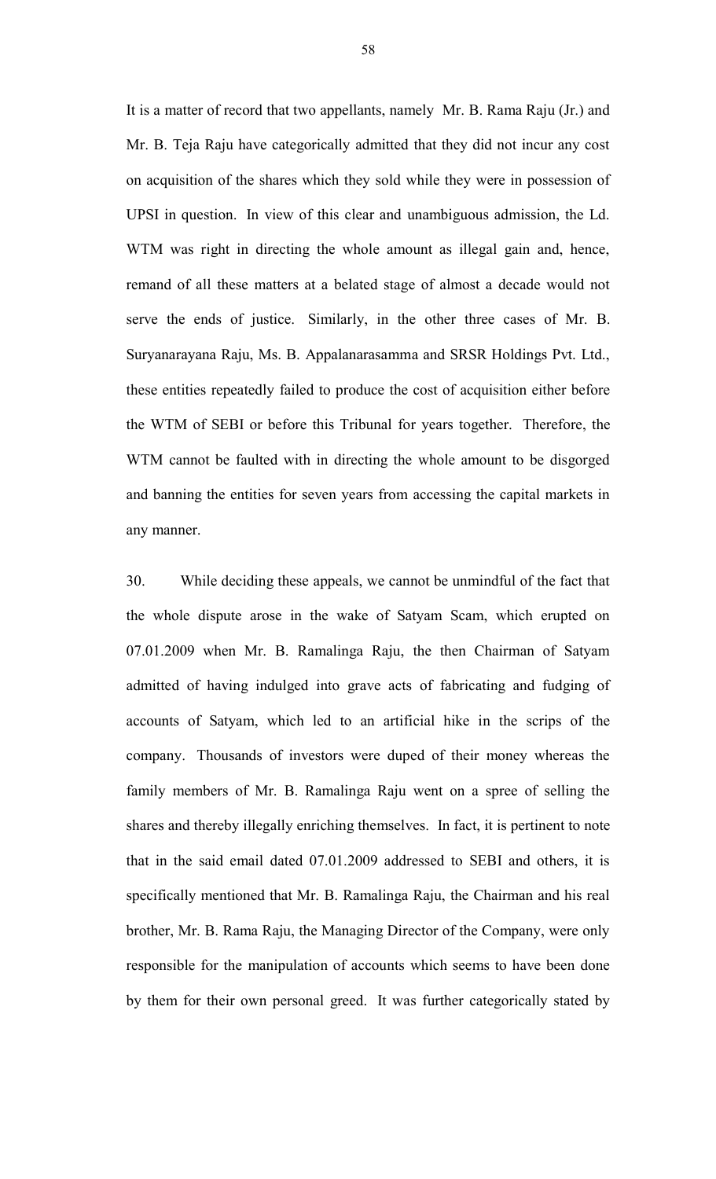It is a matter of record that two appellants, namely Mr. B. Rama Raju (Jr.) and Mr. B. Teja Raju have categorically admitted that they did not incur any cost on acquisition of the shares which they sold while they were in possession of UPSI in question. In view of this clear and unambiguous admission, the Ld. WTM was right in directing the whole amount as illegal gain and, hence, remand of all these matters at a belated stage of almost a decade would not serve the ends of justice. Similarly, in the other three cases of Mr. B. Suryanarayana Raju, Ms. B. Appalanarasamma and SRSR Holdings Pvt. Ltd., these entities repeatedly failed to produce the cost of acquisition either before the WTM of SEBI or before this Tribunal for years together. Therefore, the WTM cannot be faulted with in directing the whole amount to be disgorged and banning the entities for seven years from accessing the capital markets in any manner.

30. While deciding these appeals, we cannot be unmindful of the fact that the whole dispute arose in the wake of Satyam Scam, which erupted on 07.01.2009 when Mr. B. Ramalinga Raju, the then Chairman of Satyam admitted of having indulged into grave acts of fabricating and fudging of accounts of Satyam, which led to an artificial hike in the scrips of the company. Thousands of investors were duped of their money whereas the family members of Mr. B. Ramalinga Raju went on a spree of selling the shares and thereby illegally enriching themselves. In fact, it is pertinent to note that in the said email dated 07.01.2009 addressed to SEBI and others, it is specifically mentioned that Mr. B. Ramalinga Raju, the Chairman and his real brother, Mr. B. Rama Raju, the Managing Director of the Company, were only responsible for the manipulation of accounts which seems to have been done by them for their own personal greed. It was further categorically stated by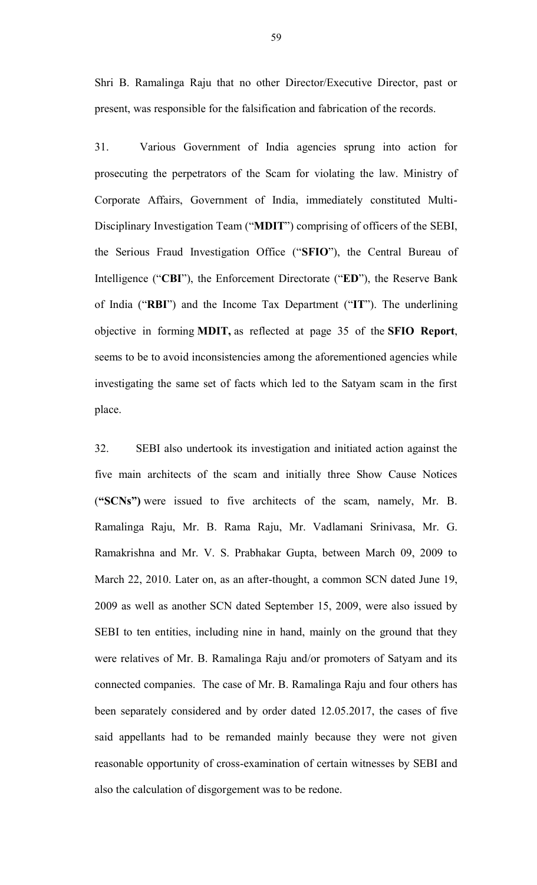Shri B. Ramalinga Raju that no other Director/Executive Director, past or present, was responsible for the falsification and fabrication of the records.

31. Various Government of India agencies sprung into action for prosecuting the perpetrators of the Scam for violating the law. Ministry of Corporate Affairs, Government of India, immediately constituted Multi-Disciplinary Investigation Team ("**MDIT**") comprising of officers of the SEBI, the Serious Fraud Investigation Office ("**SFIO**"), the Central Bureau of Intelligence ("**CBI**"), the Enforcement Directorate ("**ED**"), the Reserve Bank of India ("**RBI**") and the Income Tax Department ("**IT**"). The underlining objective in forming **MDIT,** as reflected at page 35 of the **SFIO Report**, seems to be to avoid inconsistencies among the aforementioned agencies while investigating the same set of facts which led to the Satyam scam in the first place.

32. SEBI also undertook its investigation and initiated action against the five main architects of the scam and initially three Show Cause Notices (**"SCNs")** were issued to five architects of the scam, namely, Mr. B. Ramalinga Raju, Mr. B. Rama Raju, Mr. Vadlamani Srinivasa, Mr. G. Ramakrishna and Mr. V. S. Prabhakar Gupta, between March 09, 2009 to March 22, 2010. Later on, as an after-thought, a common SCN dated June 19, 2009 as well as another SCN dated September 15, 2009, were also issued by SEBI to ten entities, including nine in hand, mainly on the ground that they were relatives of Mr. B. Ramalinga Raju and/or promoters of Satyam and its connected companies. The case of Mr. B. Ramalinga Raju and four others has been separately considered and by order dated 12.05.2017, the cases of five said appellants had to be remanded mainly because they were not given reasonable opportunity of cross-examination of certain witnesses by SEBI and also the calculation of disgorgement was to be redone.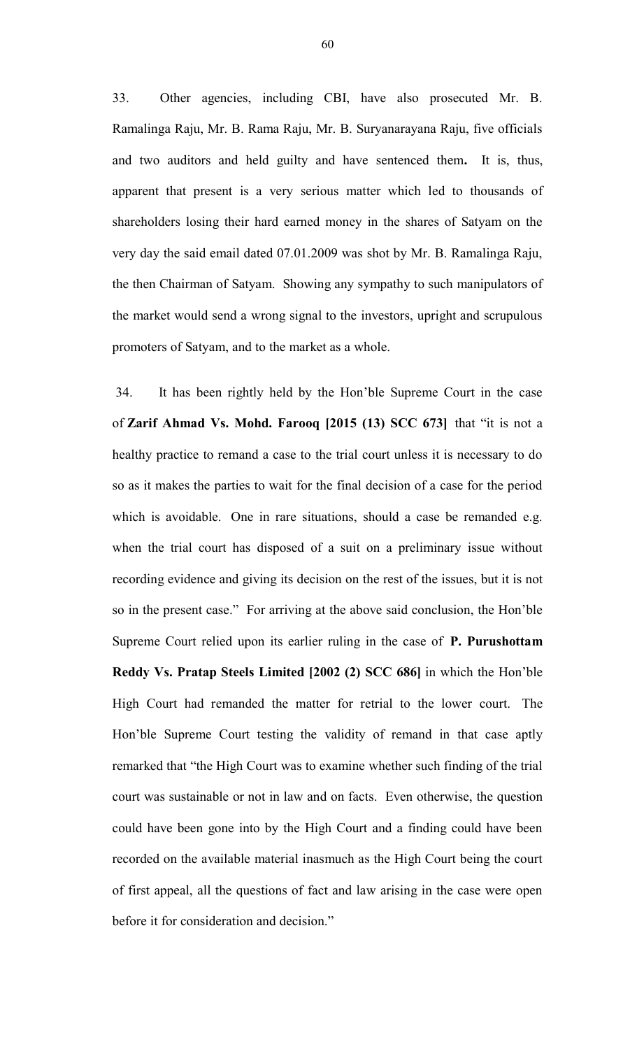33. Other agencies, including CBI, have also prosecuted Mr. B. Ramalinga Raju, Mr. B. Rama Raju, Mr. B. Suryanarayana Raju, five officials and two auditors and held guilty and have sentenced them**.** It is, thus, apparent that present is a very serious matter which led to thousands of shareholders losing their hard earned money in the shares of Satyam on the very day the said email dated 07.01.2009 was shot by Mr. B. Ramalinga Raju, the then Chairman of Satyam. Showing any sympathy to such manipulators of the market would send a wrong signal to the investors, upright and scrupulous promoters of Satyam, and to the market as a whole.

34. It has been rightly held by the Hon'ble Supreme Court in the case of **Zarif Ahmad Vs. Mohd. Farooq [2015 (13) SCC 673]** that "it is not a healthy practice to remand a case to the trial court unless it is necessary to do so as it makes the parties to wait for the final decision of a case for the period which is avoidable. One in rare situations, should a case be remanded e.g. when the trial court has disposed of a suit on a preliminary issue without recording evidence and giving its decision on the rest of the issues, but it is not so in the present case." For arriving at the above said conclusion, the Hon'ble Supreme Court relied upon its earlier ruling in the case of **P. Purushottam Reddy Vs. Pratap Steels Limited [2002 (2) SCC 686]** in which the Hon'ble High Court had remanded the matter for retrial to the lower court. The Hon'ble Supreme Court testing the validity of remand in that case aptly remarked that "the High Court was to examine whether such finding of the trial court was sustainable or not in law and on facts. Even otherwise, the question could have been gone into by the High Court and a finding could have been recorded on the available material inasmuch as the High Court being the court of first appeal, all the questions of fact and law arising in the case were open before it for consideration and decision."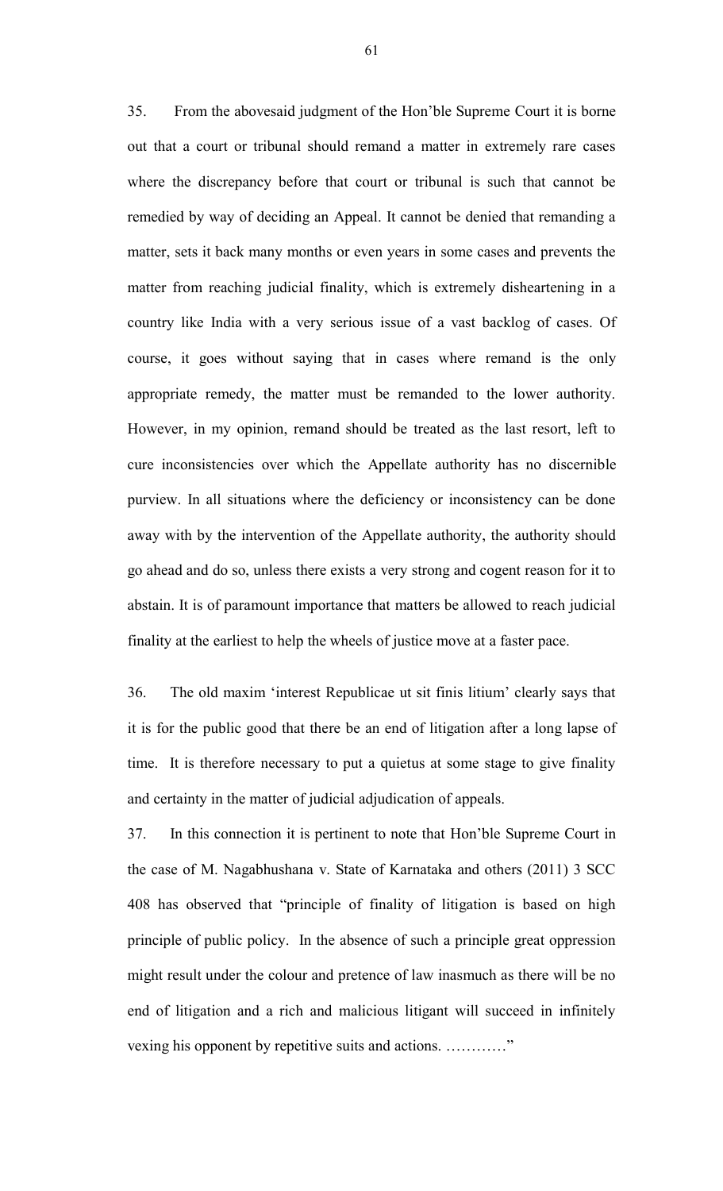35. From the abovesaid judgment of the Hon'ble Supreme Court it is borne out that a court or tribunal should remand a matter in extremely rare cases where the discrepancy before that court or tribunal is such that cannot be remedied by way of deciding an Appeal. It cannot be denied that remanding a matter, sets it back many months or even years in some cases and prevents the matter from reaching judicial finality, which is extremely disheartening in a country like India with a very serious issue of a vast backlog of cases. Of course, it goes without saying that in cases where remand is the only appropriate remedy, the matter must be remanded to the lower authority. However, in my opinion, remand should be treated as the last resort, left to cure inconsistencies over which the Appellate authority has no discernible purview. In all situations where the deficiency or inconsistency can be done away with by the intervention of the Appellate authority, the authority should go ahead and do so, unless there exists a very strong and cogent reason for it to abstain. It is of paramount importance that matters be allowed to reach judicial finality at the earliest to help the wheels of justice move at a faster pace.

36. The old maxim 'interest Republicae ut sit finis litium' clearly says that it is for the public good that there be an end of litigation after a long lapse of time. It is therefore necessary to put a quietus at some stage to give finality and certainty in the matter of judicial adjudication of appeals.

37. In this connection it is pertinent to note that Hon'ble Supreme Court in the case of M. Nagabhushana v. State of Karnataka and others (2011) 3 SCC 408 has observed that "principle of finality of litigation is based on high principle of public policy. In the absence of such a principle great oppression might result under the colour and pretence of law inasmuch as there will be no end of litigation and a rich and malicious litigant will succeed in infinitely vexing his opponent by repetitive suits and actions. …………"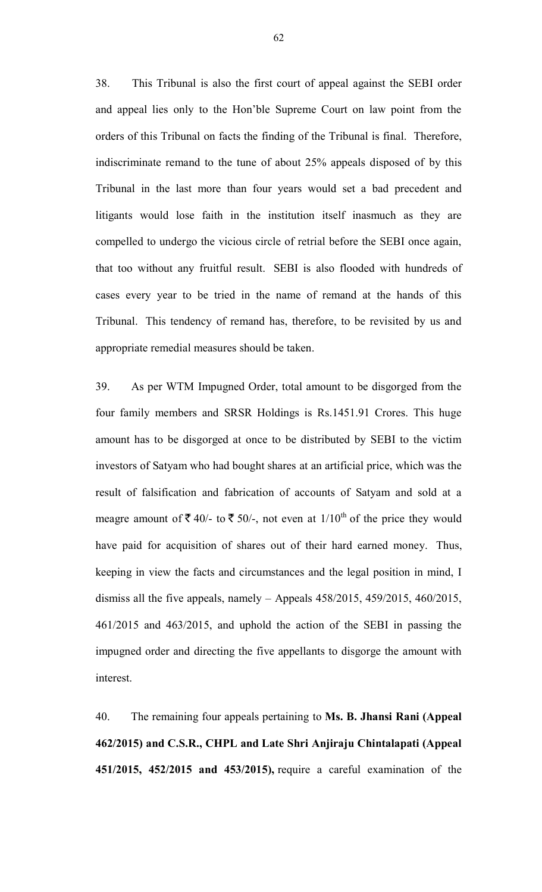38. This Tribunal is also the first court of appeal against the SEBI order and appeal lies only to the Hon'ble Supreme Court on law point from the orders of this Tribunal on facts the finding of the Tribunal is final. Therefore, indiscriminate remand to the tune of about 25% appeals disposed of by this Tribunal in the last more than four years would set a bad precedent and litigants would lose faith in the institution itself inasmuch as they are compelled to undergo the vicious circle of retrial before the SEBI once again, that too without any fruitful result. SEBI is also flooded with hundreds of cases every year to be tried in the name of remand at the hands of this Tribunal. This tendency of remand has, therefore, to be revisited by us and appropriate remedial measures should be taken.

39. As per WTM Impugned Order, total amount to be disgorged from the four family members and SRSR Holdings is Rs.1451.91 Crores. This huge amount has to be disgorged at once to be distributed by SEBI to the victim investors of Satyam who had bought shares at an artificial price, which was the result of falsification and fabrication of accounts of Satyam and sold at a meagre amount of ₹ 40/- to ₹ 50/-, not even at 1/10th of the price they would have paid for acquisition of shares out of their hard earned money. Thus, keeping in view the facts and circumstances and the legal position in mind, I dismiss all the five appeals, namely – Appeals 458/2015, 459/2015, 460/2015, 461/2015 and 463/2015, and uphold the action of the SEBI in passing the impugned order and directing the five appellants to disgorge the amount with interest.

40. The remaining four appeals pertaining to **Ms. B. Jhansi Rani (Appeal 462/2015) and C.S.R., CHPL and Late Shri Anjiraju Chintalapati (Appeal 451/2015, 452/2015 and 453/2015),** require a careful examination of the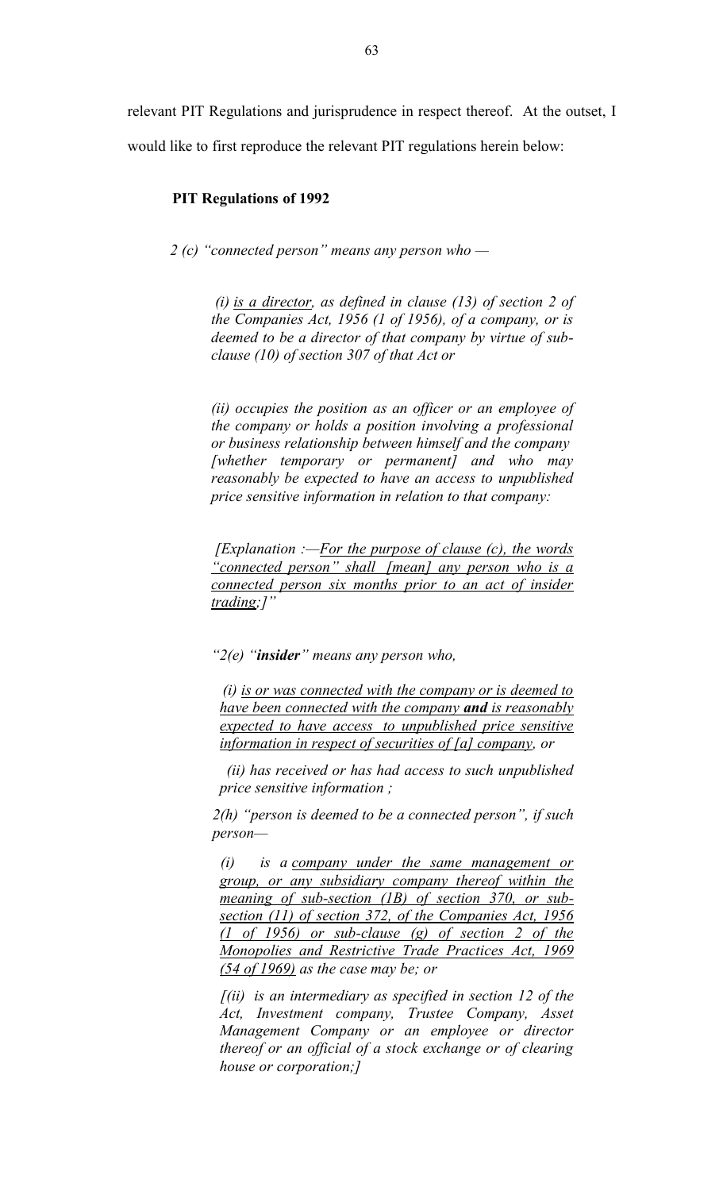relevant PIT Regulations and jurisprudence in respect thereof. At the outset, I would like to first reproduce the relevant PIT regulations herein below:

**PIT Regulations of 1992**

*2 (c) "connected person" means any person who —*

> *(i) <u>is a director</u>, as defined in clause (13) of section 2 of the Companies Act, 1956 (1 of 1956), of a company, or is deemed to be a director of that company by virtue of sub-clause (10) of section 307 of that Act or*
>
> *(ii) occupies the position as an officer or an employee of the company or holds a position involving a professional or business relationship between himself and the company [whether temporary or permanent] and who may reasonably be expected to have an access to unpublished price sensitive information in relation to that company:*
>
> *[Explanation :—<u>For the purpose of clause (c), the words "connected person" shall [mean] any person who is a connected person six months prior to an act of insider trading;]"</u>*

*"2(e) "**insider**" means any person who,*

> *(i) <u>is or was connected with the company or is deemed to have been connected with the company **and** is reasonably expected to have access to unpublished price sensitive information in respect of securities of [a] company</u>, or*
>
> *(ii) has received or has had access to such unpublished price sensitive information ;*

*2(h) "person is deemed to be a connected person", if such person—*

> *(i) is a <u>company under the same management or group, or any subsidiary company thereof within the meaning of sub-section (1B) of section 370, or sub-section (11) of section 372, of the Companies Act, 1956 (1 of 1956) or sub-clause (g) of section 2 of the Monopolies and Restrictive Trade Practices Act, 1969 (54 of 1969)</u> as the case may be; or*
>
> *[(ii) is an intermediary as specified in section 12 of the Act, Investment company, Trustee Company, Asset Management Company or an employee or director thereof or an official of a stock exchange or of clearing house or corporation;]*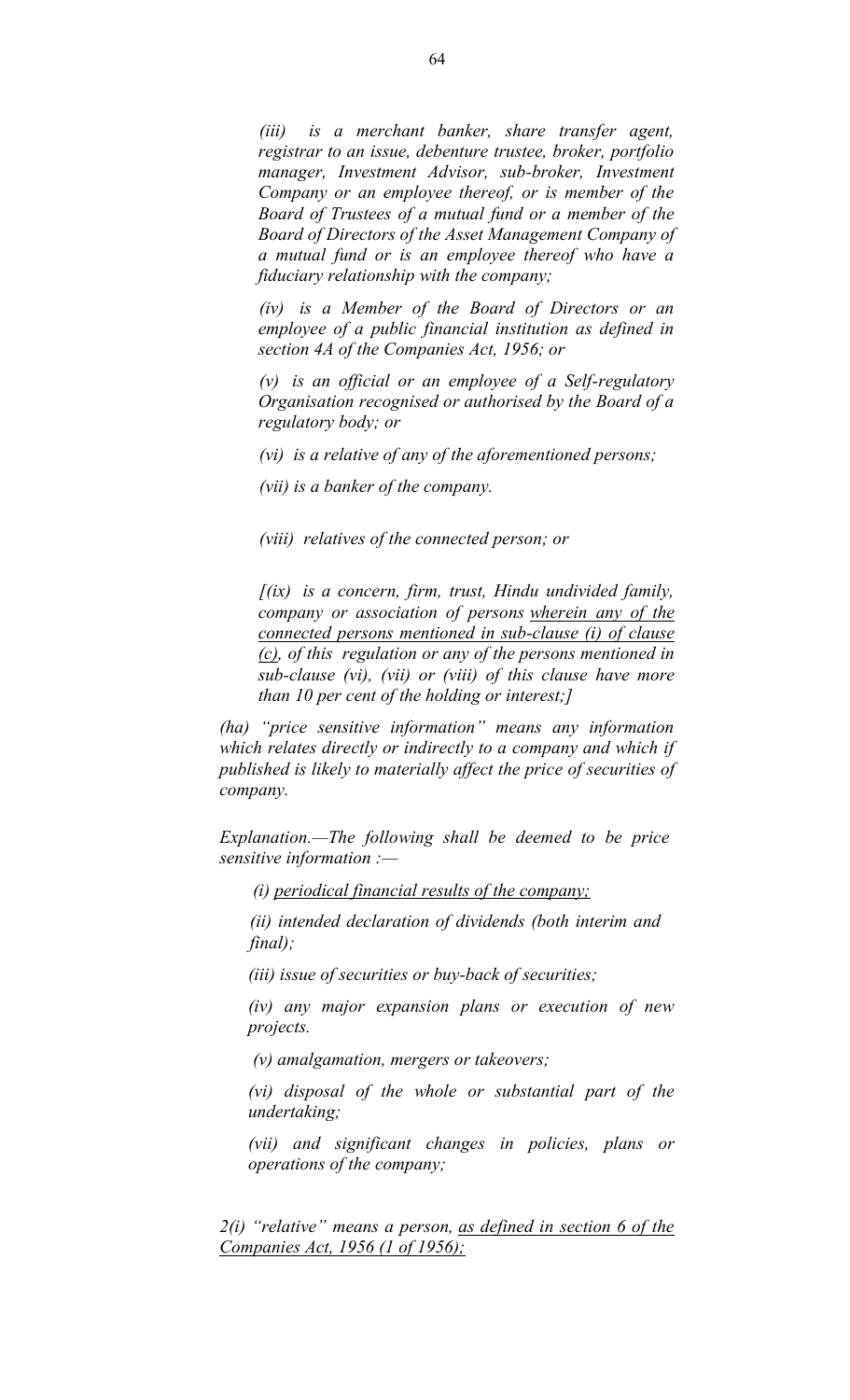*(iii) is a merchant banker, share transfer agent, registrar to an issue, debenture trustee, broker, portfolio manager, Investment Advisor, sub-broker, Investment Company or an employee thereof, or is member of the Board of Trustees of a mutual fund or a member of the Board of Directors of the Asset Management Company of a mutual fund or is an employee thereof who have a fiduciary relationship with the company;*

*(iv) is a Member of the Board of Directors or an employee of a public financial institution as defined in section 4A of the Companies Act, 1956; or*

*(v) is an official or an employee of a Self-regulatory Organisation recognised or authorised by the Board of a regulatory body; or*

*(vi) is a relative of any of the aforementioned persons;*

*(vii) is a banker of the company.*

*(viii) relatives of the connected person; or*

*[(ix) is a concern, firm, trust, Hindu undivided family, company or association of persons <u>wherein any of the connected persons mentioned in sub-clause (i) of clause (c)</u>, of this regulation or any of the persons mentioned in sub-clause (vi), (vii) or (viii) of this clause have more than 10 per cent of the holding or interest;]*

*(ha) "price sensitive information" means any information which relates directly or indirectly to a company and which if published is likely to materially affect the price of securities of company.*

*Explanation.—The following shall be deemed to be price sensitive information :—*

*(i) <u>periodical financial results of the company;</u>*

*(ii) intended declaration of dividends (both interim and final);*

*(iii) issue of securities or buy-back of securities;*

*(iv) any major expansion plans or execution of new projects.*

*(v) amalgamation, mergers or takeovers;*

*(vi) disposal of the whole or substantial part of the undertaking;*

*(vii) and significant changes in policies, plans or operations of the company;*

*2(i) "relative" means a person, <u>as defined in section 6 of the Companies Act, 1956 (1 of 1956);</u>*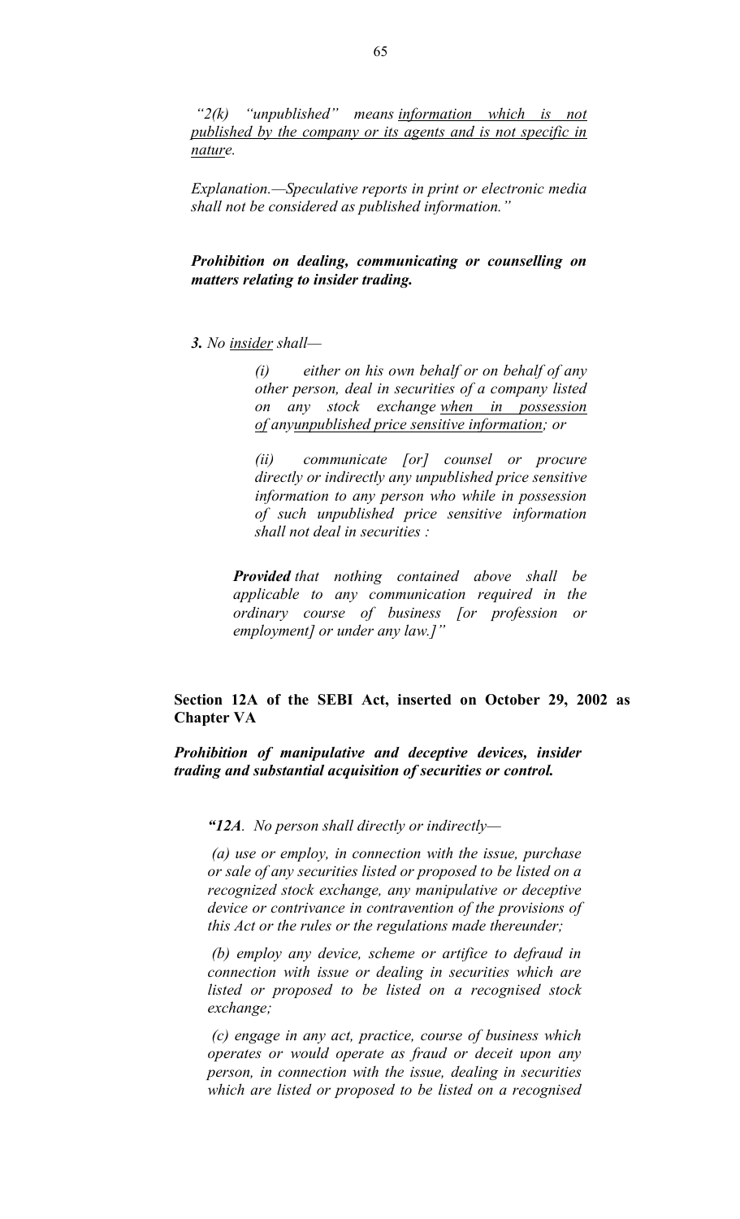*"2(k) "unpublished" means <u>information which is not published by the company or its agents and is not specific in nature</u>.*

*Explanation.—Speculative reports in print or electronic media shall not be considered as published information."*

***Prohibition on dealing, communicating or counselling on matters relating to insider trading.***

***3.** No <u>insider</u> shall—*

> *(i) either on his own behalf or on behalf of any other person, deal in securities of a company listed on any stock exchange <u>when in possession of</u> any<u>unpublished price sensitive information</u>; or*
>
> *(ii) communicate [or] counsel or procure directly or indirectly any unpublished price sensitive information to any person who while in possession of such unpublished price sensitive information shall not deal in securities :*

***Provided** that nothing contained above shall be applicable to any communication required in the ordinary course of business [or profession or employment] or under any law.]"*

**Section 12A of the SEBI Act, inserted on October 29, 2002 as Chapter VA**

***Prohibition of manipulative and deceptive devices, insider trading and substantial acquisition of securities or control.***

***"12A**. No person shall directly or indirectly—*

*(a) use or employ, in connection with the issue, purchase or sale of any securities listed or proposed to be listed on a recognized stock exchange, any manipulative or deceptive device or contrivance in contravention of the provisions of this Act or the rules or the regulations made thereunder;*

*(b) employ any device, scheme or artifice to defraud in connection with issue or dealing in securities which are listed or proposed to be listed on a recognised stock exchange;*

*(c) engage in any act, practice, course of business which operates or would operate as fraud or deceit upon any person, in connection with the issue, dealing in securities which are listed or proposed to be listed on a recognised*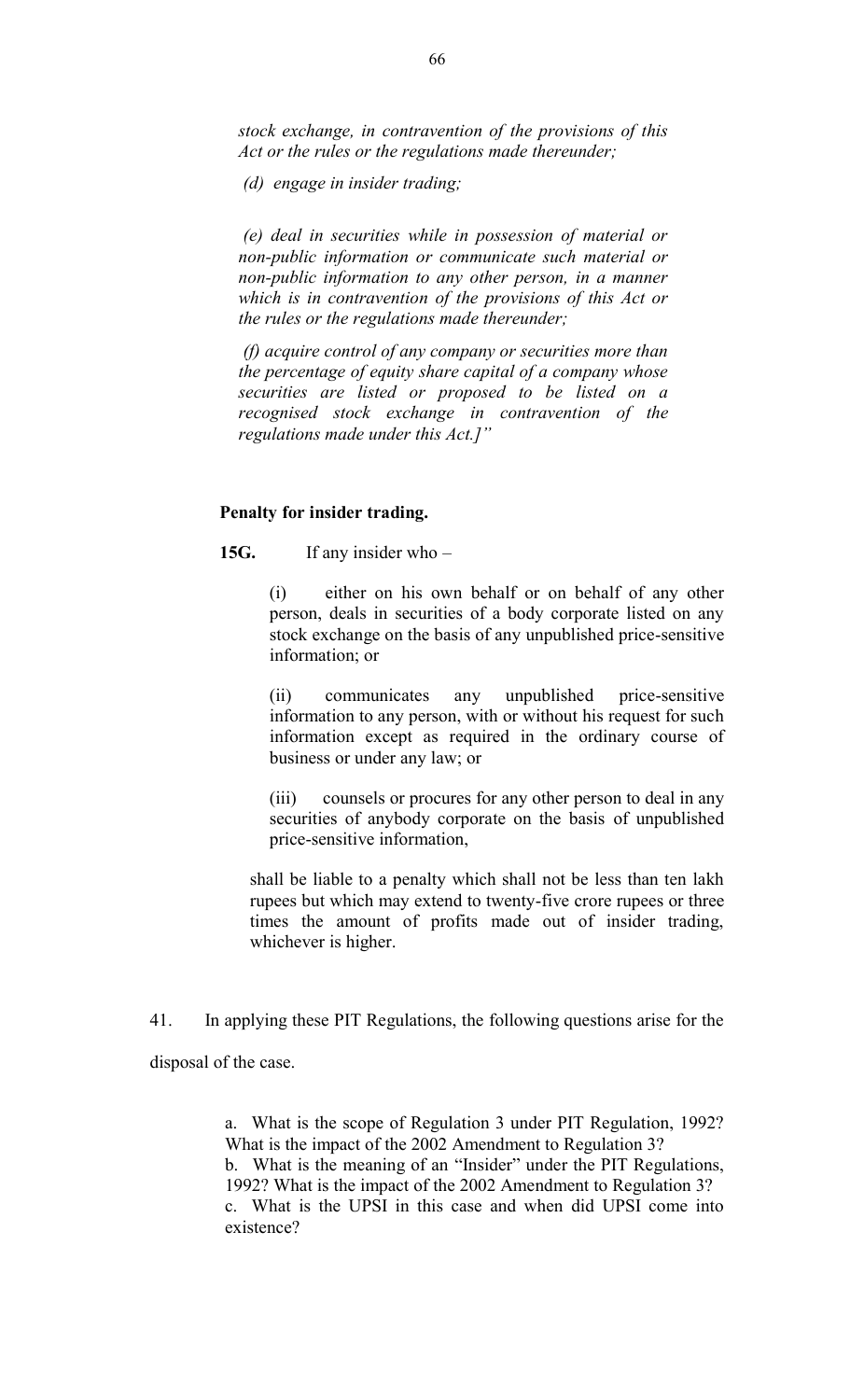*stock exchange, in contravention of the provisions of this Act or the rules or the regulations made thereunder;*

*(d) engage in insider trading;*

*(e) deal in securities while in possession of material or non-public information or communicate such material or non-public information to any other person, in a manner which is in contravention of the provisions of this Act or the rules or the regulations made thereunder;*

*(f) acquire control of any company or securities more than the percentage of equity share capital of a company whose securities are listed or proposed to be listed on a recognised stock exchange in contravention of the regulations made under this Act.]"*

**Penalty for insider trading.**

**15G.** If any insider who –

(i) either on his own behalf or on behalf of any other person, deals in securities of a body corporate listed on any stock exchange on the basis of any unpublished price-sensitive information; or

(ii) communicates any unpublished price-sensitive information to any person, with or without his request for such information except as required in the ordinary course of business or under any law; or

(iii) counsels or procures for any other person to deal in any securities of anybody corporate on the basis of unpublished price-sensitive information,

shall be liable to a penalty which shall not be less than ten lakh rupees but which may extend to twenty-five crore rupees or three times the amount of profits made out of insider trading, whichever is higher.

41. In applying these PIT Regulations, the following questions arise for the disposal of the case.

a. What is the scope of Regulation 3 under PIT Regulation, 1992? What is the impact of the 2002 Amendment to Regulation 3?
b. What is the meaning of an "Insider" under the PIT Regulations, 1992? What is the impact of the 2002 Amendment to Regulation 3?
c. What is the UPSI in this case and when did UPSI come into existence?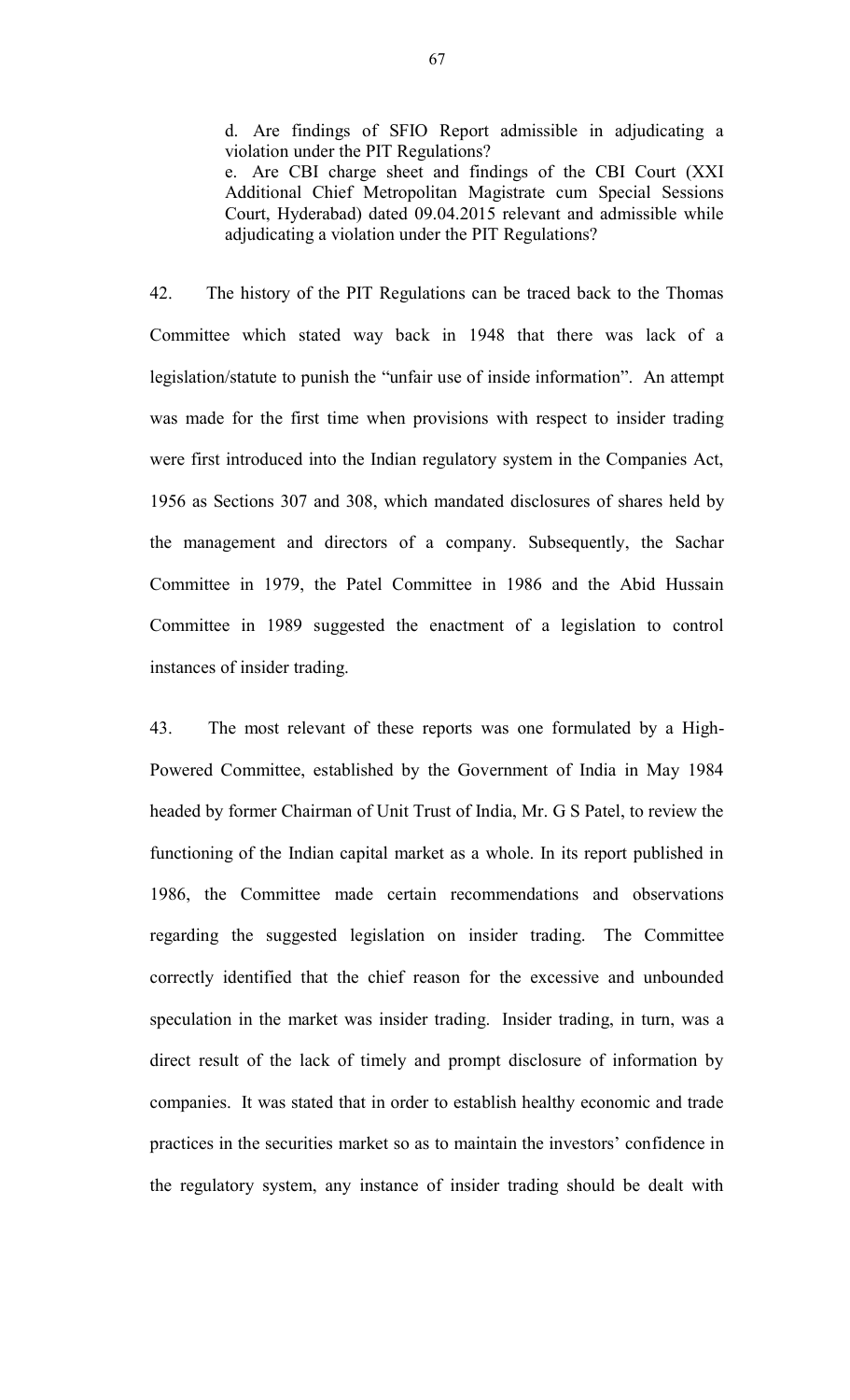d. Are findings of SFIO Report admissible in adjudicating a violation under the PIT Regulations?

e. Are CBI charge sheet and findings of the CBI Court (XXI Additional Chief Metropolitan Magistrate cum Special Sessions Court, Hyderabad) dated 09.04.2015 relevant and admissible while adjudicating a violation under the PIT Regulations?

42. The history of the PIT Regulations can be traced back to the Thomas Committee which stated way back in 1948 that there was lack of a legislation/statute to punish the "unfair use of inside information". An attempt was made for the first time when provisions with respect to insider trading were first introduced into the Indian regulatory system in the Companies Act, 1956 as Sections 307 and 308, which mandated disclosures of shares held by the management and directors of a company. Subsequently, the Sachar Committee in 1979, the Patel Committee in 1986 and the Abid Hussain Committee in 1989 suggested the enactment of a legislation to control instances of insider trading.

43. The most relevant of these reports was one formulated by a High-Powered Committee, established by the Government of India in May 1984 headed by former Chairman of Unit Trust of India, Mr. G S Patel, to review the functioning of the Indian capital market as a whole. In its report published in 1986, the Committee made certain recommendations and observations regarding the suggested legislation on insider trading. The Committee correctly identified that the chief reason for the excessive and unbounded speculation in the market was insider trading. Insider trading, in turn, was a direct result of the lack of timely and prompt disclosure of information by companies. It was stated that in order to establish healthy economic and trade practices in the securities market so as to maintain the investors' confidence in the regulatory system, any instance of insider trading should be dealt with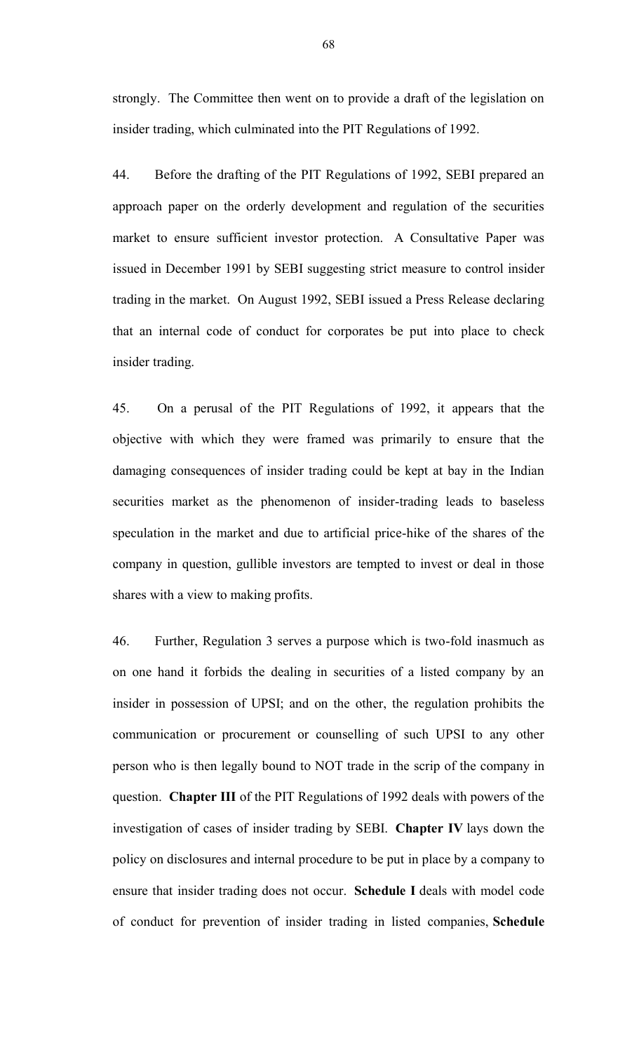strongly. The Committee then went on to provide a draft of the legislation on insider trading, which culminated into the PIT Regulations of 1992.

44. Before the drafting of the PIT Regulations of 1992, SEBI prepared an approach paper on the orderly development and regulation of the securities market to ensure sufficient investor protection. A Consultative Paper was issued in December 1991 by SEBI suggesting strict measure to control insider trading in the market. On August 1992, SEBI issued a Press Release declaring that an internal code of conduct for corporates be put into place to check insider trading.

45. On a perusal of the PIT Regulations of 1992, it appears that the objective with which they were framed was primarily to ensure that the damaging consequences of insider trading could be kept at bay in the Indian securities market as the phenomenon of insider-trading leads to baseless speculation in the market and due to artificial price-hike of the shares of the company in question, gullible investors are tempted to invest or deal in those shares with a view to making profits.

46. Further, Regulation 3 serves a purpose which is two-fold inasmuch as on one hand it forbids the dealing in securities of a listed company by an insider in possession of UPSI; and on the other, the regulation prohibits the communication or procurement or counselling of such UPSI to any other person who is then legally bound to NOT trade in the scrip of the company in question. **Chapter III** of the PIT Regulations of 1992 deals with powers of the investigation of cases of insider trading by SEBI. **Chapter IV** lays down the policy on disclosures and internal procedure to be put in place by a company to ensure that insider trading does not occur. **Schedule I** deals with model code of conduct for prevention of insider trading in listed companies, **Schedule**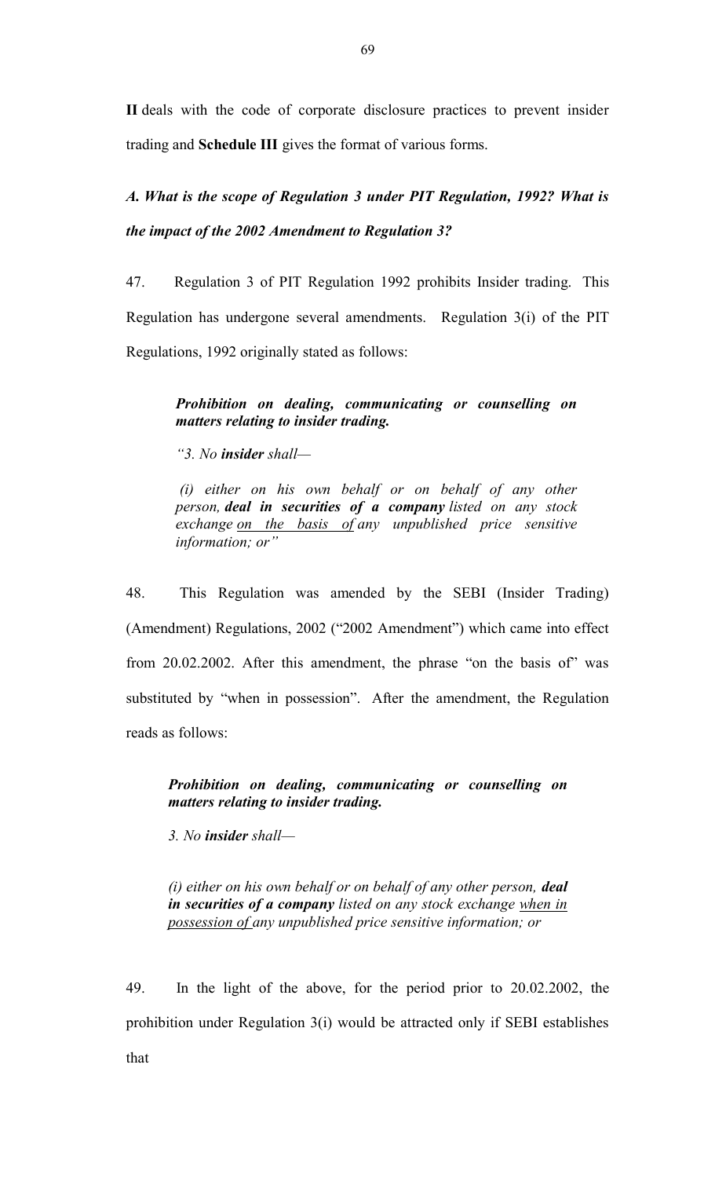**II** deals with the code of corporate disclosure practices to prevent insider trading and **Schedule III** gives the format of various forms.

***A. What is the scope of Regulation 3 under PIT Regulation, 1992? What is the impact of the 2002 Amendment to Regulation 3?***

47. Regulation 3 of PIT Regulation 1992 prohibits Insider trading. This Regulation has undergone several amendments. Regulation 3(i) of the PIT Regulations, 1992 originally stated as follows:

> ***Prohibition on dealing, communicating or counselling on matters relating to insider trading.***
>
> *"3. No **insider** shall—*
>
> *(i) either on his own behalf or on behalf of any other person, **deal in securities of a company** listed on any stock exchange <u>on the basis of</u> any unpublished price sensitive information; or"*

48. This Regulation was amended by the SEBI (Insider Trading) (Amendment) Regulations, 2002 ("2002 Amendment") which came into effect from 20.02.2002. After this amendment, the phrase "on the basis of" was substituted by "when in possession". After the amendment, the Regulation reads as follows:

> ***Prohibition on dealing, communicating or counselling on matters relating to insider trading.***
>
> *3. No **insider** shall—*
>
> *(i) either on his own behalf or on behalf of any other person, **deal in securities of a company** listed on any stock exchange <u>when in possession of</u> any unpublished price sensitive information; or*

49. In the light of the above, for the period prior to 20.02.2002, the prohibition under Regulation 3(i) would be attracted only if SEBI establishes that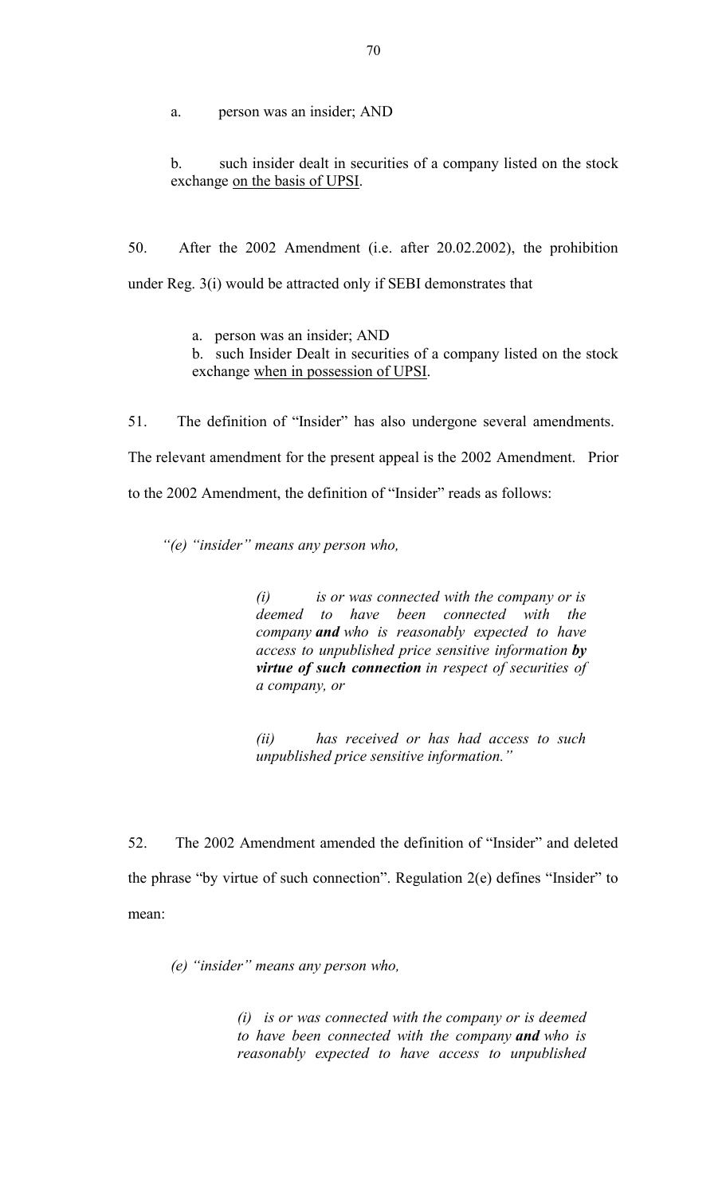a. person was an insider; AND

b. such insider dealt in securities of a company listed on the stock exchange <u>on the basis of UPSI</u>.

50. After the 2002 Amendment (i.e. after 20.02.2002), the prohibition under Reg. 3(i) would be attracted only if SEBI demonstrates that

a. person was an insider; AND
b. such Insider Dealt in securities of a company listed on the stock exchange <u>when in possession of UPSI</u>.

51. The definition of "Insider" has also undergone several amendments. The relevant amendment for the present appeal is the 2002 Amendment. Prior to the 2002 Amendment, the definition of "Insider" reads as follows:

> *"(e) "insider" means any person who,*
>
> *(i) is or was connected with the company or is deemed to have been connected with the company* ***and*** *who is reasonably expected to have access to unpublished price sensitive information* ***by virtue of such connection*** *in respect of securities of a company, or*
>
> *(ii) has received or has had access to such unpublished price sensitive information."*

52. The 2002 Amendment amended the definition of "Insider" and deleted the phrase "by virtue of such connection". Regulation 2(e) defines "Insider" to mean:

> *(e) "insider" means any person who,*
>
> *(i) is or was connected with the company or is deemed to have been connected with the company* ***and*** *who is reasonably expected to have access to unpublished*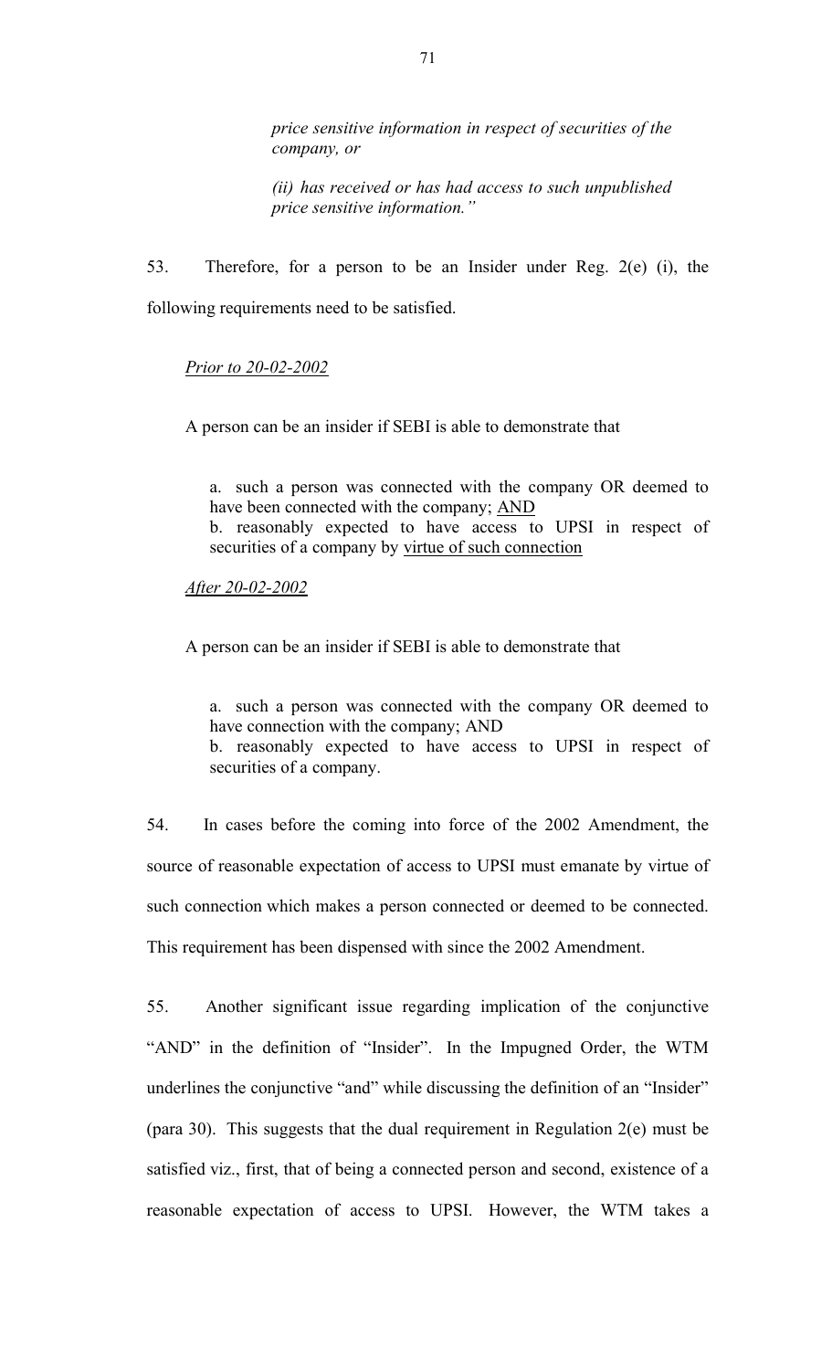*price sensitive information in respect of securities of the company, or*

*(ii) has received or has had access to such unpublished price sensitive information."*

53. Therefore, for a person to be an Insider under Reg. 2(e) (i), the following requirements need to be satisfied.

*Prior to 20-02-2002*

A person can be an insider if SEBI is able to demonstrate that

a. such a person was connected with the company OR deemed to have been connected with the company; AND
b. reasonably expected to have access to UPSI in respect of securities of a company by virtue of such connection

*After 20-02-2002*

A person can be an insider if SEBI is able to demonstrate that

a. such a person was connected with the company OR deemed to have connection with the company; AND
b. reasonably expected to have access to UPSI in respect of securities of a company.

54. In cases before the coming into force of the 2002 Amendment, the source of reasonable expectation of access to UPSI must emanate by virtue of such connection which makes a person connected or deemed to be connected. This requirement has been dispensed with since the 2002 Amendment.

55. Another significant issue regarding implication of the conjunctive "AND" in the definition of "Insider". In the Impugned Order, the WTM underlines the conjunctive "and" while discussing the definition of an "Insider" (para 30). This suggests that the dual requirement in Regulation 2(e) must be satisfied viz., first, that of being a connected person and second, existence of a reasonable expectation of access to UPSI. However, the WTM takes a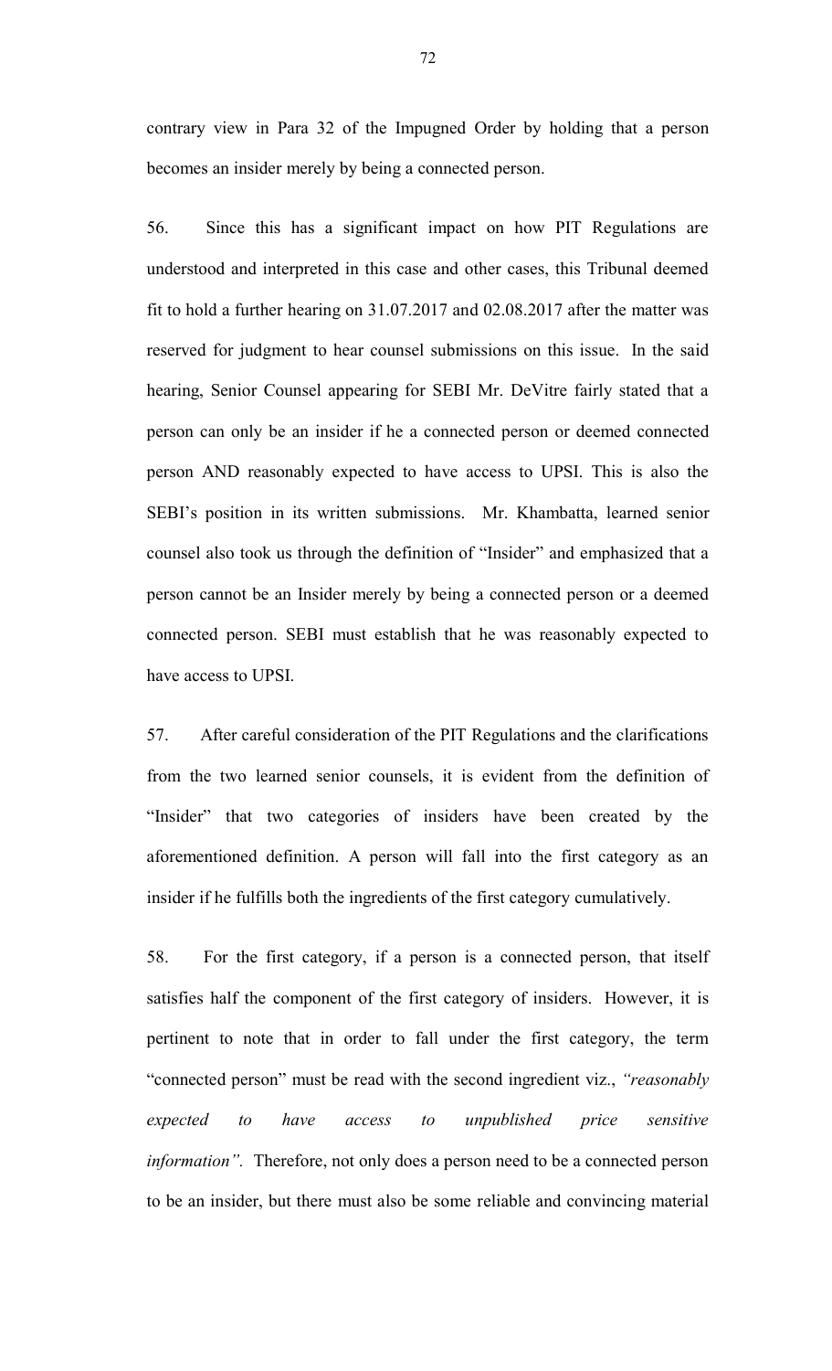contrary view in Para 32 of the Impugned Order by holding that a person becomes an insider merely by being a connected person.

56. Since this has a significant impact on how PIT Regulations are understood and interpreted in this case and other cases, this Tribunal deemed fit to hold a further hearing on 31.07.2017 and 02.08.2017 after the matter was reserved for judgment to hear counsel submissions on this issue. In the said hearing, Senior Counsel appearing for SEBI Mr. DeVitre fairly stated that a person can only be an insider if he a connected person or deemed connected person AND reasonably expected to have access to UPSI. This is also the SEBI's position in its written submissions. Mr. Khambatta, learned senior counsel also took us through the definition of "Insider" and emphasized that a person cannot be an Insider merely by being a connected person or a deemed connected person. SEBI must establish that he was reasonably expected to have access to UPSI.

57. After careful consideration of the PIT Regulations and the clarifications from the two learned senior counsels, it is evident from the definition of "Insider" that two categories of insiders have been created by the aforementioned definition. A person will fall into the first category as an insider if he fulfills both the ingredients of the first category cumulatively.

58. For the first category, if a person is a connected person, that itself satisfies half the component of the first category of insiders. However, it is pertinent to note that in order to fall under the first category, the term "connected person" must be read with the second ingredient viz., *"reasonably expected to have access to unpublished price sensitive information"*. Therefore, not only does a person need to be a connected person to be an insider, but there must also be some reliable and convincing material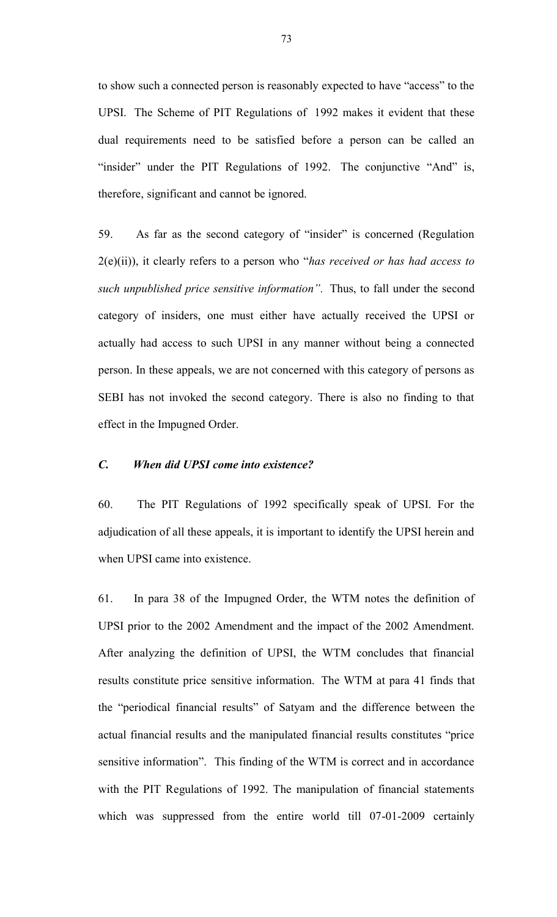to show such a connected person is reasonably expected to have "access" to the UPSI. The Scheme of PIT Regulations of 1992 makes it evident that these dual requirements need to be satisfied before a person can be called an "insider" under the PIT Regulations of 1992. The conjunctive "And" is, therefore, significant and cannot be ignored.

59. As far as the second category of "insider" is concerned (Regulation 2(e)(ii)), it clearly refers to a person who "*has received or has had access to such unpublished price sensitive information".* Thus, to fall under the second category of insiders, one must either have actually received the UPSI or actually had access to such UPSI in any manner without being a connected person. In these appeals, we are not concerned with this category of persons as SEBI has not invoked the second category. There is also no finding to that effect in the Impugned Order.

### *C. When did UPSI come into existence?*

60. The PIT Regulations of 1992 specifically speak of UPSI. For the adjudication of all these appeals, it is important to identify the UPSI herein and when UPSI came into existence.

61. In para 38 of the Impugned Order, the WTM notes the definition of UPSI prior to the 2002 Amendment and the impact of the 2002 Amendment. After analyzing the definition of UPSI, the WTM concludes that financial results constitute price sensitive information. The WTM at para 41 finds that the "periodical financial results" of Satyam and the difference between the actual financial results and the manipulated financial results constitutes "price sensitive information". This finding of the WTM is correct and in accordance with the PIT Regulations of 1992. The manipulation of financial statements which was suppressed from the entire world till 07-01-2009 certainly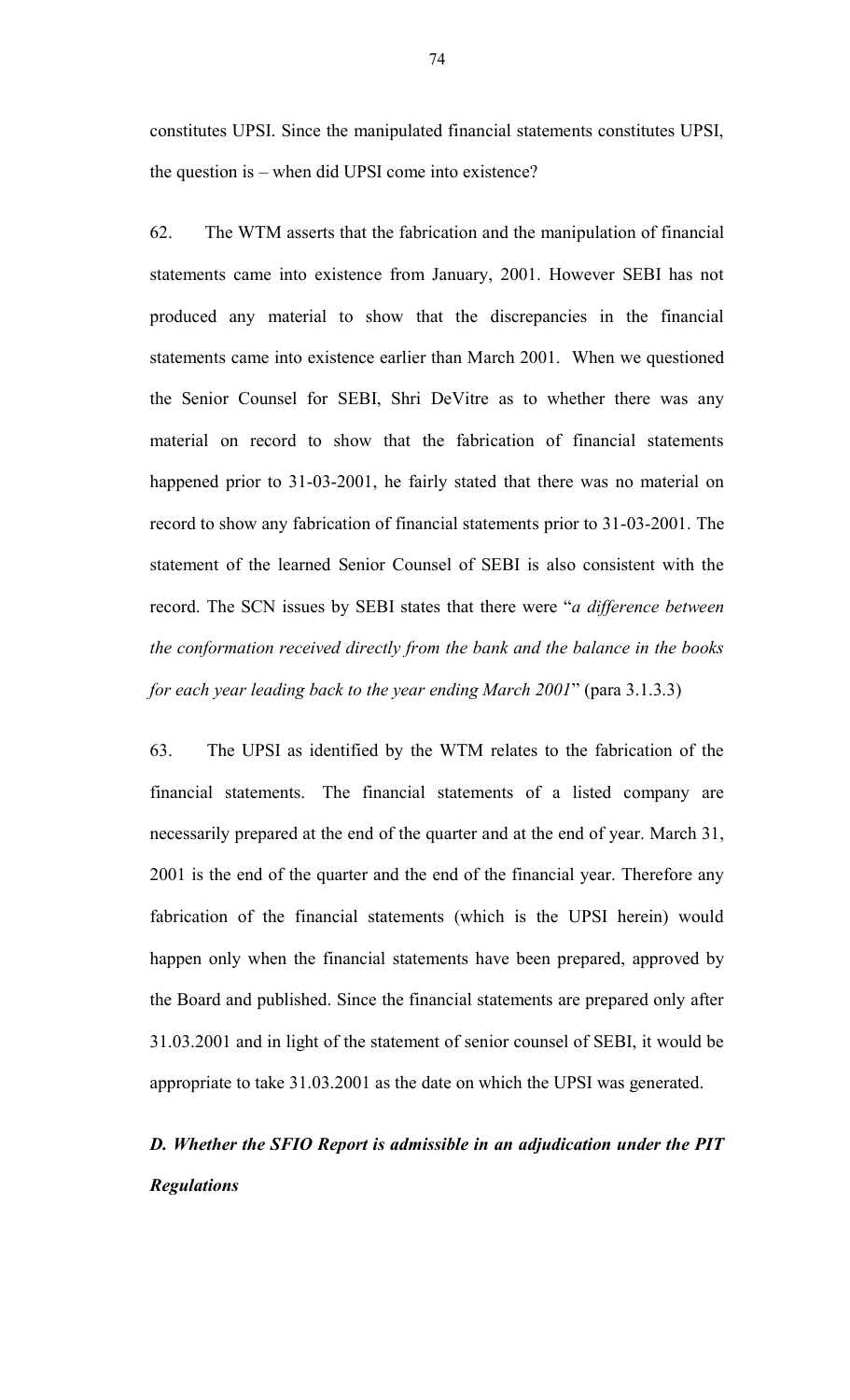constitutes UPSI. Since the manipulated financial statements constitutes UPSI, the question is – when did UPSI come into existence?

62. The WTM asserts that the fabrication and the manipulation of financial statements came into existence from January, 2001. However SEBI has not produced any material to show that the discrepancies in the financial statements came into existence earlier than March 2001. When we questioned the Senior Counsel for SEBI, Shri DeVitre as to whether there was any material on record to show that the fabrication of financial statements happened prior to 31-03-2001, he fairly stated that there was no material on record to show any fabrication of financial statements prior to 31-03-2001. The statement of the learned Senior Counsel of SEBI is also consistent with the record. The SCN issues by SEBI states that there were "*a difference between the conformation received directly from the bank and the balance in the books for each year leading back to the year ending March 2001*" (para 3.1.3.3)

63. The UPSI as identified by the WTM relates to the fabrication of the financial statements. The financial statements of a listed company are necessarily prepared at the end of the quarter and at the end of year. March 31, 2001 is the end of the quarter and the end of the financial year. Therefore any fabrication of the financial statements (which is the UPSI herein) would happen only when the financial statements have been prepared, approved by the Board and published. Since the financial statements are prepared only after 31.03.2001 and in light of the statement of senior counsel of SEBI, it would be appropriate to take 31.03.2001 as the date on which the UPSI was generated.

***D. Whether the SFIO Report is admissible in an adjudication under the PIT Regulations***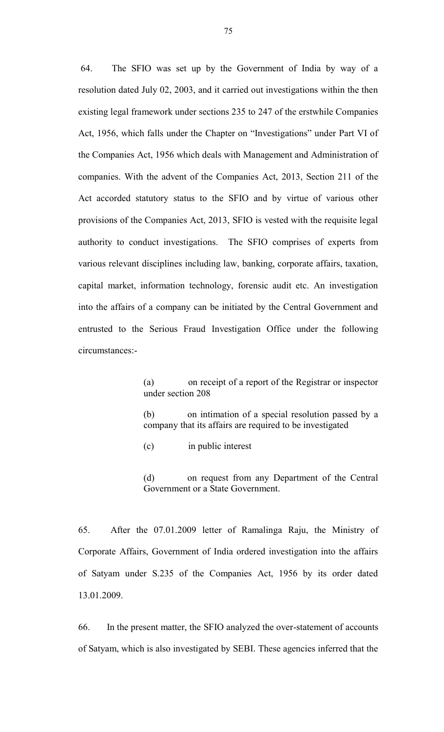64. The SFIO was set up by the Government of India by way of a resolution dated July 02, 2003, and it carried out investigations within the then existing legal framework under sections 235 to 247 of the erstwhile Companies Act, 1956, which falls under the Chapter on "Investigations" under Part VI of the Companies Act, 1956 which deals with Management and Administration of companies. With the advent of the Companies Act, 2013, Section 211 of the Act accorded statutory status to the SFIO and by virtue of various other provisions of the Companies Act, 2013, SFIO is vested with the requisite legal authority to conduct investigations. The SFIO comprises of experts from various relevant disciplines including law, banking, corporate affairs, taxation, capital market, information technology, forensic audit etc. An investigation into the affairs of a company can be initiated by the Central Government and entrusted to the Serious Fraud Investigation Office under the following circumstances:-

> (a) on receipt of a report of the Registrar or inspector under section 208
>
> (b) on intimation of a special resolution passed by a company that its affairs are required to be investigated
>
> (c) in public interest
>
> (d) on request from any Department of the Central Government or a State Government.

65. After the 07.01.2009 letter of Ramalinga Raju, the Ministry of Corporate Affairs, Government of India ordered investigation into the affairs of Satyam under S.235 of the Companies Act, 1956 by its order dated 13.01.2009.

66. In the present matter, the SFIO analyzed the over-statement of accounts of Satyam, which is also investigated by SEBI. These agencies inferred that the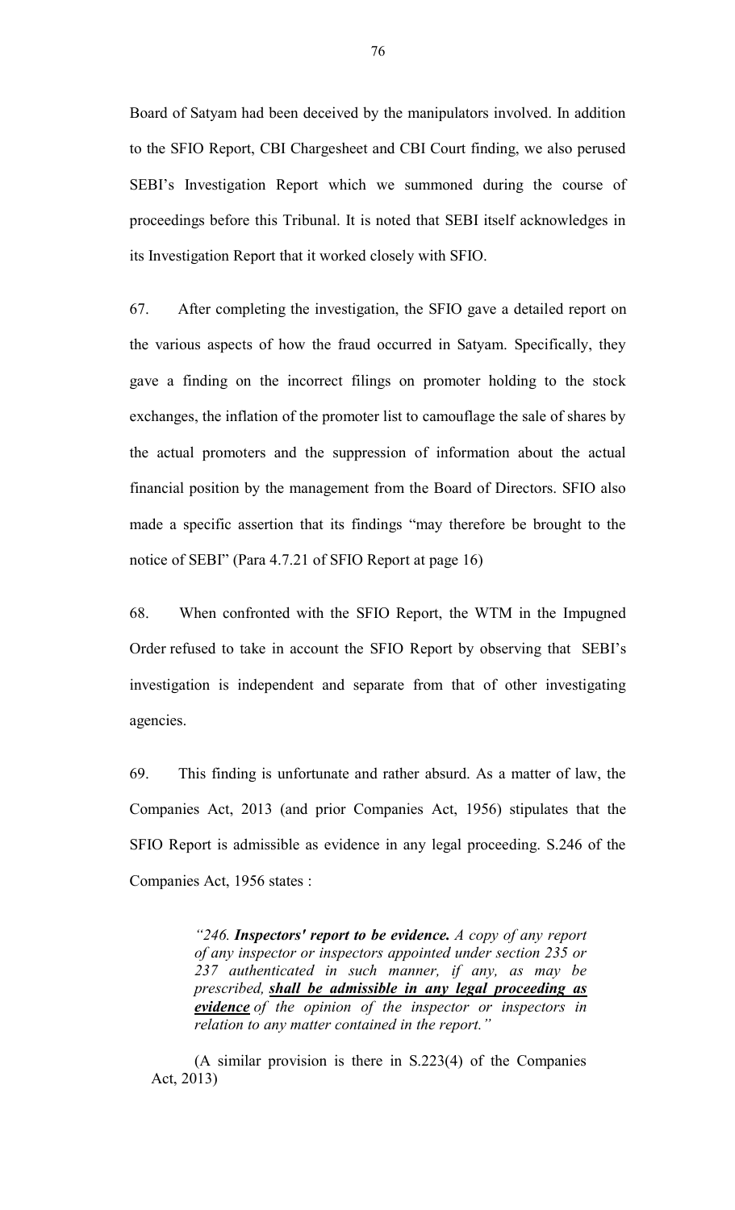Board of Satyam had been deceived by the manipulators involved. In addition to the SFIO Report, CBI Chargesheet and CBI Court finding, we also perused SEBI's Investigation Report which we summoned during the course of proceedings before this Tribunal. It is noted that SEBI itself acknowledges in its Investigation Report that it worked closely with SFIO.

67. After completing the investigation, the SFIO gave a detailed report on the various aspects of how the fraud occurred in Satyam. Specifically, they gave a finding on the incorrect filings on promoter holding to the stock exchanges, the inflation of the promoter list to camouflage the sale of shares by the actual promoters and the suppression of information about the actual financial position by the management from the Board of Directors. SFIO also made a specific assertion that its findings "may therefore be brought to the notice of SEBI" (Para 4.7.21 of SFIO Report at page 16)

68. When confronted with the SFIO Report, the WTM in the Impugned Order refused to take in account the SFIO Report by observing that SEBI's investigation is independent and separate from that of other investigating agencies.

69. This finding is unfortunate and rather absurd. As a matter of law, the Companies Act, 2013 (and prior Companies Act, 1956) stipulates that the SFIO Report is admissible as evidence in any legal proceeding. S.246 of the Companies Act, 1956 states :

> *"246. **Inspectors' report to be evidence.** A copy of any report of any inspector or inspectors appointed under section 235 or 237 authenticated in such manner, if any, as may be prescribed, **<u>shall be admissible in any legal proceeding as evidence</u>** of the opinion of the inspector or inspectors in relation to any matter contained in the report."*

(A similar provision is there in S.223(4) of the Companies Act, 2013)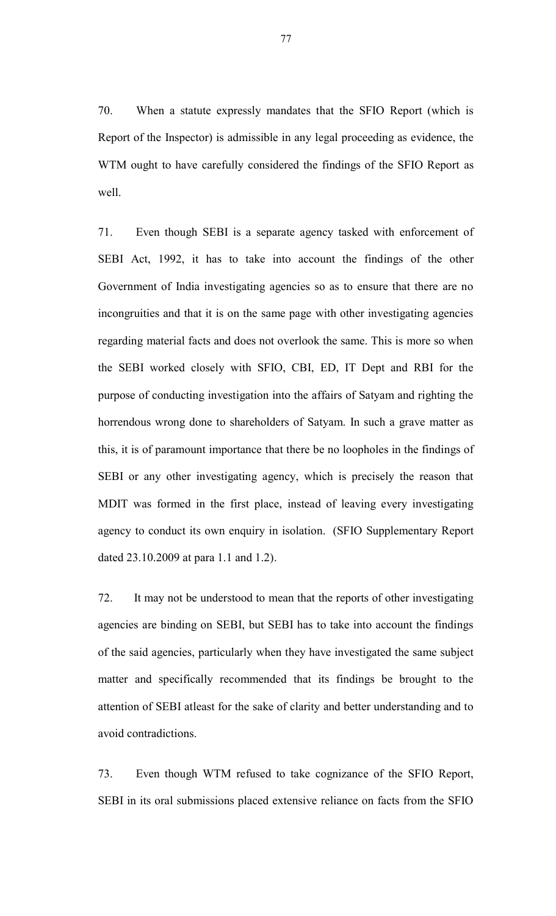70. When a statute expressly mandates that the SFIO Report (which is Report of the Inspector) is admissible in any legal proceeding as evidence, the WTM ought to have carefully considered the findings of the SFIO Report as well.

71. Even though SEBI is a separate agency tasked with enforcement of SEBI Act, 1992, it has to take into account the findings of the other Government of India investigating agencies so as to ensure that there are no incongruities and that it is on the same page with other investigating agencies regarding material facts and does not overlook the same. This is more so when the SEBI worked closely with SFIO, CBI, ED, IT Dept and RBI for the purpose of conducting investigation into the affairs of Satyam and righting the horrendous wrong done to shareholders of Satyam. In such a grave matter as this, it is of paramount importance that there be no loopholes in the findings of SEBI or any other investigating agency, which is precisely the reason that MDIT was formed in the first place, instead of leaving every investigating agency to conduct its own enquiry in isolation. (SFIO Supplementary Report dated 23.10.2009 at para 1.1 and 1.2).

72. It may not be understood to mean that the reports of other investigating agencies are binding on SEBI, but SEBI has to take into account the findings of the said agencies, particularly when they have investigated the same subject matter and specifically recommended that its findings be brought to the attention of SEBI atleast for the sake of clarity and better understanding and to avoid contradictions.

73. Even though WTM refused to take cognizance of the SFIO Report, SEBI in its oral submissions placed extensive reliance on facts from the SFIO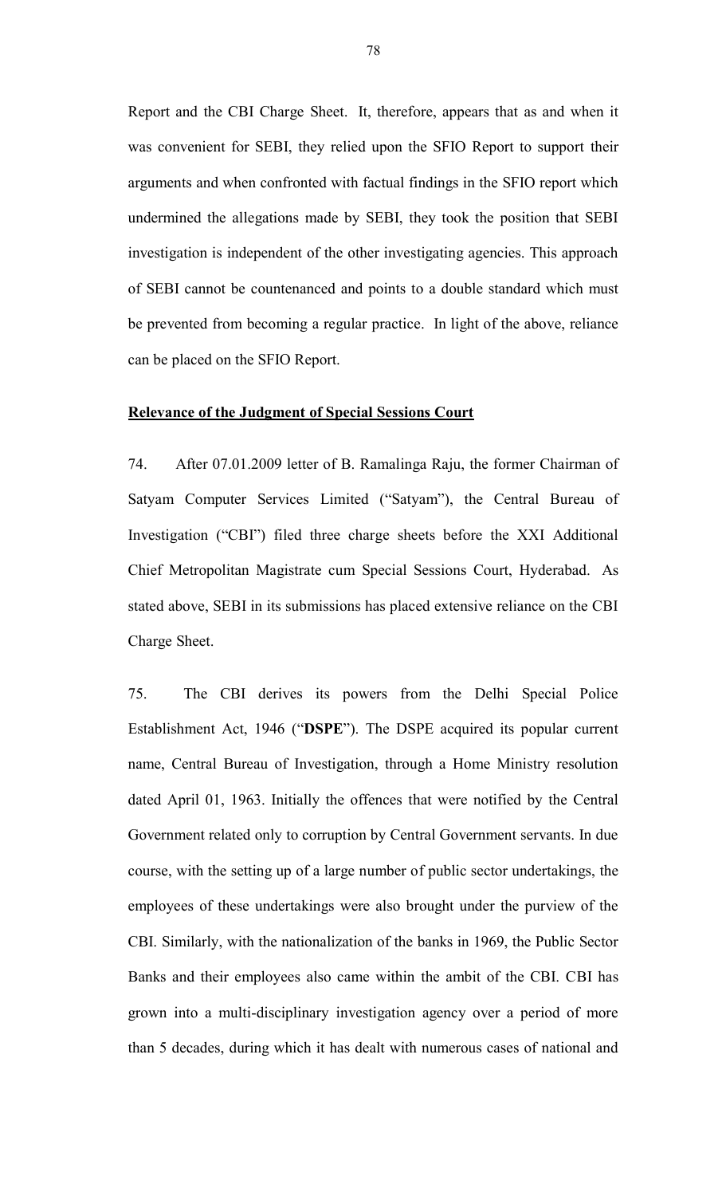Report and the CBI Charge Sheet. It, therefore, appears that as and when it was convenient for SEBI, they relied upon the SFIO Report to support their arguments and when confronted with factual findings in the SFIO report which undermined the allegations made by SEBI, they took the position that SEBI investigation is independent of the other investigating agencies. This approach of SEBI cannot be countenanced and points to a double standard which must be prevented from becoming a regular practice. In light of the above, reliance can be placed on the SFIO Report.

**Relevance of the Judgment of Special Sessions Court**

74. After 07.01.2009 letter of B. Ramalinga Raju, the former Chairman of Satyam Computer Services Limited ("Satyam"), the Central Bureau of Investigation ("CBI") filed three charge sheets before the XXI Additional Chief Metropolitan Magistrate cum Special Sessions Court, Hyderabad. As stated above, SEBI in its submissions has placed extensive reliance on the CBI Charge Sheet.

75. The CBI derives its powers from the Delhi Special Police Establishment Act, 1946 ("**DSPE**"). The DSPE acquired its popular current name, Central Bureau of Investigation, through a Home Ministry resolution dated April 01, 1963. Initially the offences that were notified by the Central Government related only to corruption by Central Government servants. In due course, with the setting up of a large number of public sector undertakings, the employees of these undertakings were also brought under the purview of the CBI. Similarly, with the nationalization of the banks in 1969, the Public Sector Banks and their employees also came within the ambit of the CBI. CBI has grown into a multi-disciplinary investigation agency over a period of more than 5 decades, during which it has dealt with numerous cases of national and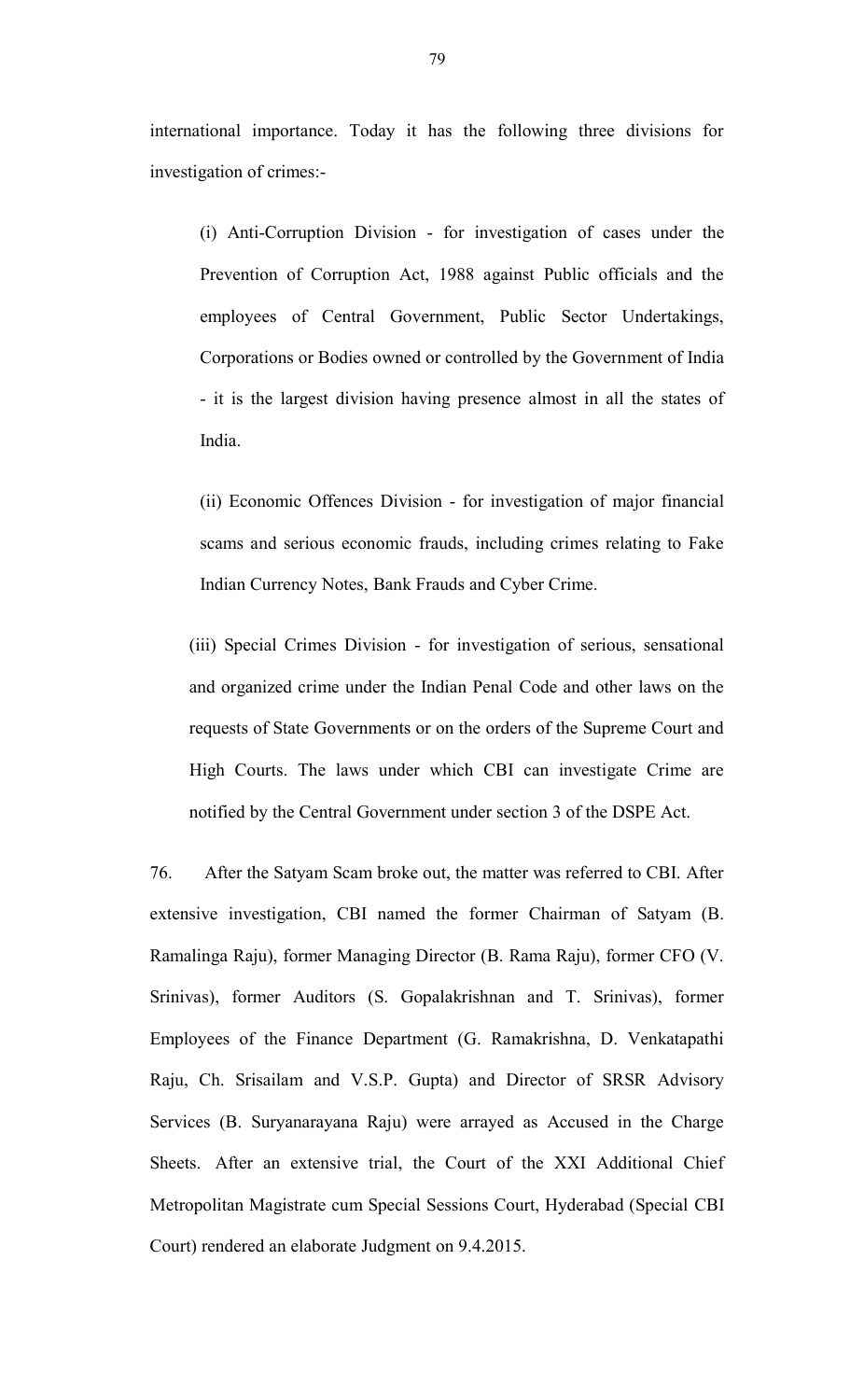international importance. Today it has the following three divisions for investigation of crimes:-

(i) Anti-Corruption Division - for investigation of cases under the Prevention of Corruption Act, 1988 against Public officials and the employees of Central Government, Public Sector Undertakings, Corporations or Bodies owned or controlled by the Government of India - it is the largest division having presence almost in all the states of India.

(ii) Economic Offences Division - for investigation of major financial scams and serious economic frauds, including crimes relating to Fake Indian Currency Notes, Bank Frauds and Cyber Crime.

(iii) Special Crimes Division - for investigation of serious, sensational and organized crime under the Indian Penal Code and other laws on the requests of State Governments or on the orders of the Supreme Court and High Courts. The laws under which CBI can investigate Crime are notified by the Central Government under section 3 of the DSPE Act.

76. After the Satyam Scam broke out, the matter was referred to CBI. After extensive investigation, CBI named the former Chairman of Satyam (B. Ramalinga Raju), former Managing Director (B. Rama Raju), former CFO (V. Srinivas), former Auditors (S. Gopalakrishnan and T. Srinivas), former Employees of the Finance Department (G. Ramakrishna, D. Venkatapathi Raju, Ch. Srisailam and V.S.P. Gupta) and Director of SRSR Advisory Services (B. Suryanarayana Raju) were arrayed as Accused in the Charge Sheets. After an extensive trial, the Court of the XXI Additional Chief Metropolitan Magistrate cum Special Sessions Court, Hyderabad (Special CBI Court) rendered an elaborate Judgment on 9.4.2015.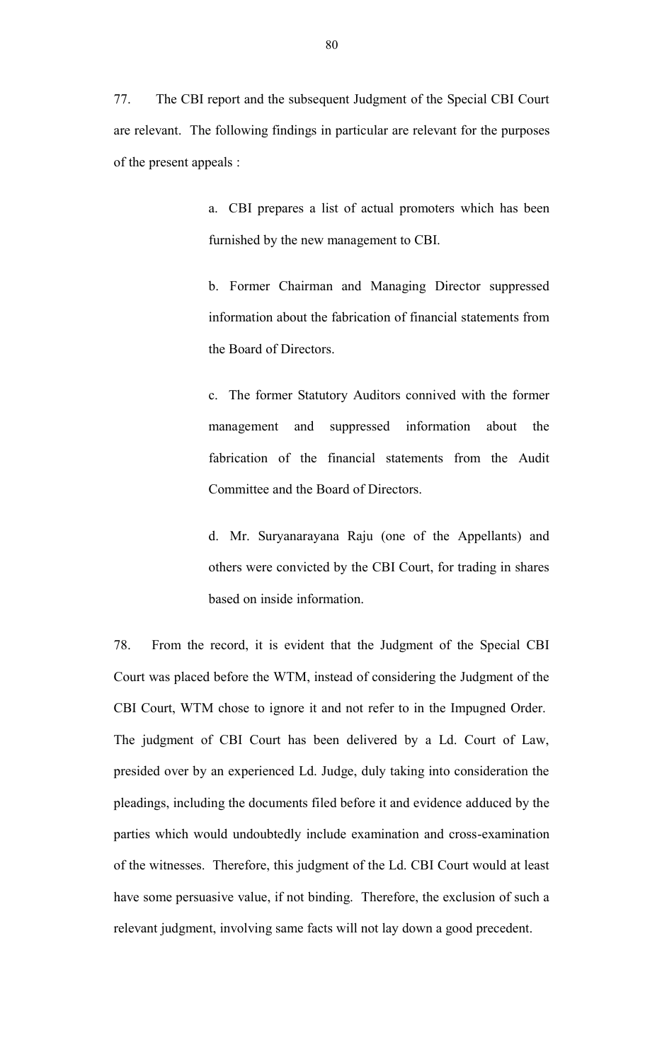77. The CBI report and the subsequent Judgment of the Special CBI Court are relevant. The following findings in particular are relevant for the purposes of the present appeals :

> a. CBI prepares a list of actual promoters which has been furnished by the new management to CBI.
>
> b. Former Chairman and Managing Director suppressed information about the fabrication of financial statements from the Board of Directors.
>
> c. The former Statutory Auditors connived with the former management and suppressed information about the fabrication of the financial statements from the Audit Committee and the Board of Directors.
>
> d. Mr. Suryanarayana Raju (one of the Appellants) and others were convicted by the CBI Court, for trading in shares based on inside information.

78. From the record, it is evident that the Judgment of the Special CBI Court was placed before the WTM, instead of considering the Judgment of the CBI Court, WTM chose to ignore it and not refer to in the Impugned Order. The judgment of CBI Court has been delivered by a Ld. Court of Law, presided over by an experienced Ld. Judge, duly taking into consideration the pleadings, including the documents filed before it and evidence adduced by the parties which would undoubtedly include examination and cross-examination of the witnesses. Therefore, this judgment of the Ld. CBI Court would at least have some persuasive value, if not binding. Therefore, the exclusion of such a relevant judgment, involving same facts will not lay down a good precedent.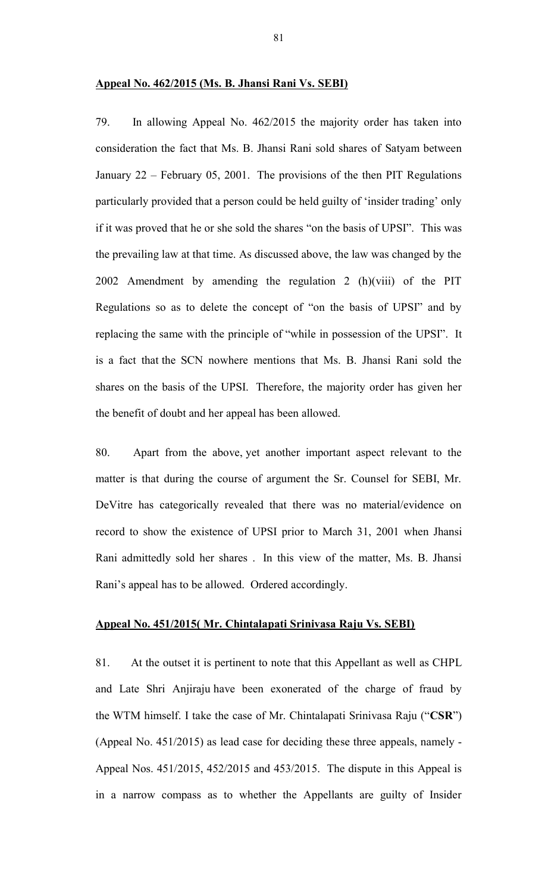**Appeal No. 462/2015 (Ms. B. Jhansi Rani Vs. SEBI)**

79. In allowing Appeal No. 462/2015 the majority order has taken into consideration the fact that Ms. B. Jhansi Rani sold shares of Satyam between January 22 – February 05, 2001. The provisions of the then PIT Regulations particularly provided that a person could be held guilty of 'insider trading' only if it was proved that he or she sold the shares "on the basis of UPSI". This was the prevailing law at that time. As discussed above, the law was changed by the 2002 Amendment by amending the regulation 2 (h)(viii) of the PIT Regulations so as to delete the concept of "on the basis of UPSI" and by replacing the same with the principle of "while in possession of the UPSI". It is a fact that the SCN nowhere mentions that Ms. B. Jhansi Rani sold the shares on the basis of the UPSI. Therefore, the majority order has given her the benefit of doubt and her appeal has been allowed.

80. Apart from the above, yet another important aspect relevant to the matter is that during the course of argument the Sr. Counsel for SEBI, Mr. DeVitre has categorically revealed that there was no material/evidence on record to show the existence of UPSI prior to March 31, 2001 when Jhansi Rani admittedly sold her shares . In this view of the matter, Ms. B. Jhansi Rani's appeal has to be allowed. Ordered accordingly.

**Appeal No. 451/2015( Mr. Chintalapati Srinivasa Raju Vs. SEBI)**

81. At the outset it is pertinent to note that this Appellant as well as CHPL and Late Shri Anjiraju have been exonerated of the charge of fraud by the WTM himself. I take the case of Mr. Chintalapati Srinivasa Raju ("**CSR**") (Appeal No. 451/2015) as lead case for deciding these three appeals, namely - Appeal Nos. 451/2015, 452/2015 and 453/2015. The dispute in this Appeal is in a narrow compass as to whether the Appellants are guilty of Insider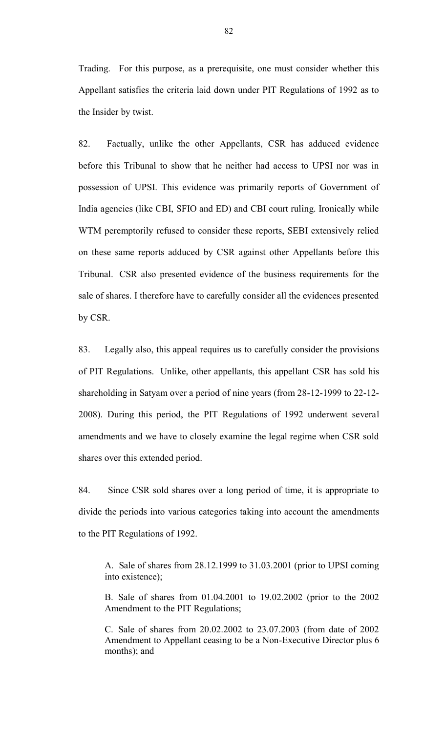Trading. For this purpose, as a prerequisite, one must consider whether this Appellant satisfies the criteria laid down under PIT Regulations of 1992 as to the Insider by twist.

82. Factually, unlike the other Appellants, CSR has adduced evidence before this Tribunal to show that he neither had access to UPSI nor was in possession of UPSI. This evidence was primarily reports of Government of India agencies (like CBI, SFIO and ED) and CBI court ruling. Ironically while WTM peremptorily refused to consider these reports, SEBI extensively relied on these same reports adduced by CSR against other Appellants before this Tribunal. CSR also presented evidence of the business requirements for the sale of shares. I therefore have to carefully consider all the evidences presented by CSR.

83. Legally also, this appeal requires us to carefully consider the provisions of PIT Regulations. Unlike, other appellants, this appellant CSR has sold his shareholding in Satyam over a period of nine years (from 28-12-1999 to 22-12-2008). During this period, the PIT Regulations of 1992 underwent several amendments and we have to closely examine the legal regime when CSR sold shares over this extended period.

84. Since CSR sold shares over a long period of time, it is appropriate to divide the periods into various categories taking into account the amendments to the PIT Regulations of 1992.

> A. Sale of shares from 28.12.1999 to 31.03.2001 (prior to UPSI coming into existence);
>
> B. Sale of shares from 01.04.2001 to 19.02.2002 (prior to the 2002 Amendment to the PIT Regulations;
>
> C. Sale of shares from 20.02.2002 to 23.07.2003 (from date of 2002 Amendment to Appellant ceasing to be a Non-Executive Director plus 6 months); and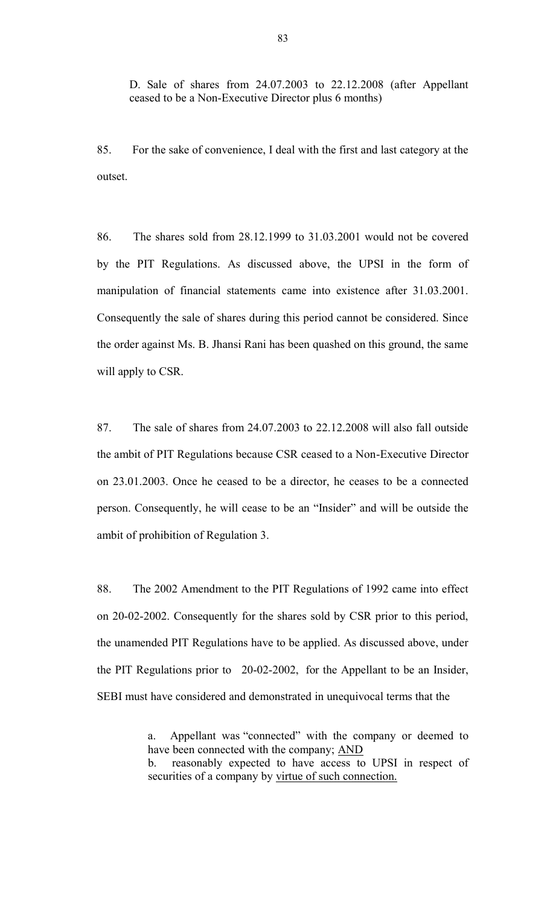D. Sale of shares from 24.07.2003 to 22.12.2008 (after Appellant ceased to be a Non-Executive Director plus 6 months)

85. For the sake of convenience, I deal with the first and last category at the outset.

86. The shares sold from 28.12.1999 to 31.03.2001 would not be covered by the PIT Regulations. As discussed above, the UPSI in the form of manipulation of financial statements came into existence after 31.03.2001. Consequently the sale of shares during this period cannot be considered. Since the order against Ms. B. Jhansi Rani has been quashed on this ground, the same will apply to CSR.

87. The sale of shares from 24.07.2003 to 22.12.2008 will also fall outside the ambit of PIT Regulations because CSR ceased to a Non-Executive Director on 23.01.2003. Once he ceased to be a director, he ceases to be a connected person. Consequently, he will cease to be an "Insider" and will be outside the ambit of prohibition of Regulation 3.

88. The 2002 Amendment to the PIT Regulations of 1992 came into effect on 20-02-2002. Consequently for the shares sold by CSR prior to this period, the unamended PIT Regulations have to be applied. As discussed above, under the PIT Regulations prior to 20-02-2002, for the Appellant to be an Insider, SEBI must have considered and demonstrated in unequivocal terms that the

> a. Appellant was "connected" with the company or deemed to have been connected with the company; <u>AND</u>
> b. reasonably expected to have access to UPSI in respect of securities of a company by <u>virtue of such connection.</u>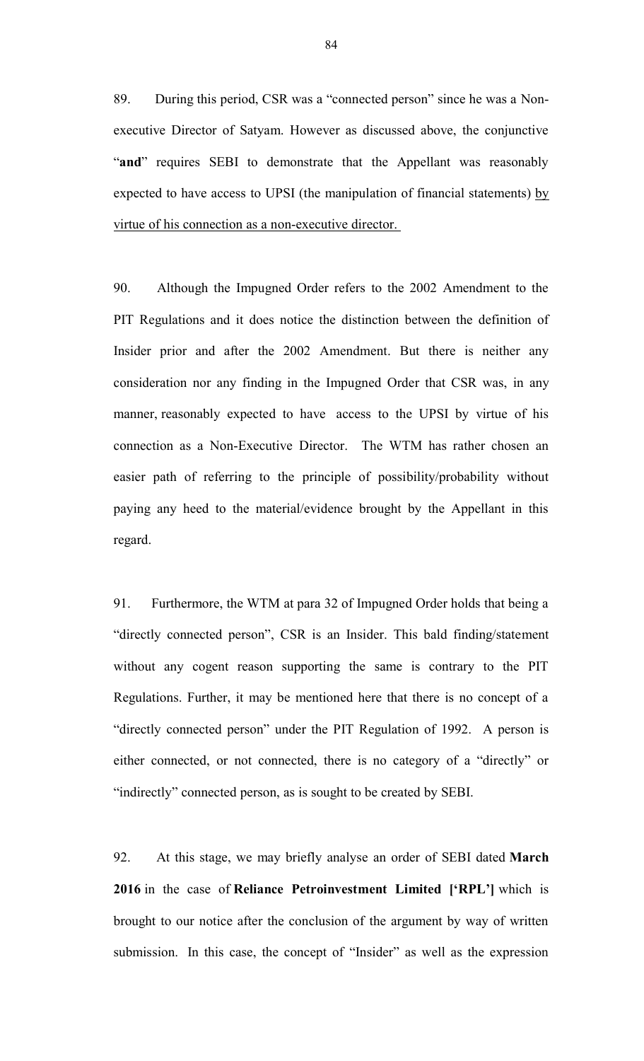89. During this period, CSR was a "connected person" since he was a Non-executive Director of Satyam. However as discussed above, the conjunctive "**and**" requires SEBI to demonstrate that the Appellant was reasonably expected to have access to UPSI (the manipulation of financial statements) <u>by virtue of his connection as a non-executive director.</u>

90. Although the Impugned Order refers to the 2002 Amendment to the PIT Regulations and it does notice the distinction between the definition of Insider prior and after the 2002 Amendment. But there is neither any consideration nor any finding in the Impugned Order that CSR was, in any manner, reasonably expected to have access to the UPSI by virtue of his connection as a Non-Executive Director. The WTM has rather chosen an easier path of referring to the principle of possibility/probability without paying any heed to the material/evidence brought by the Appellant in this regard.

91. Furthermore, the WTM at para 32 of Impugned Order holds that being a "directly connected person", CSR is an Insider. This bald finding/statement without any cogent reason supporting the same is contrary to the PIT Regulations. Further, it may be mentioned here that there is no concept of a "directly connected person" under the PIT Regulation of 1992. A person is either connected, or not connected, there is no category of a "directly" or "indirectly" connected person, as is sought to be created by SEBI.

92. At this stage, we may briefly analyse an order of SEBI dated **March 2016** in the case of **Reliance Petroinvestment Limited ['RPL']** which is brought to our notice after the conclusion of the argument by way of written submission. In this case, the concept of "Insider" as well as the expression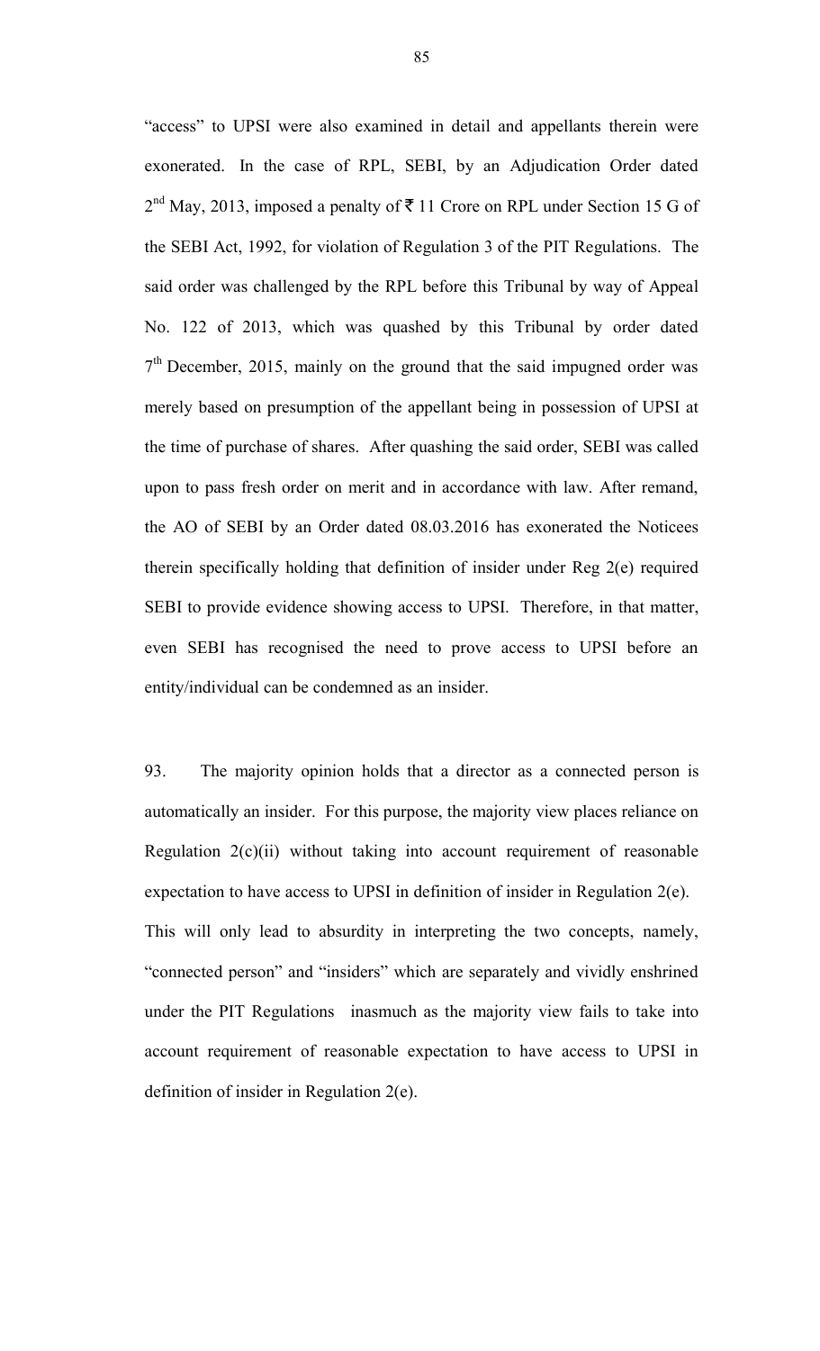"access" to UPSI were also examined in detail and appellants therein were exonerated. In the case of RPL, SEBI, by an Adjudication Order dated 2[nd] May, 2013, imposed a penalty of ₹ 11 Crore on RPL under Section 15 G of the SEBI Act, 1992, for violation of Regulation 3 of the PIT Regulations. The said order was challenged by the RPL before this Tribunal by way of Appeal No. 122 of 2013, which was quashed by this Tribunal by order dated 7[th] December, 2015, mainly on the ground that the said impugned order was merely based on presumption of the appellant being in possession of UPSI at the time of purchase of shares. After quashing the said order, SEBI was called upon to pass fresh order on merit and in accordance with law. After remand, the AO of SEBI by an Order dated 08.03.2016 has exonerated the Noticees therein specifically holding that definition of insider under Reg 2(e) required SEBI to provide evidence showing access to UPSI. Therefore, in that matter, even SEBI has recognised the need to prove access to UPSI before an entity/individual can be condemned as an insider.

93. The majority opinion holds that a director as a connected person is automatically an insider. For this purpose, the majority view places reliance on Regulation 2(c)(ii) without taking into account requirement of reasonable expectation to have access to UPSI in definition of insider in Regulation 2(e). This will only lead to absurdity in interpreting the two concepts, namely, "connected person" and "insiders" which are separately and vividly enshrined under the PIT Regulations inasmuch as the majority view fails to take into account requirement of reasonable expectation to have access to UPSI in definition of insider in Regulation 2(e).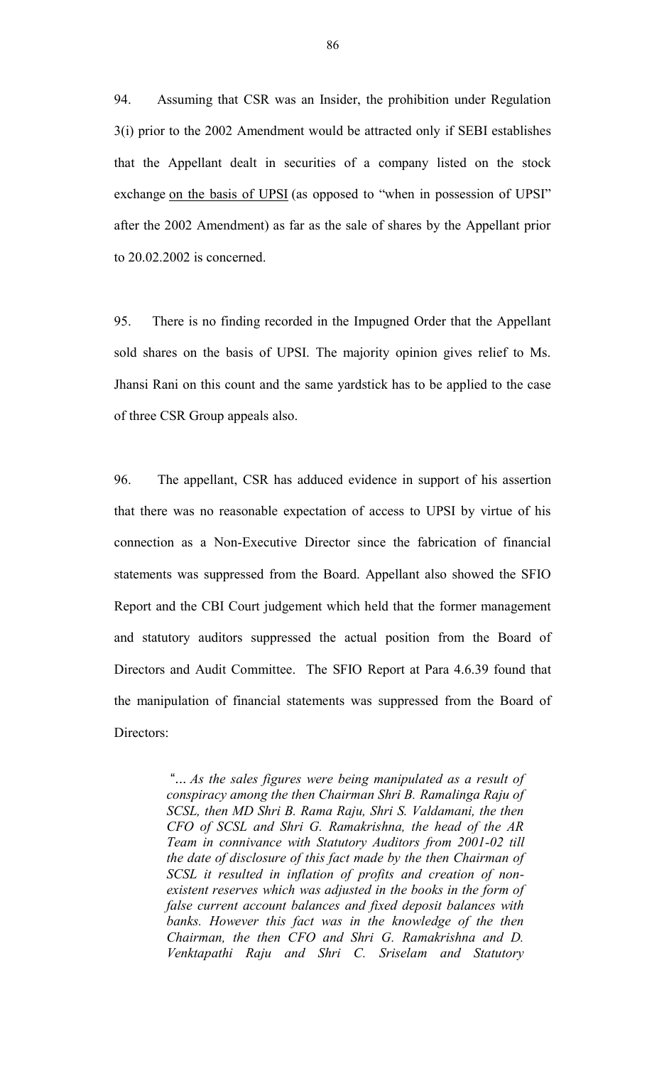94. Assuming that CSR was an Insider, the prohibition under Regulation 3(i) prior to the 2002 Amendment would be attracted only if SEBI establishes that the Appellant dealt in securities of a company listed on the stock exchange <u>on the basis of UPSI</u> (as opposed to "when in possession of UPSI" after the 2002 Amendment) as far as the sale of shares by the Appellant prior to 20.02.2002 is concerned.

95. There is no finding recorded in the Impugned Order that the Appellant sold shares on the basis of UPSI. The majority opinion gives relief to Ms. Jhansi Rani on this count and the same yardstick has to be applied to the case of three CSR Group appeals also.

96. The appellant, CSR has adduced evidence in support of his assertion that there was no reasonable expectation of access to UPSI by virtue of his connection as a Non-Executive Director since the fabrication of financial statements was suppressed from the Board. Appellant also showed the SFIO Report and the CBI Court judgement which held that the former management and statutory auditors suppressed the actual position from the Board of Directors and Audit Committee. The SFIO Report at Para 4.6.39 found that the manipulation of financial statements was suppressed from the Board of Directors:

> "*… As the sales figures were being manipulated as a result of conspiracy among the then Chairman Shri B. Ramalinga Raju of SCSL, then MD Shri B. Rama Raju, Shri S. Valdamani, the then CFO of SCSL and Shri G. Ramakrishna, the head of the AR Team in connivance with Statutory Auditors from 2001-02 till the date of disclosure of this fact made by the then Chairman of SCSL it resulted in inflation of profits and creation of non-existent reserves which was adjusted in the books in the form of false current account balances and fixed deposit balances with banks. However this fact was in the knowledge of the then Chairman, the then CFO and Shri G. Ramakrishna and D. Venktapathi Raju and Shri C. Sriselam and Statutory*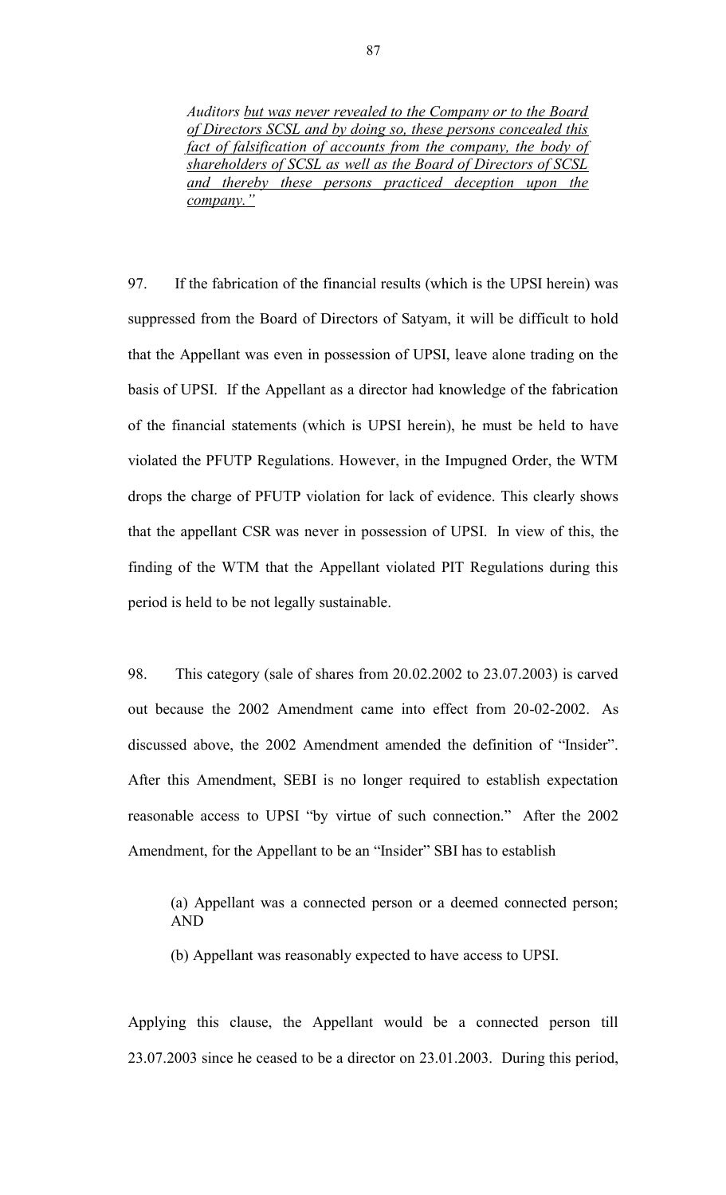*Auditors <u>but was never revealed to the Company or to the Board of Directors SCSL and by doing so, these persons concealed this fact of falsification of accounts from the company, the body of shareholders of SCSL as well as the Board of Directors of SCSL and thereby these persons practiced deception upon the company."</u>*

97. If the fabrication of the financial results (which is the UPSI herein) was suppressed from the Board of Directors of Satyam, it will be difficult to hold that the Appellant was even in possession of UPSI, leave alone trading on the basis of UPSI. If the Appellant as a director had knowledge of the fabrication of the financial statements (which is UPSI herein), he must be held to have violated the PFUTP Regulations. However, in the Impugned Order, the WTM drops the charge of PFUTP violation for lack of evidence. This clearly shows that the appellant CSR was never in possession of UPSI. In view of this, the finding of the WTM that the Appellant violated PIT Regulations during this period is held to be not legally sustainable.

98. This category (sale of shares from 20.02.2002 to 23.07.2003) is carved out because the 2002 Amendment came into effect from 20-02-2002. As discussed above, the 2002 Amendment amended the definition of "Insider". After this Amendment, SEBI is no longer required to establish expectation reasonable access to UPSI "by virtue of such connection." After the 2002 Amendment, for the Appellant to be an "Insider" SBI has to establish

(a) Appellant was a connected person or a deemed connected person; AND

(b) Appellant was reasonably expected to have access to UPSI.

Applying this clause, the Appellant would be a connected person till 23.07.2003 since he ceased to be a director on 23.01.2003. During this period,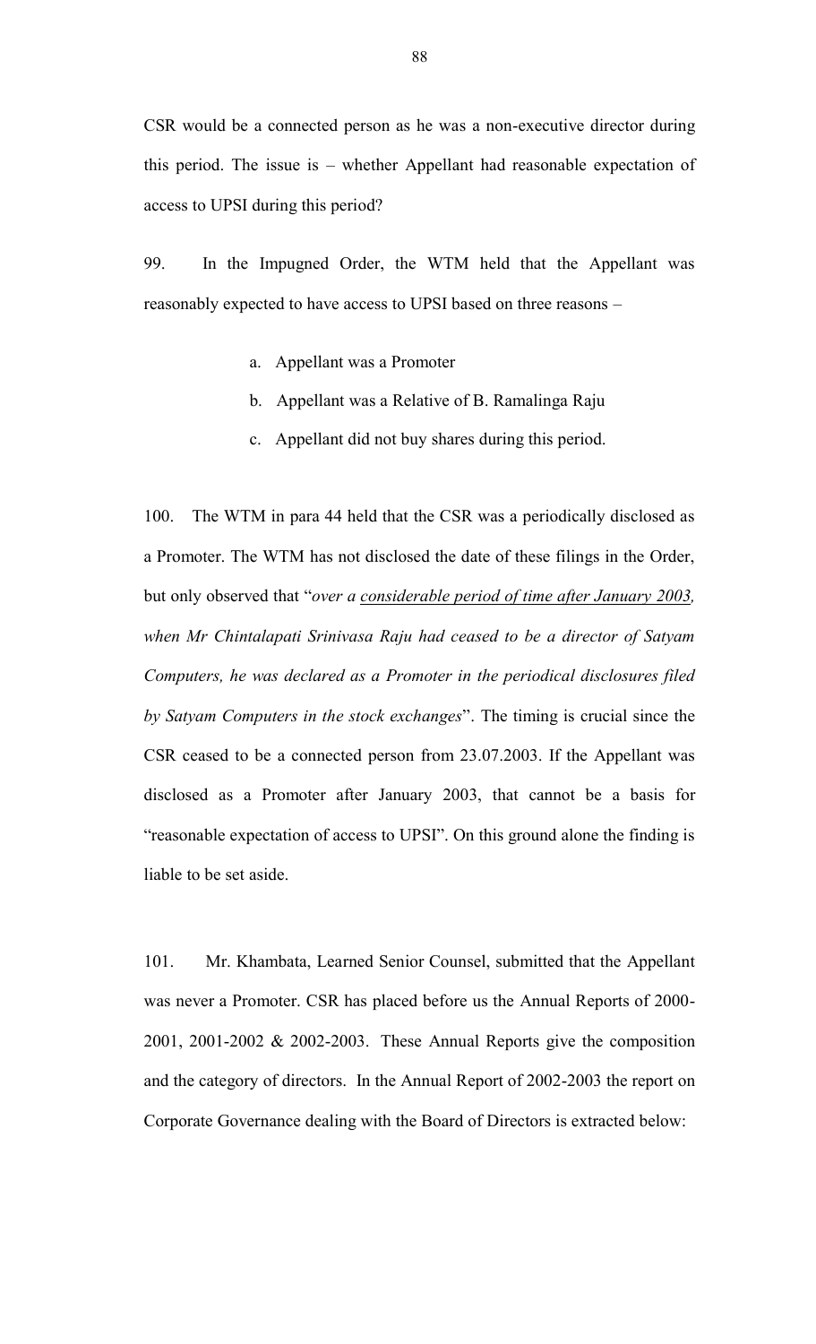CSR would be a connected person as he was a non-executive director during this period. The issue is – whether Appellant had reasonable expectation of access to UPSI during this period?

99. In the Impugned Order, the WTM held that the Appellant was reasonably expected to have access to UPSI based on three reasons –

a. Appellant was a Promoter

b. Appellant was a Relative of B. Ramalinga Raju

c. Appellant did not buy shares during this period.

100. The WTM in para 44 held that the CSR was a periodically disclosed as a Promoter. The WTM has not disclosed the date of these filings in the Order, but only observed that "*over a considerable period of time after January 2003, when Mr Chintalapati Srinivasa Raju had ceased to be a director of Satyam Computers, he was declared as a Promoter in the periodical disclosures filed by Satyam Computers in the stock exchanges*". The timing is crucial since the CSR ceased to be a connected person from 23.07.2003. If the Appellant was disclosed as a Promoter after January 2003, that cannot be a basis for "reasonable expectation of access to UPSI". On this ground alone the finding is liable to be set aside.

101. Mr. Khambata, Learned Senior Counsel, submitted that the Appellant was never a Promoter. CSR has placed before us the Annual Reports of 2000-2001, 2001-2002 & 2002-2003. These Annual Reports give the composition and the category of directors. In the Annual Report of 2002-2003 the report on Corporate Governance dealing with the Board of Directors is extracted below: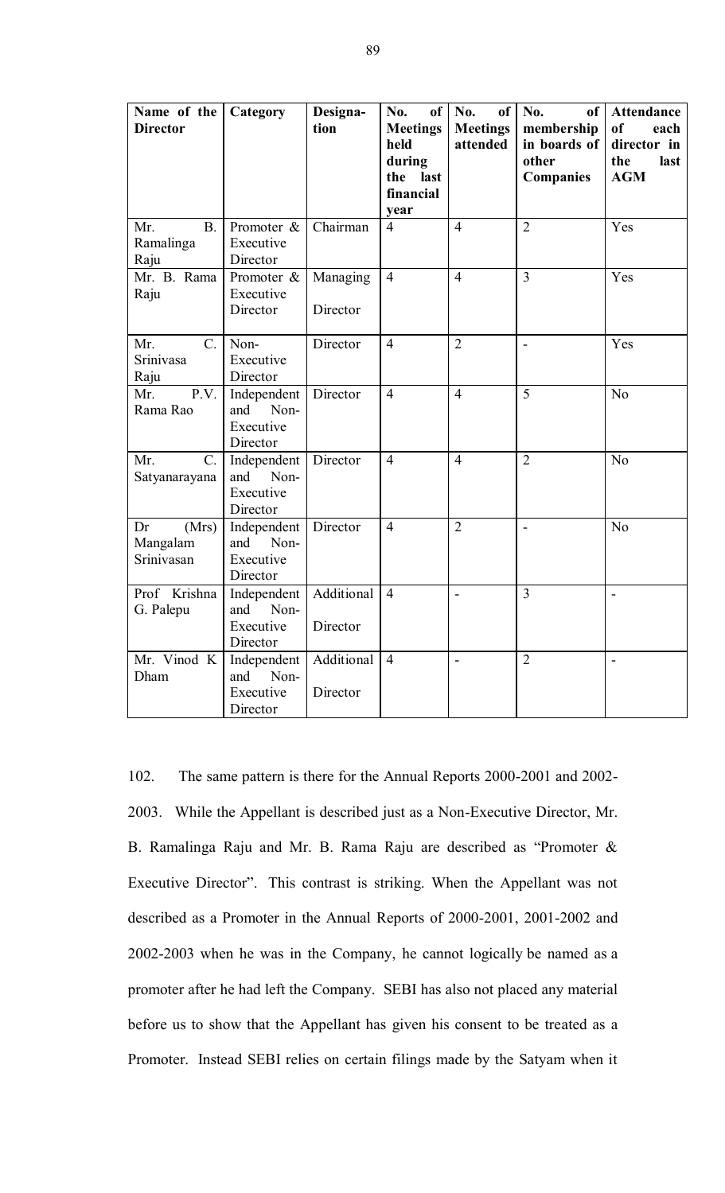| Name of the Director | Category | Designation | No. of Meetings held during the last financial year | No. of Meetings attended | No. of membership in boards of other Companies | Attendance of each director in the last AGM |
| --- | --- | --- | --- | --- | --- | --- |
| Mr. B. Ramalinga Raju | Promoter & Executive Director | Chairman | 4 | 4 | 2 | Yes |
| Mr. B. Rama Raju | Promoter & Executive Director | Managing Director | 4 | 4 | 3 | Yes |
| Mr. C. Srinivasa Raju | Non-Executive Director | Director | 4 | 2 | - | Yes |
| Mr. P.V. Rama Rao | Independent and Non-Executive Director | Director | 4 | 4 | 5 | No |
| Mr. C. Satyanarayana | Independent and Non-Executive Director | Director | 4 | 4 | 2 | No |
| Dr (Mrs) Mangalam Srinivasan | Independent and Non-Executive Director | Director | 4 | 2 | - | No |
| Prof Krishna G. Palepu | Independent and Non-Executive Director | Additional Director | 4 | - | 3 | - |
| Mr. Vinod K Dham | Independent and Non-Executive Director | Additional Director | 4 | - | 2 | - |

102. The same pattern is there for the Annual Reports 2000-2001 and 2002-2003. While the Appellant is described just as a Non-Executive Director, Mr. B. Ramalinga Raju and Mr. B. Rama Raju are described as "Promoter & Executive Director". This contrast is striking. When the Appellant was not described as a Promoter in the Annual Reports of 2000-2001, 2001-2002 and 2002-2003 when he was in the Company, he cannot logically be named as a promoter after he had left the Company. SEBI has also not placed any material before us to show that the Appellant has given his consent to be treated as a Promoter. Instead SEBI relies on certain filings made by the Satyam when it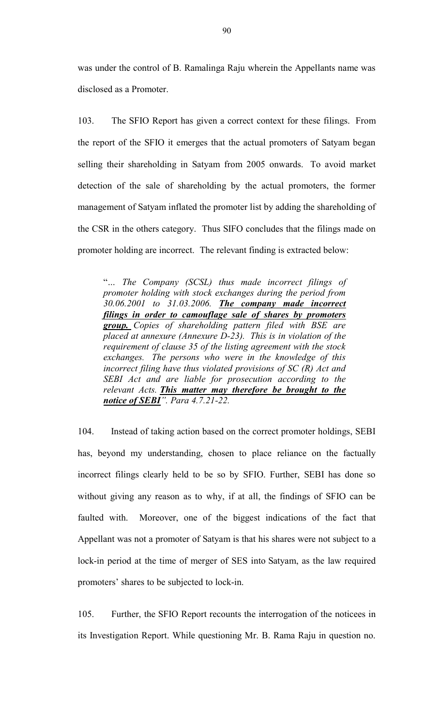was under the control of B. Ramalinga Raju wherein the Appellants name was disclosed as a Promoter.

103. The SFIO Report has given a correct context for these filings. From the report of the SFIO it emerges that the actual promoters of Satyam began selling their shareholding in Satyam from 2005 onwards. To avoid market detection of the sale of shareholding by the actual promoters, the former management of Satyam inflated the promoter list by adding the shareholding of the CSR in the others category. Thus SIFO concludes that the filings made on promoter holding are incorrect. The relevant finding is extracted below:

> "*... The Company (SCSL) thus made incorrect filings of promoter holding with stock exchanges during the period from 30.06.2001 to 31.03.2006.* ***<u>The company made incorrect filings in order to camouflage sale of shares by promoters group.</u>*** *Copies of shareholding pattern filed with BSE are placed at annexure (Annexure D-23). This is in violation of the requirement of clause 35 of the listing agreement with the stock exchanges. The persons who were in the knowledge of this incorrect filing have thus violated provisions of SC (R) Act and SEBI Act and are liable for prosecution according to the relevant Acts.* ***<u>This matter may therefore be brought to the notice of SEBI</u>***". *Para 4.7.21-22.*

104. Instead of taking action based on the correct promoter holdings, SEBI has, beyond my understanding, chosen to place reliance on the factually incorrect filings clearly held to be so by SFIO. Further, SEBI has done so without giving any reason as to why, if at all, the findings of SFIO can be faulted with. Moreover, one of the biggest indications of the fact that Appellant was not a promoter of Satyam is that his shares were not subject to a lock-in period at the time of merger of SES into Satyam, as the law required promoters' shares to be subjected to lock-in.

105. Further, the SFIO Report recounts the interrogation of the noticees in its Investigation Report. While questioning Mr. B. Rama Raju in question no.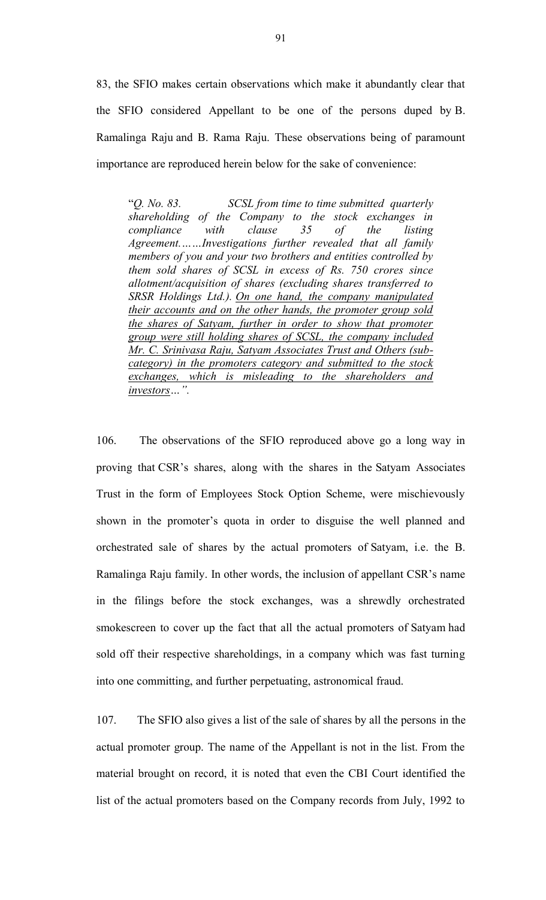83, the SFIO makes certain observations which make it abundantly clear that the SFIO considered Appellant to be one of the persons duped by B. Ramalinga Raju and B. Rama Raju. These observations being of paramount importance are reproduced herein below for the sake of convenience:

> "*Q. No. 83. SCSL from time to time submitted quarterly shareholding of the Company to the stock exchanges in compliance with clause 35 of the listing Agreement…….Investigations further revealed that all family members of you and your two brothers and entities controlled by them sold shares of SCSL in excess of Rs. 750 crores since allotment/acquisition of shares (excluding shares transferred to SRSR Holdings Ltd.). <u>On one hand, the company manipulated their accounts and on the other hands, the promoter group sold the shares of Satyam, further in order to show that promoter group were still holding shares of SCSL, the company included Mr. C. Srinivasa Raju, Satyam Associates Trust and Others (sub-category) in the promoters category and submitted to the stock exchanges, which is misleading to the shareholders and investors</u>…*".

106. The observations of the SFIO reproduced above go a long way in proving that CSR's shares, along with the shares in the Satyam Associates Trust in the form of Employees Stock Option Scheme, were mischievously shown in the promoter's quota in order to disguise the well planned and orchestrated sale of shares by the actual promoters of Satyam, i.e. the B. Ramalinga Raju family. In other words, the inclusion of appellant CSR's name in the filings before the stock exchanges, was a shrewdly orchestrated smokescreen to cover up the fact that all the actual promoters of Satyam had sold off their respective shareholdings, in a company which was fast turning into one committing, and further perpetuating, astronomical fraud.

107. The SFIO also gives a list of the sale of shares by all the persons in the actual promoter group. The name of the Appellant is not in the list. From the material brought on record, it is noted that even the CBI Court identified the list of the actual promoters based on the Company records from July, 1992 to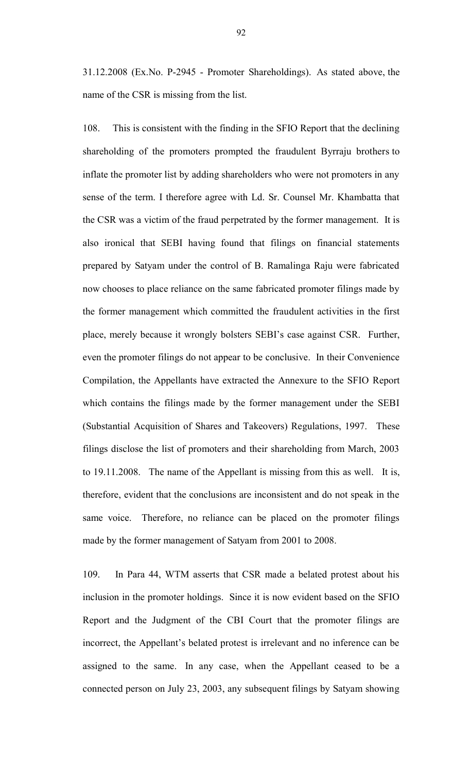31.12.2008 (Ex.No. P-2945 - Promoter Shareholdings). As stated above, the name of the CSR is missing from the list.

108. This is consistent with the finding in the SFIO Report that the declining shareholding of the promoters prompted the fraudulent Byrraju brothers to inflate the promoter list by adding shareholders who were not promoters in any sense of the term. I therefore agree with Ld. Sr. Counsel Mr. Khambatta that the CSR was a victim of the fraud perpetrated by the former management. It is also ironical that SEBI having found that filings on financial statements prepared by Satyam under the control of B. Ramalinga Raju were fabricated now chooses to place reliance on the same fabricated promoter filings made by the former management which committed the fraudulent activities in the first place, merely because it wrongly bolsters SEBI's case against CSR. Further, even the promoter filings do not appear to be conclusive. In their Convenience Compilation, the Appellants have extracted the Annexure to the SFIO Report which contains the filings made by the former management under the SEBI (Substantial Acquisition of Shares and Takeovers) Regulations, 1997. These filings disclose the list of promoters and their shareholding from March, 2003 to 19.11.2008. The name of the Appellant is missing from this as well. It is, therefore, evident that the conclusions are inconsistent and do not speak in the same voice. Therefore, no reliance can be placed on the promoter filings made by the former management of Satyam from 2001 to 2008.

109. In Para 44, WTM asserts that CSR made a belated protest about his inclusion in the promoter holdings. Since it is now evident based on the SFIO Report and the Judgment of the CBI Court that the promoter filings are incorrect, the Appellant's belated protest is irrelevant and no inference can be assigned to the same. In any case, when the Appellant ceased to be a connected person on July 23, 2003, any subsequent filings by Satyam showing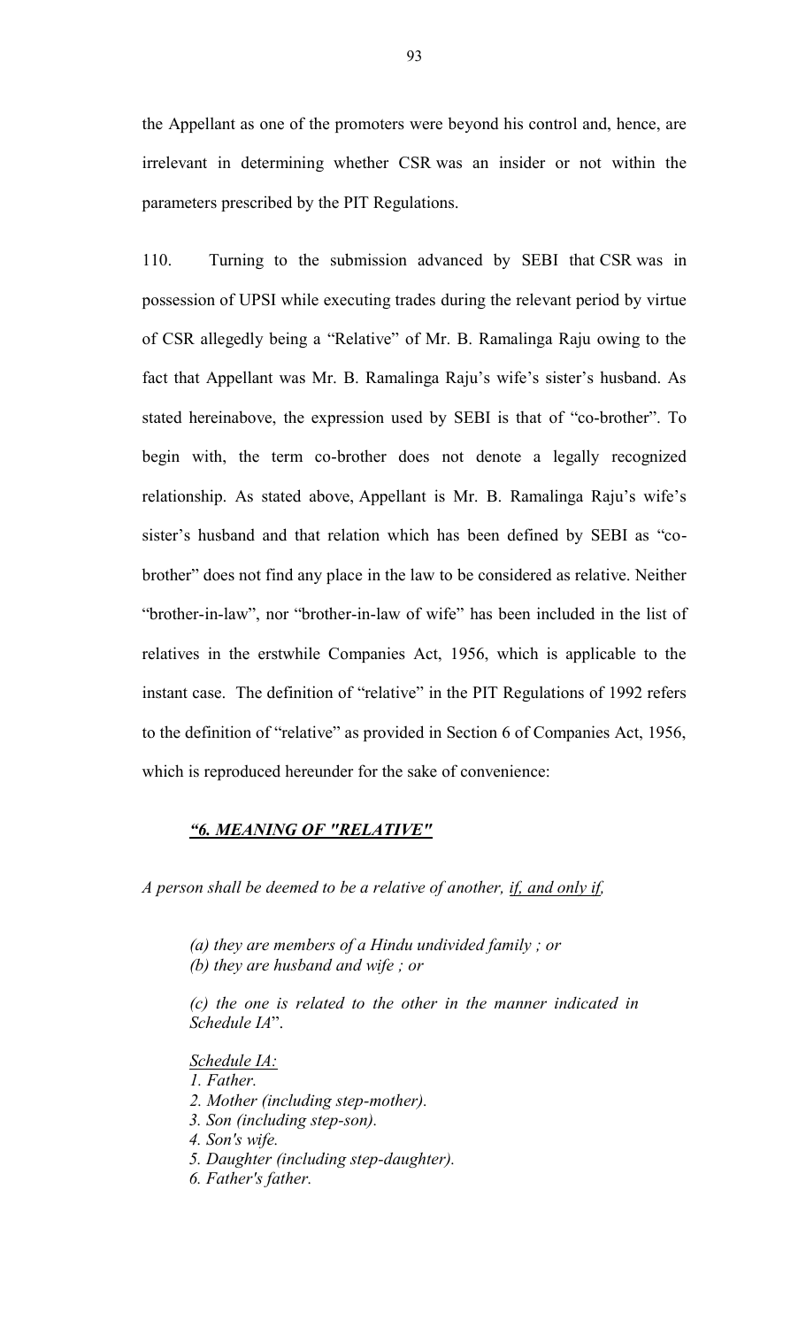the Appellant as one of the promoters were beyond his control and, hence, are irrelevant in determining whether CSR was an insider or not within the parameters prescribed by the PIT Regulations.

110. Turning to the submission advanced by SEBI that CSR was in possession of UPSI while executing trades during the relevant period by virtue of CSR allegedly being a "Relative" of Mr. B. Ramalinga Raju owing to the fact that Appellant was Mr. B. Ramalinga Raju's wife's sister's husband. As stated hereinabove, the expression used by SEBI is that of "co-brother". To begin with, the term co-brother does not denote a legally recognized relationship. As stated above, Appellant is Mr. B. Ramalinga Raju's wife's sister's husband and that relation which has been defined by SEBI as "co-brother" does not find any place in the law to be considered as relative. Neither "brother-in-law", nor "brother-in-law of wife" has been included in the list of relatives in the erstwhile Companies Act, 1956, which is applicable to the instant case. The definition of "relative" in the PIT Regulations of 1992 refers to the definition of "relative" as provided in Section 6 of Companies Act, 1956, which is reproduced hereunder for the sake of convenience:

***"6. MEANING OF "RELATIVE"***

*A person shall be deemed to be a relative of another, if, and only if,*

> *(a) they are members of a Hindu undivided family ; or*
> *(b) they are husband and wife ; or*
>
> *(c) the one is related to the other in the manner indicated in Schedule IA*".
>
> *Schedule IA:*
> *1. Father.*
> *2. Mother (including step-mother).*
> *3. Son (including step-son).*
> *4. Son's wife.*
> *5. Daughter (including step-daughter).*
> *6. Father's father.*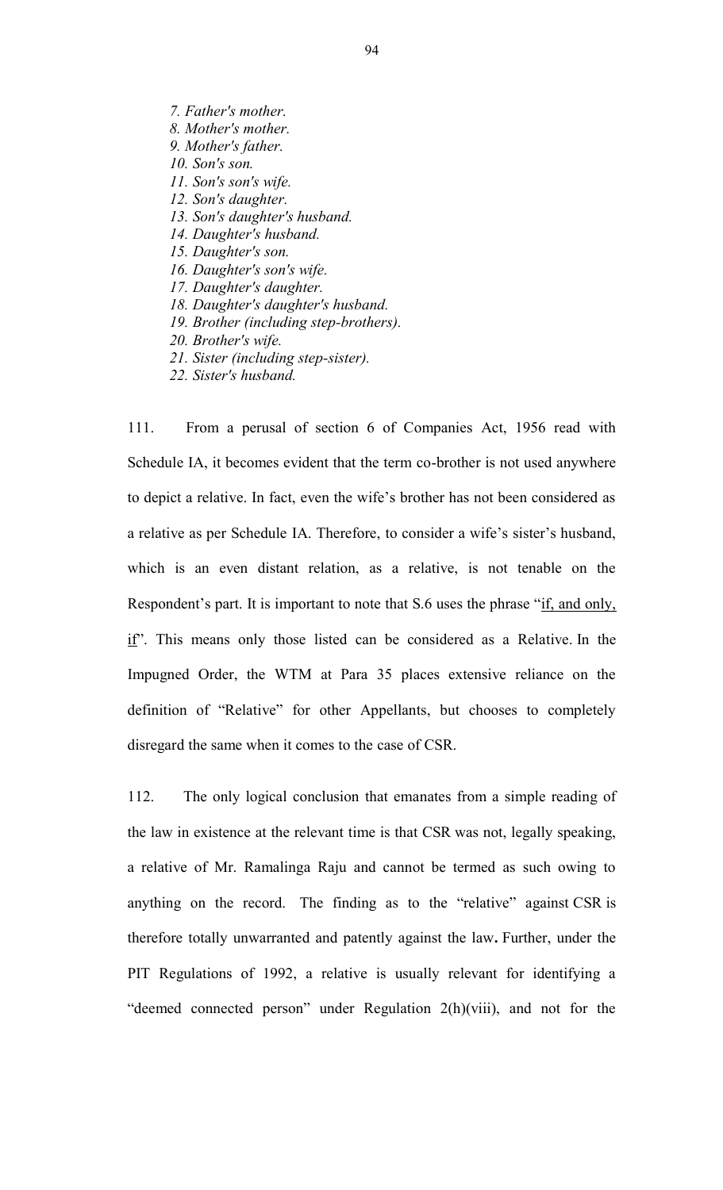*7. Father's mother.*  
*8. Mother's mother.*  
*9. Mother's father.*  
*10. Son's son.*  
*11. Son's son's wife.*  
*12. Son's daughter.*  
*13. Son's daughter's husband.*  
*14. Daughter's husband.*  
*15. Daughter's son.*  
*16. Daughter's son's wife.*  
*17. Daughter's daughter.*  
*18. Daughter's daughter's husband.*  
*19. Brother (including step-brothers).*  
*20. Brother's wife.*  
*21. Sister (including step-sister).*  
*22. Sister's husband.*

111. From a perusal of section 6 of Companies Act, 1956 read with Schedule IA, it becomes evident that the term co-brother is not used anywhere to depict a relative. In fact, even the wife's brother has not been considered as a relative as per Schedule IA. Therefore, to consider a wife's sister's husband, which is an even distant relation, as a relative, is not tenable on the Respondent's part. It is important to note that S.6 uses the phrase "<u>if, and only, if</u>". This means only those listed can be considered as a Relative. In the Impugned Order, the WTM at Para 35 places extensive reliance on the definition of "Relative" for other Appellants, but chooses to completely disregard the same when it comes to the case of CSR.

112. The only logical conclusion that emanates from a simple reading of the law in existence at the relevant time is that CSR was not, legally speaking, a relative of Mr. Ramalinga Raju and cannot be termed as such owing to anything on the record. The finding as to the "relative" against CSR is therefore totally unwarranted and patently against the law**.** Further, under the PIT Regulations of 1992, a relative is usually relevant for identifying a "deemed connected person" under Regulation 2(h)(viii), and not for the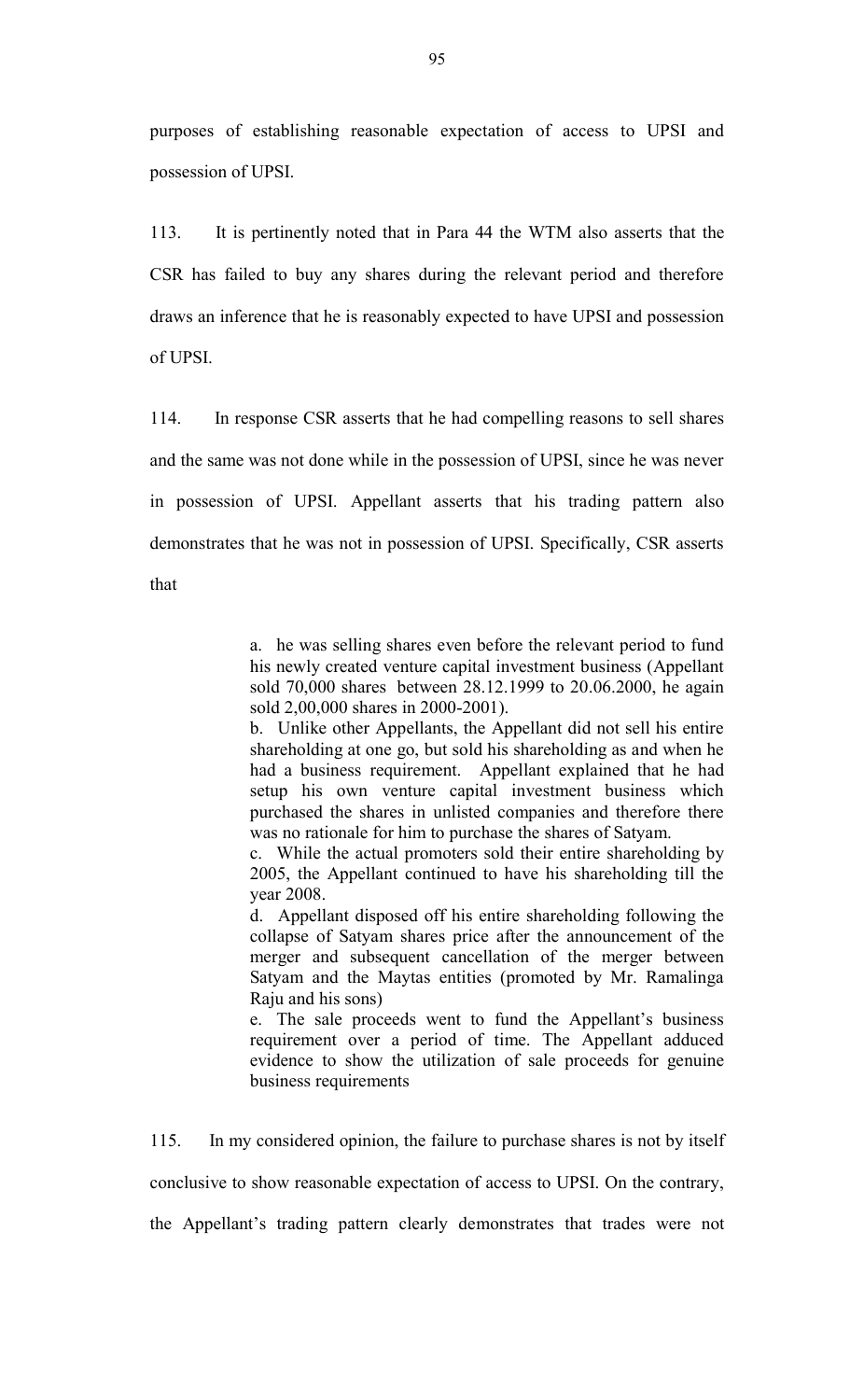purposes of establishing reasonable expectation of access to UPSI and possession of UPSI.

113. It is pertinently noted that in Para 44 the WTM also asserts that the CSR has failed to buy any shares during the relevant period and therefore draws an inference that he is reasonably expected to have UPSI and possession of UPSI.

114. In response CSR asserts that he had compelling reasons to sell shares and the same was not done while in the possession of UPSI, since he was never in possession of UPSI. Appellant asserts that his trading pattern also demonstrates that he was not in possession of UPSI. Specifically, CSR asserts that

> a. he was selling shares even before the relevant period to fund his newly created venture capital investment business (Appellant sold 70,000 shares between 28.12.1999 to 20.06.2000, he again sold 2,00,000 shares in 2000-2001).
>
> b. Unlike other Appellants, the Appellant did not sell his entire shareholding at one go, but sold his shareholding as and when he had a business requirement. Appellant explained that he had setup his own venture capital investment business which purchased the shares in unlisted companies and therefore there was no rationale for him to purchase the shares of Satyam.
>
> c. While the actual promoters sold their entire shareholding by 2005, the Appellant continued to have his shareholding till the year 2008.
>
> d. Appellant disposed off his entire shareholding following the collapse of Satyam shares price after the announcement of the merger and subsequent cancellation of the merger between Satyam and the Maytas entities (promoted by Mr. Ramalinga Raju and his sons)
>
> e. The sale proceeds went to fund the Appellant's business requirement over a period of time. The Appellant adduced evidence to show the utilization of sale proceeds for genuine business requirements

115. In my considered opinion, the failure to purchase shares is not by itself conclusive to show reasonable expectation of access to UPSI. On the contrary, the Appellant's trading pattern clearly demonstrates that trades were not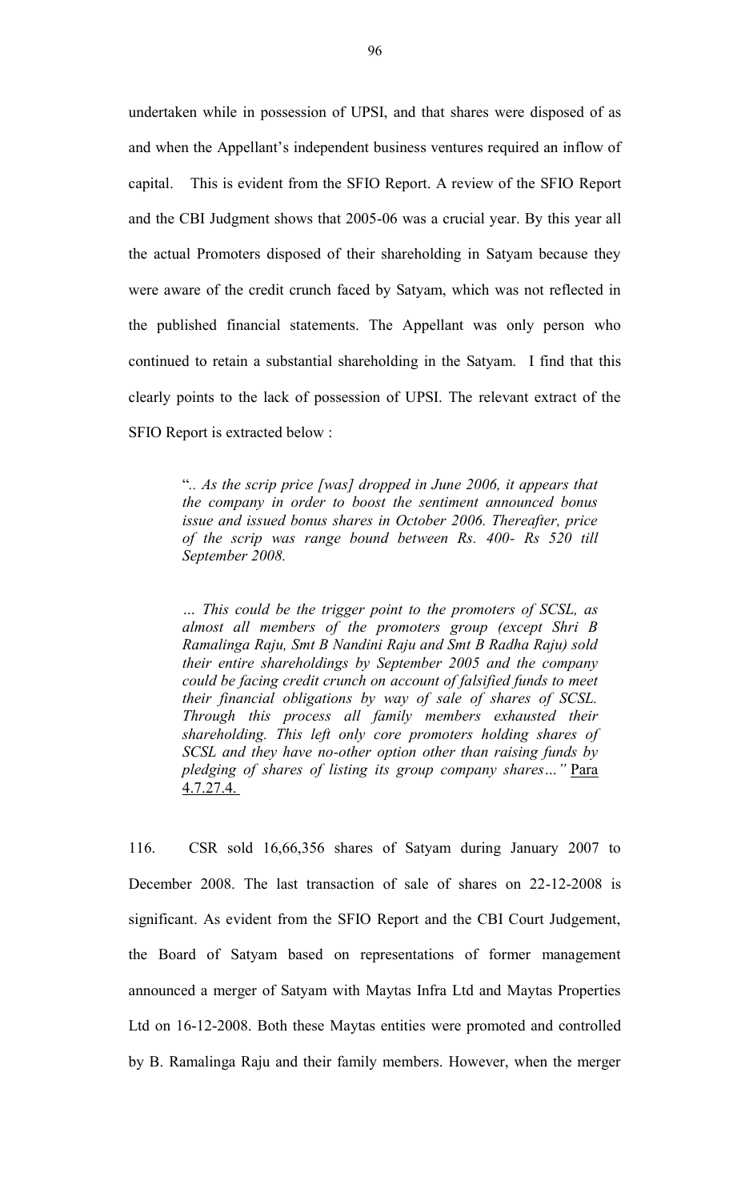undertaken while in possession of UPSI, and that shares were disposed of as and when the Appellant's independent business ventures required an inflow of capital. This is evident from the SFIO Report. A review of the SFIO Report and the CBI Judgment shows that 2005-06 was a crucial year. By this year all the actual Promoters disposed of their shareholding in Satyam because they were aware of the credit crunch faced by Satyam, which was not reflected in the published financial statements. The Appellant was only person who continued to retain a substantial shareholding in the Satyam. I find that this clearly points to the lack of possession of UPSI. The relevant extract of the SFIO Report is extracted below :

> "*.. As the scrip price [was] dropped in June 2006, it appears that the company in order to boost the sentiment announced bonus issue and issued bonus shares in October 2006. Thereafter, price of the scrip was range bound between Rs. 400- Rs 520 till September 2008.*
>
> *… This could be the trigger point to the promoters of SCSL, as almost all members of the promoters group (except Shri B Ramalinga Raju, Smt B Nandini Raju and Smt B Radha Raju) sold their entire shareholdings by September 2005 and the company could be facing credit crunch on account of falsified funds to meet their financial obligations by way of sale of shares of SCSL. Through this process all family members exhausted their shareholding. This left only core promoters holding shares of SCSL and they have no-other option other than raising funds by pledging of shares of listing its group company shares…"* <u>Para 4.7.27.4.</u>

116. CSR sold 16,66,356 shares of Satyam during January 2007 to December 2008. The last transaction of sale of shares on 22-12-2008 is significant. As evident from the SFIO Report and the CBI Court Judgement, the Board of Satyam based on representations of former management announced a merger of Satyam with Maytas Infra Ltd and Maytas Properties Ltd on 16-12-2008. Both these Maytas entities were promoted and controlled by B. Ramalinga Raju and their family members. However, when the merger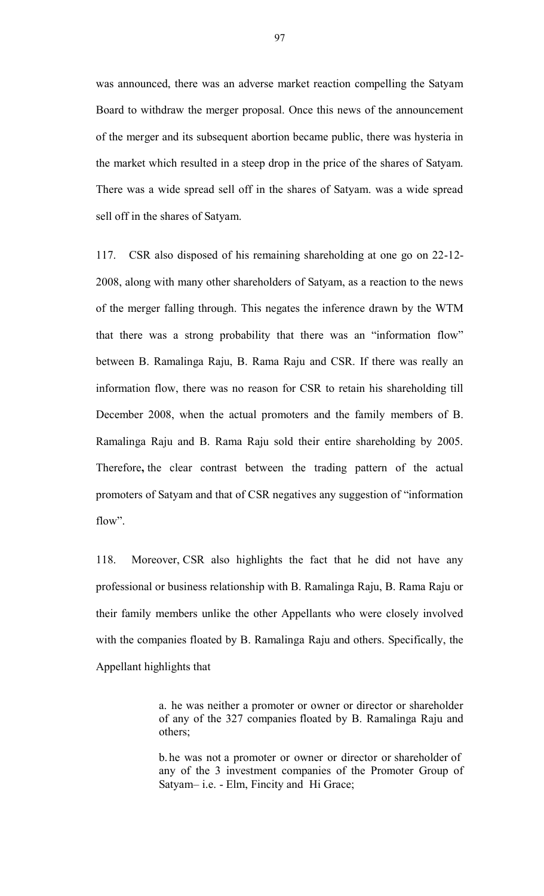was announced, there was an adverse market reaction compelling the Satyam Board to withdraw the merger proposal. Once this news of the announcement of the merger and its subsequent abortion became public, there was hysteria in the market which resulted in a steep drop in the price of the shares of Satyam. There was a wide spread sell off in the shares of Satyam. was a wide spread sell off in the shares of Satyam.

117. CSR also disposed of his remaining shareholding at one go on 22-12-2008, along with many other shareholders of Satyam, as a reaction to the news of the merger falling through. This negates the inference drawn by the WTM that there was a strong probability that there was an "information flow" between B. Ramalinga Raju, B. Rama Raju and CSR. If there was really an information flow, there was no reason for CSR to retain his shareholding till December 2008, when the actual promoters and the family members of B. Ramalinga Raju and B. Rama Raju sold their entire shareholding by 2005. Therefore**,** the clear contrast between the trading pattern of the actual promoters of Satyam and that of CSR negatives any suggestion of "information flow".

118. Moreover, CSR also highlights the fact that he did not have any professional or business relationship with B. Ramalinga Raju, B. Rama Raju or their family members unlike the other Appellants who were closely involved with the companies floated by B. Ramalinga Raju and others. Specifically, the Appellant highlights that

> a. he was neither a promoter or owner or director or shareholder of any of the 327 companies floated by B. Ramalinga Raju and others;
>
> b. he was not a promoter or owner or director or shareholder of any of the 3 investment companies of the Promoter Group of Satyam– i.e. - Elm, Fincity and Hi Grace;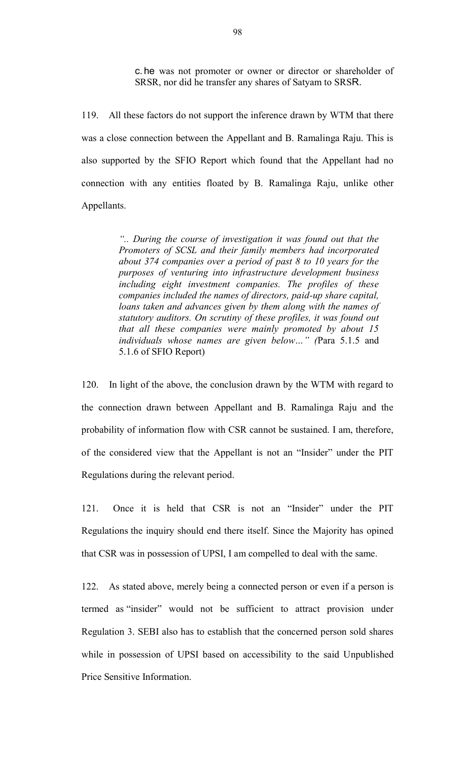c. he was not promoter or owner or director or shareholder of SRSR, nor did he transfer any shares of Satyam to SRSR.

119. All these factors do not support the inference drawn by WTM that there was a close connection between the Appellant and B. Ramalinga Raju. This is also supported by the SFIO Report which found that the Appellant had no connection with any entities floated by B. Ramalinga Raju, unlike other Appellants.

> *".. During the course of investigation it was found out that the Promoters of SCSL and their family members had incorporated about 374 companies over a period of past 8 to 10 years for the purposes of venturing into infrastructure development business including eight investment companies. The profiles of these companies included the names of directors, paid-up share capital, loans taken and advances given by them along with the names of statutory auditors. On scrutiny of these profiles, it was found out that all these companies were mainly promoted by about 15 individuals whose names are given below…" (*Para 5.1.5 and 5.1.6 of SFIO Report)

120. In light of the above, the conclusion drawn by the WTM with regard to the connection drawn between Appellant and B. Ramalinga Raju and the probability of information flow with CSR cannot be sustained. I am, therefore, of the considered view that the Appellant is not an "Insider" under the PIT Regulations during the relevant period.

121. Once it is held that CSR is not an "Insider" under the PIT Regulations the inquiry should end there itself. Since the Majority has opined that CSR was in possession of UPSI, I am compelled to deal with the same.

122. As stated above, merely being a connected person or even if a person is termed as "insider" would not be sufficient to attract provision under Regulation 3. SEBI also has to establish that the concerned person sold shares while in possession of UPSI based on accessibility to the said Unpublished Price Sensitive Information.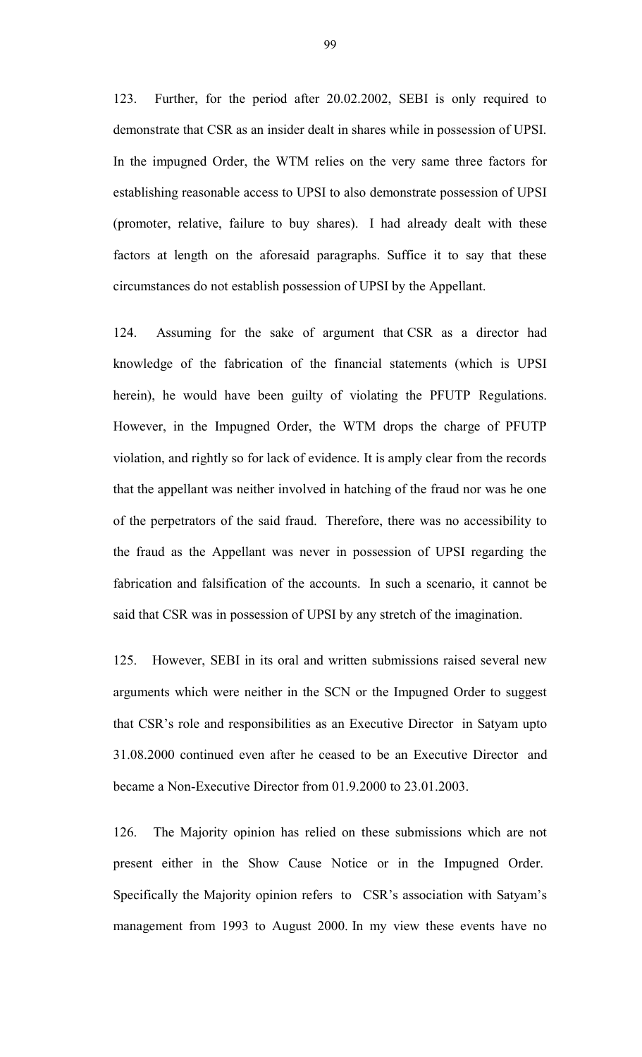123. Further, for the period after 20.02.2002, SEBI is only required to demonstrate that CSR as an insider dealt in shares while in possession of UPSI. In the impugned Order, the WTM relies on the very same three factors for establishing reasonable access to UPSI to also demonstrate possession of UPSI (promoter, relative, failure to buy shares). I had already dealt with these factors at length on the aforesaid paragraphs. Suffice it to say that these circumstances do not establish possession of UPSI by the Appellant.

124. Assuming for the sake of argument that CSR as a director had knowledge of the fabrication of the financial statements (which is UPSI herein), he would have been guilty of violating the PFUTP Regulations. However, in the Impugned Order, the WTM drops the charge of PFUTP violation, and rightly so for lack of evidence. It is amply clear from the records that the appellant was neither involved in hatching of the fraud nor was he one of the perpetrators of the said fraud. Therefore, there was no accessibility to the fraud as the Appellant was never in possession of UPSI regarding the fabrication and falsification of the accounts. In such a scenario, it cannot be said that CSR was in possession of UPSI by any stretch of the imagination.

125. However, SEBI in its oral and written submissions raised several new arguments which were neither in the SCN or the Impugned Order to suggest that CSR's role and responsibilities as an Executive Director in Satyam upto 31.08.2000 continued even after he ceased to be an Executive Director and became a Non-Executive Director from 01.9.2000 to 23.01.2003.

126. The Majority opinion has relied on these submissions which are not present either in the Show Cause Notice or in the Impugned Order. Specifically the Majority opinion refers to CSR's association with Satyam's management from 1993 to August 2000. In my view these events have no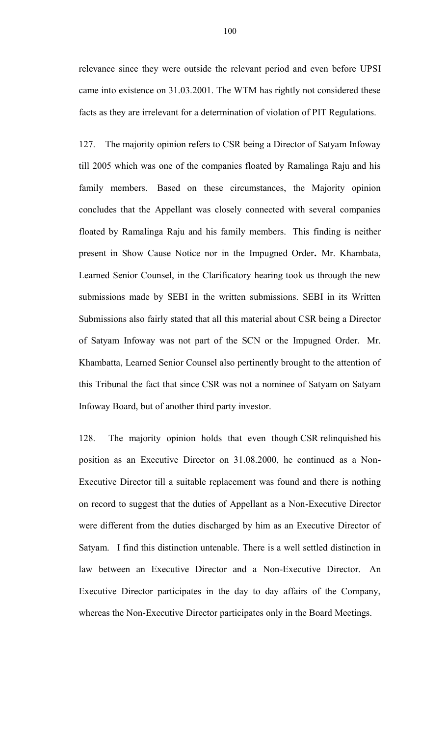relevance since they were outside the relevant period and even before UPSI came into existence on 31.03.2001. The WTM has rightly not considered these facts as they are irrelevant for a determination of violation of PIT Regulations.

127. The majority opinion refers to CSR being a Director of Satyam Infoway till 2005 which was one of the companies floated by Ramalinga Raju and his family members. Based on these circumstances, the Majority opinion concludes that the Appellant was closely connected with several companies floated by Ramalinga Raju and his family members. This finding is neither present in Show Cause Notice nor in the Impugned Order**.** Mr. Khambata, Learned Senior Counsel, in the Clarificatory hearing took us through the new submissions made by SEBI in the written submissions. SEBI in its Written Submissions also fairly stated that all this material about CSR being a Director of Satyam Infoway was not part of the SCN or the Impugned Order. Mr. Khambatta, Learned Senior Counsel also pertinently brought to the attention of this Tribunal the fact that since CSR was not a nominee of Satyam on Satyam Infoway Board, but of another third party investor.

128. The majority opinion holds that even though CSR relinquished his position as an Executive Director on 31.08.2000, he continued as a Non-Executive Director till a suitable replacement was found and there is nothing on record to suggest that the duties of Appellant as a Non-Executive Director were different from the duties discharged by him as an Executive Director of Satyam. I find this distinction untenable. There is a well settled distinction in law between an Executive Director and a Non-Executive Director. An Executive Director participates in the day to day affairs of the Company, whereas the Non-Executive Director participates only in the Board Meetings.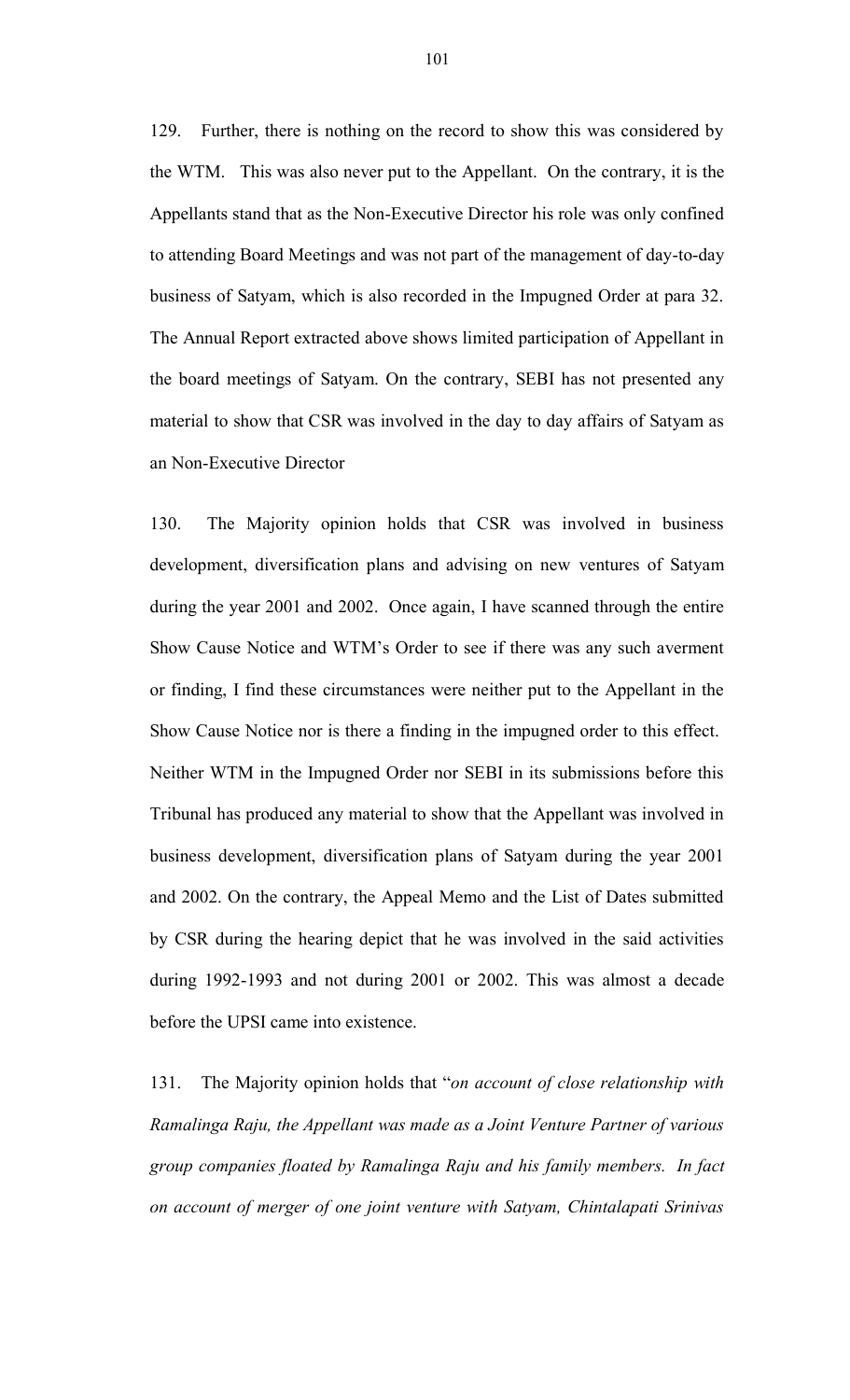129. Further, there is nothing on the record to show this was considered by the WTM. This was also never put to the Appellant. On the contrary, it is the Appellants stand that as the Non-Executive Director his role was only confined to attending Board Meetings and was not part of the management of day-to-day business of Satyam, which is also recorded in the Impugned Order at para 32. The Annual Report extracted above shows limited participation of Appellant in the board meetings of Satyam. On the contrary, SEBI has not presented any material to show that CSR was involved in the day to day affairs of Satyam as an Non-Executive Director

130. The Majority opinion holds that CSR was involved in business development, diversification plans and advising on new ventures of Satyam during the year 2001 and 2002. Once again, I have scanned through the entire Show Cause Notice and WTM's Order to see if there was any such averment or finding, I find these circumstances were neither put to the Appellant in the Show Cause Notice nor is there a finding in the impugned order to this effect. Neither WTM in the Impugned Order nor SEBI in its submissions before this Tribunal has produced any material to show that the Appellant was involved in business development, diversification plans of Satyam during the year 2001 and 2002. On the contrary, the Appeal Memo and the List of Dates submitted by CSR during the hearing depict that he was involved in the said activities during 1992-1993 and not during 2001 or 2002. This was almost a decade before the UPSI came into existence.

131. The Majority opinion holds that "*on account of close relationship with Ramalinga Raju, the Appellant was made as a Joint Venture Partner of various group companies floated by Ramalinga Raju and his family members. In fact on account of merger of one joint venture with Satyam, Chintalapati Srinivas*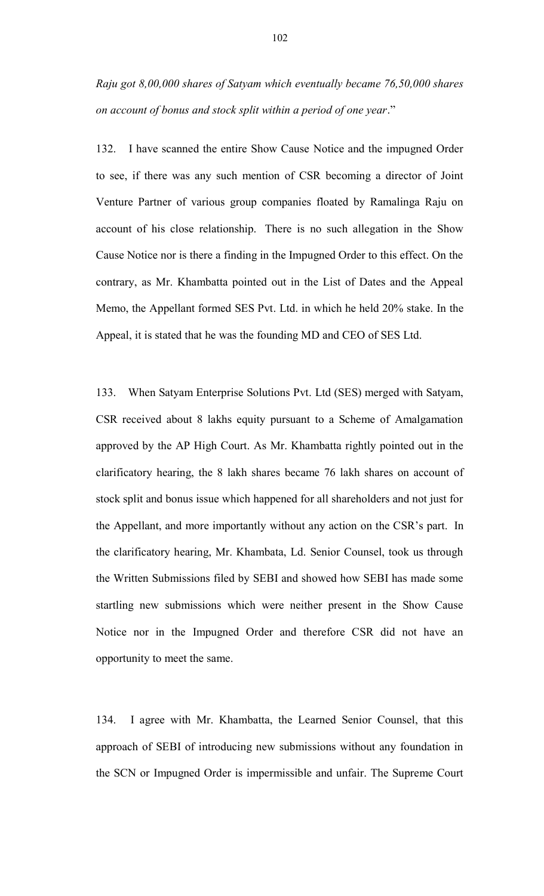*Raju got 8,00,000 shares of Satyam which eventually became 76,50,000 shares on account of bonus and stock split within a period of one year*."

132. I have scanned the entire Show Cause Notice and the impugned Order to see, if there was any such mention of CSR becoming a director of Joint Venture Partner of various group companies floated by Ramalinga Raju on account of his close relationship. There is no such allegation in the Show Cause Notice nor is there a finding in the Impugned Order to this effect. On the contrary, as Mr. Khambatta pointed out in the List of Dates and the Appeal Memo, the Appellant formed SES Pvt. Ltd. in which he held 20% stake. In the Appeal, it is stated that he was the founding MD and CEO of SES Ltd.

133. When Satyam Enterprise Solutions Pvt. Ltd (SES) merged with Satyam, CSR received about 8 lakhs equity pursuant to a Scheme of Amalgamation approved by the AP High Court. As Mr. Khambatta rightly pointed out in the clarificatory hearing, the 8 lakh shares became 76 lakh shares on account of stock split and bonus issue which happened for all shareholders and not just for the Appellant, and more importantly without any action on the CSR's part. In the clarificatory hearing, Mr. Khambata, Ld. Senior Counsel, took us through the Written Submissions filed by SEBI and showed how SEBI has made some startling new submissions which were neither present in the Show Cause Notice nor in the Impugned Order and therefore CSR did not have an opportunity to meet the same.

134. I agree with Mr. Khambatta, the Learned Senior Counsel, that this approach of SEBI of introducing new submissions without any foundation in the SCN or Impugned Order is impermissible and unfair. The Supreme Court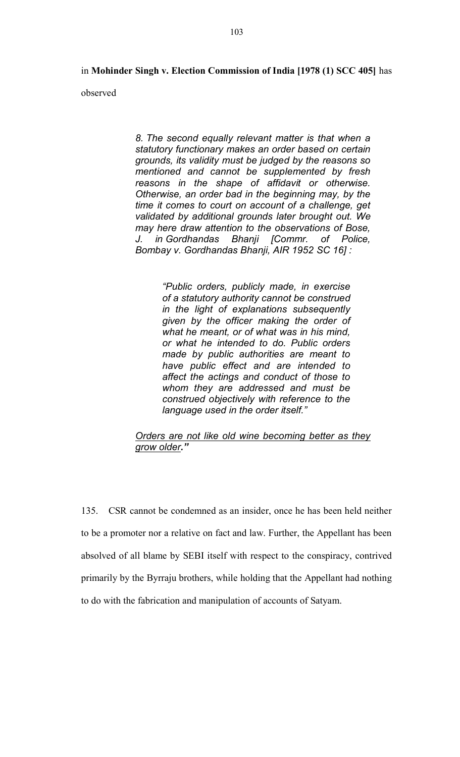in **Mohinder Singh v. Election Commission of India [1978 (1) SCC 405]** has observed

> *8. The second equally relevant matter is that when a statutory functionary makes an order based on certain grounds, its validity must be judged by the reasons so mentioned and cannot be supplemented by fresh reasons in the shape of affidavit or otherwise. Otherwise, an order bad in the beginning may, by the time it comes to court on account of a challenge, get validated by additional grounds later brought out. We may here draw attention to the observations of Bose, J. in Gordhandas Bhanji [Commr. of Police, Bombay v. Gordhandas Bhanji, AIR 1952 SC 16] :*
>
> > *"Public orders, publicly made, in exercise of a statutory authority cannot be construed in the light of explanations subsequently given by the officer making the order of what he meant, or of what was in his mind, or what he intended to do. Public orders made by public authorities are meant to have public effect and are intended to affect the actings and conduct of those to whom they are addressed and must be construed objectively with reference to the language used in the order itself."*
>
> <u>*Orders are not like old wine becoming better as they grow older*</u>***."***

135. CSR cannot be condemned as an insider, once he has been held neither to be a promoter nor a relative on fact and law. Further, the Appellant has been absolved of all blame by SEBI itself with respect to the conspiracy, contrived primarily by the Byrraju brothers, while holding that the Appellant had nothing to do with the fabrication and manipulation of accounts of Satyam.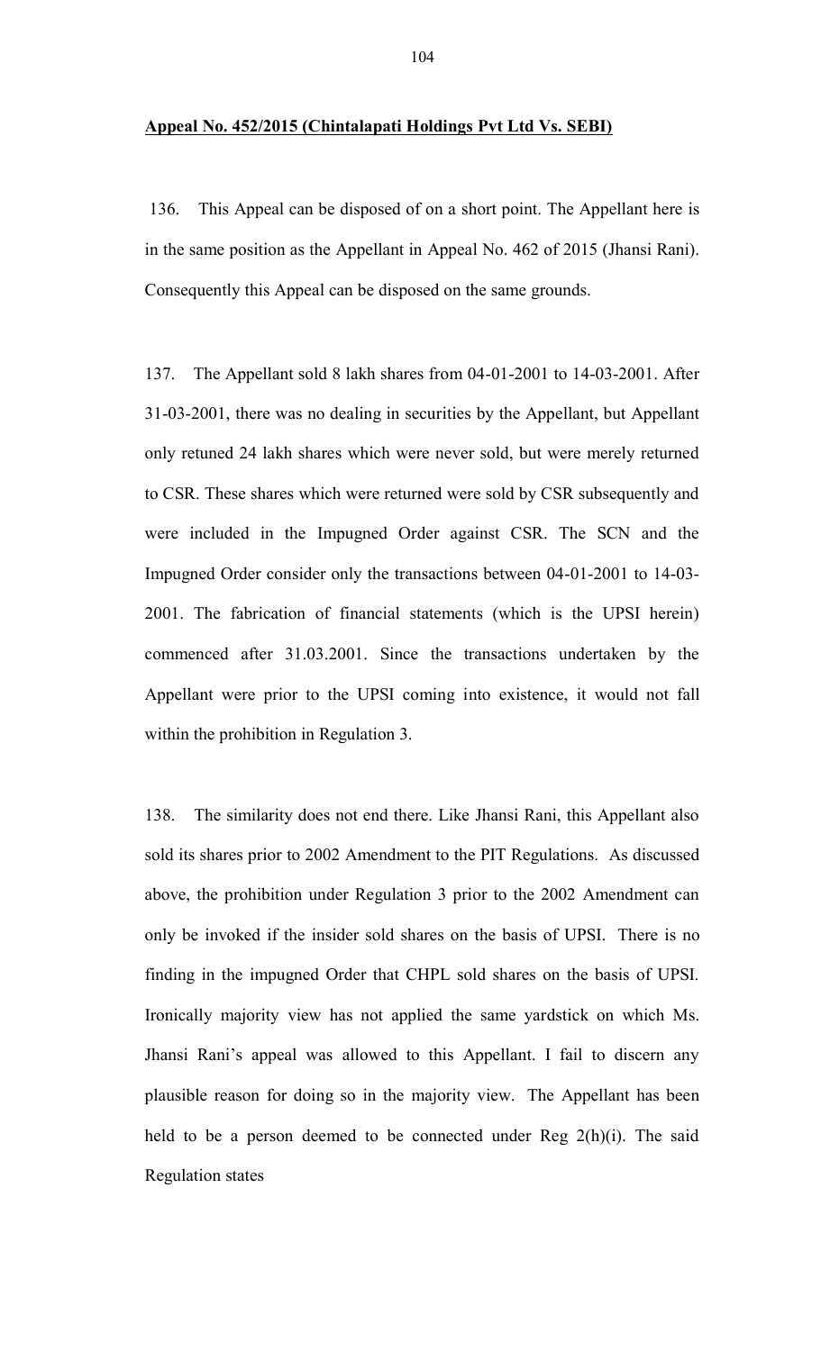**Appeal No. 452/2015 (Chintalapati Holdings Pvt Ltd Vs. SEBI)**

136. This Appeal can be disposed of on a short point. The Appellant here is in the same position as the Appellant in Appeal No. 462 of 2015 (Jhansi Rani). Consequently this Appeal can be disposed on the same grounds.

137. The Appellant sold 8 lakh shares from 04-01-2001 to 14-03-2001. After 31-03-2001, there was no dealing in securities by the Appellant, but Appellant only retuned 24 lakh shares which were never sold, but were merely returned to CSR. These shares which were returned were sold by CSR subsequently and were included in the Impugned Order against CSR. The SCN and the Impugned Order consider only the transactions between 04-01-2001 to 14-03-2001. The fabrication of financial statements (which is the UPSI herein) commenced after 31.03.2001. Since the transactions undertaken by the Appellant were prior to the UPSI coming into existence, it would not fall within the prohibition in Regulation 3.

138. The similarity does not end there. Like Jhansi Rani, this Appellant also sold its shares prior to 2002 Amendment to the PIT Regulations. As discussed above, the prohibition under Regulation 3 prior to the 2002 Amendment can only be invoked if the insider sold shares on the basis of UPSI. There is no finding in the impugned Order that CHPL sold shares on the basis of UPSI. Ironically majority view has not applied the same yardstick on which Ms. Jhansi Rani's appeal was allowed to this Appellant. I fail to discern any plausible reason for doing so in the majority view. The Appellant has been held to be a person deemed to be connected under Reg 2(h)(i). The said Regulation states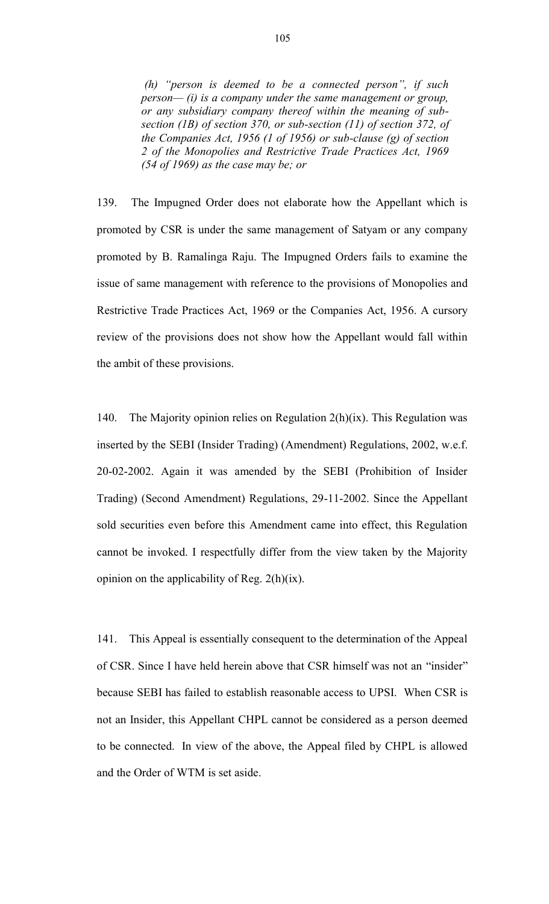*(h) "person is deemed to be a connected person", if such person— (i) is a company under the same management or group, or any subsidiary company thereof within the meaning of sub-section (1B) of section 370, or sub-section (11) of section 372, of the Companies Act, 1956 (1 of 1956) or sub-clause (g) of section 2 of the Monopolies and Restrictive Trade Practices Act, 1969 (54 of 1969) as the case may be; or*

139. The Impugned Order does not elaborate how the Appellant which is promoted by CSR is under the same management of Satyam or any company promoted by B. Ramalinga Raju. The Impugned Orders fails to examine the issue of same management with reference to the provisions of Monopolies and Restrictive Trade Practices Act, 1969 or the Companies Act, 1956. A cursory review of the provisions does not show how the Appellant would fall within the ambit of these provisions.

140. The Majority opinion relies on Regulation 2(h)(ix). This Regulation was inserted by the SEBI (Insider Trading) (Amendment) Regulations, 2002, w.e.f. 20-02-2002. Again it was amended by the SEBI (Prohibition of Insider Trading) (Second Amendment) Regulations, 29-11-2002. Since the Appellant sold securities even before this Amendment came into effect, this Regulation cannot be invoked. I respectfully differ from the view taken by the Majority opinion on the applicability of Reg. 2(h)(ix).

141. This Appeal is essentially consequent to the determination of the Appeal of CSR. Since I have held herein above that CSR himself was not an "insider" because SEBI has failed to establish reasonable access to UPSI. When CSR is not an Insider, this Appellant CHPL cannot be considered as a person deemed to be connected. In view of the above, the Appeal filed by CHPL is allowed and the Order of WTM is set aside.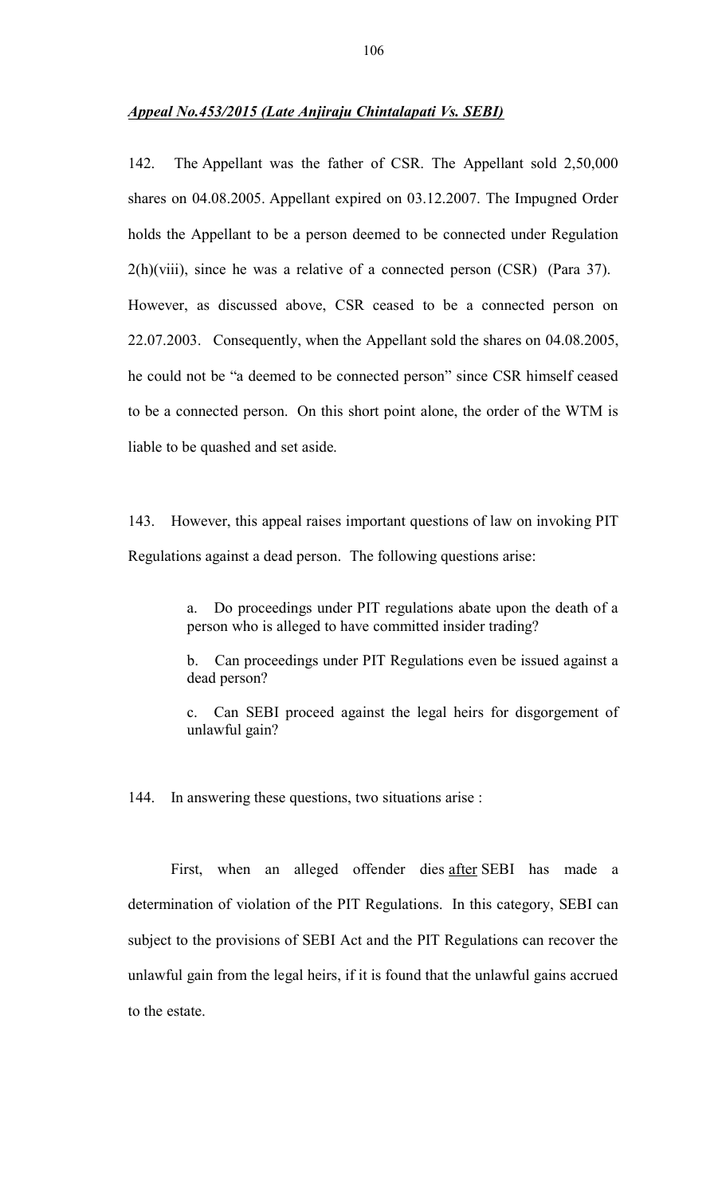***Appeal No.453/2015 (Late Anjiraju Chintalapati Vs. SEBI)***

142. The Appellant was the father of CSR. The Appellant sold 2,50,000 shares on 04.08.2005. Appellant expired on 03.12.2007. The Impugned Order holds the Appellant to be a person deemed to be connected under Regulation 2(h)(viii), since he was a relative of a connected person (CSR) (Para 37). However, as discussed above, CSR ceased to be a connected person on 22.07.2003. Consequently, when the Appellant sold the shares on 04.08.2005, he could not be "a deemed to be connected person" since CSR himself ceased to be a connected person. On this short point alone, the order of the WTM is liable to be quashed and set aside.

143. However, this appeal raises important questions of law on invoking PIT Regulations against a dead person. The following questions arise:

> a. Do proceedings under PIT regulations abate upon the death of a person who is alleged to have committed insider trading?
>
> b. Can proceedings under PIT Regulations even be issued against a dead person?
>
> c. Can SEBI proceed against the legal heirs for disgorgement of unlawful gain?

144. In answering these questions, two situations arise :

First, when an alleged offender dies <u>after</u> SEBI has made a determination of violation of the PIT Regulations. In this category, SEBI can subject to the provisions of SEBI Act and the PIT Regulations can recover the unlawful gain from the legal heirs, if it is found that the unlawful gains accrued to the estate.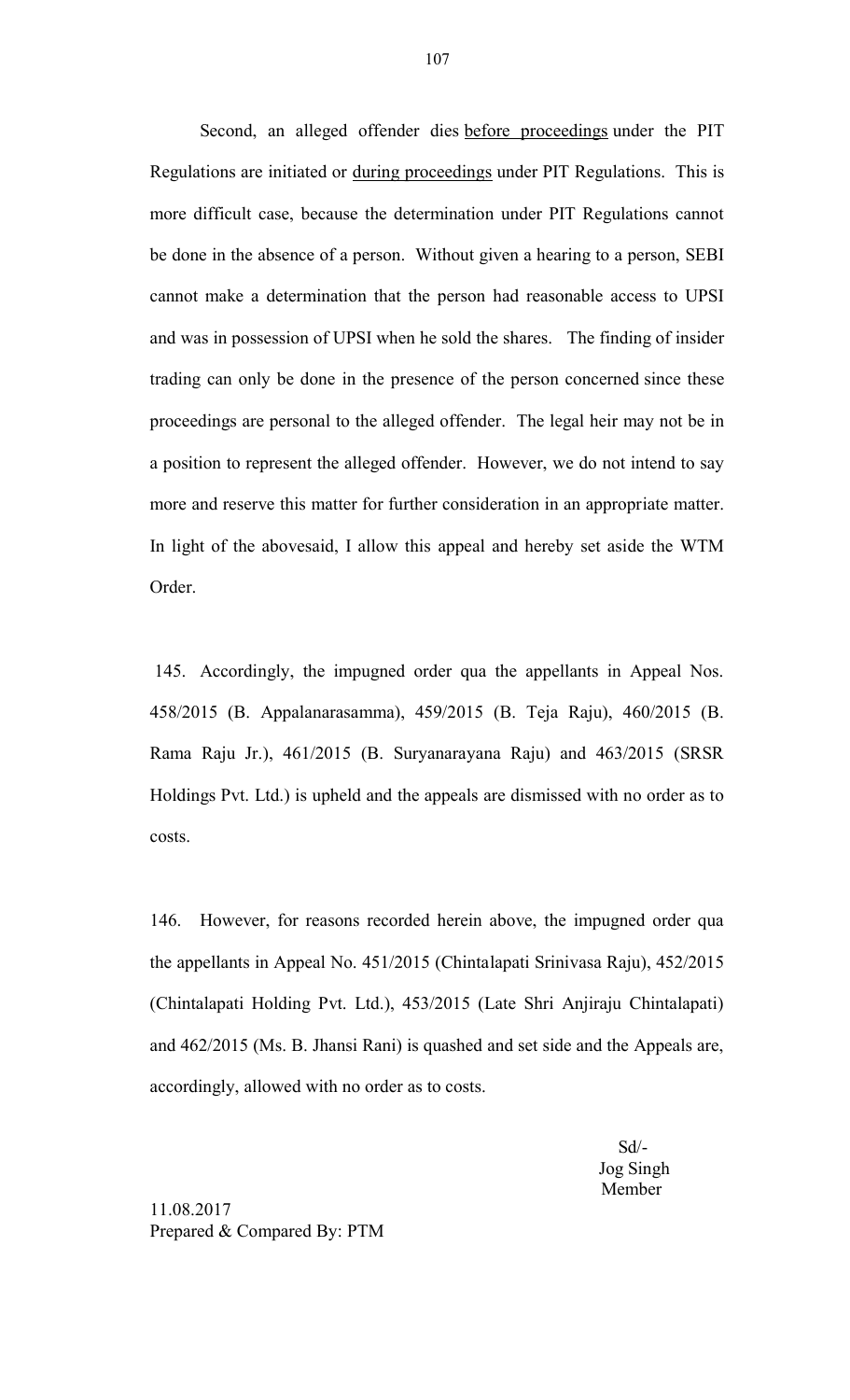Second, an alleged offender dies <u>before proceedings</u> under the PIT Regulations are initiated or <u>during proceedings</u> under PIT Regulations. This is more difficult case, because the determination under PIT Regulations cannot be done in the absence of a person. Without given a hearing to a person, SEBI cannot make a determination that the person had reasonable access to UPSI and was in possession of UPSI when he sold the shares. The finding of insider trading can only be done in the presence of the person concerned since these proceedings are personal to the alleged offender. The legal heir may not be in a position to represent the alleged offender. However, we do not intend to say more and reserve this matter for further consideration in an appropriate matter. In light of the abovesaid, I allow this appeal and hereby set aside the WTM Order.

145. Accordingly, the impugned order qua the appellants in Appeal Nos. 458/2015 (B. Appalanarasamma), 459/2015 (B. Teja Raju), 460/2015 (B. Rama Raju Jr.), 461/2015 (B. Suryanarayana Raju) and 463/2015 (SRSR Holdings Pvt. Ltd.) is upheld and the appeals are dismissed with no order as to costs.

146. However, for reasons recorded herein above, the impugned order qua the appellants in Appeal No. 451/2015 (Chintalapati Srinivasa Raju), 452/2015 (Chintalapati Holding Pvt. Ltd.), 453/2015 (Late Shri Anjiraju Chintalapati) and 462/2015 (Ms. B. Jhansi Rani) is quashed and set side and the Appeals are, accordingly, allowed with no order as to costs.

Sd/-
Jog Singh
Member

11.08.2017
Prepared & Compared By: PTM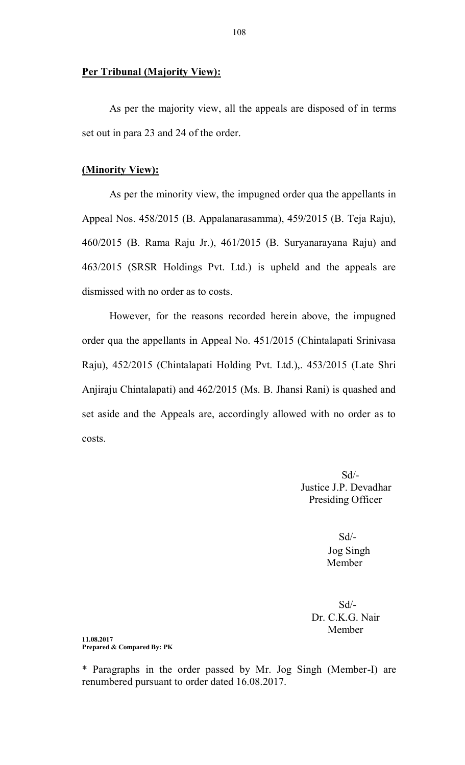**Per Tribunal (Majority View):**

As per the majority view, all the appeals are disposed of in terms set out in para 23 and 24 of the order.

**(Minority View):**

As per the minority view, the impugned order qua the appellants in Appeal Nos. 458/2015 (B. Appalanarasamma), 459/2015 (B. Teja Raju), 460/2015 (B. Rama Raju Jr.), 461/2015 (B. Suryanarayana Raju) and 463/2015 (SRSR Holdings Pvt. Ltd.) is upheld and the appeals are dismissed with no order as to costs.

However, for the reasons recorded herein above, the impugned order qua the appellants in Appeal No. 451/2015 (Chintalapati Srinivasa Raju), 452/2015 (Chintalapati Holding Pvt. Ltd.),. 453/2015 (Late Shri Anjiraju Chintalapati) and 462/2015 (Ms. B. Jhansi Rani) is quashed and set aside and the Appeals are, accordingly allowed with no order as to costs.

Sd/-
Justice J.P. Devadhar
Presiding Officer

Sd/-
Jog Singh
Member

Sd/-
Dr. C.K.G. Nair
Member

**11.08.2017**
**Prepared & Compared By: PK**

* Paragraphs in the order passed by Mr. Jog Singh (Member-I) are renumbered pursuant to order dated 16.08.2017.